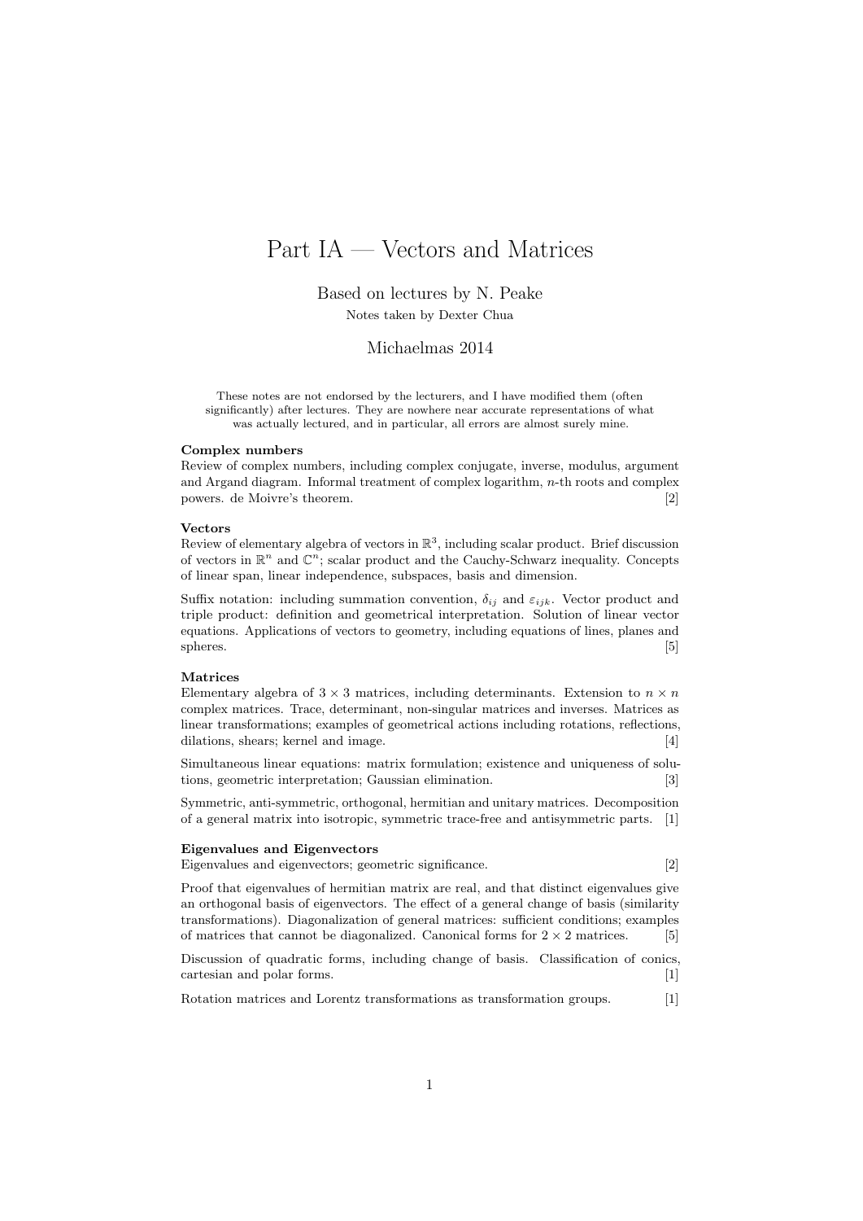# Part IA — Vectors and Matrices

Based on lectures by N. Peake

Notes taken by Dexter Chua

Michaelmas 2014

These notes are not endorsed by the lecturers, and I have modified them (often significantly) after lectures. They are nowhere near accurate representations of what was actually lectured, and in particular, all errors are almost surely mine.

**Complex numbers**

Review of complex numbers, including complex conjugate, inverse, modulus, argument and Argand diagram. Informal treatment of complex logarithm, $n$-th roots and complex powers. de Moivre's theorem. [2]

**Vectors**

Review of elementary algebra of vectors in $\mathbb{R}^3$, including scalar product. Brief discussion of vectors in $\mathbb{R}^n$ and $\mathbb{C}^n$; scalar product and the Cauchy-Schwarz inequality. Concepts of linear span, linear independence, subspaces, basis and dimension.

Suffix notation: including summation convention, $\delta_{ij}$ and $\varepsilon_{ijk}$. Vector product and triple product: definition and geometrical interpretation. Solution of linear vector equations. Applications of vectors to geometry, including equations of lines, planes and spheres. [5]

**Matrices**

Elementary algebra of $3 \times 3$ matrices, including determinants. Extension to $n \times n$ complex matrices. Trace, determinant, non-singular matrices and inverses. Matrices as linear transformations; examples of geometrical actions including rotations, reflections, dilations, shears; kernel and image. [4]

Simultaneous linear equations: matrix formulation; existence and uniqueness of solutions, geometric interpretation; Gaussian elimination. [3]

Symmetric, anti-symmetric, orthogonal, hermitian and unitary matrices. Decomposition of a general matrix into isotropic, symmetric trace-free and antisymmetric parts. [1]

**Eigenvalues and Eigenvectors**

Eigenvalues and eigenvectors; geometric significance. [2]

Proof that eigenvalues of hermitian matrix are real, and that distinct eigenvalues give an orthogonal basis of eigenvectors. The effect of a general change of basis (similarity transformations). Diagonalization of general matrices: sufficient conditions; examples of matrices that cannot be diagonalized. Canonical forms for $2 \times 2$ matrices. [5]

Discussion of quadratic forms, including change of basis. Classification of conics, cartesian and polar forms. [1]

Rotation matrices and Lorentz transformations as transformation groups. [1]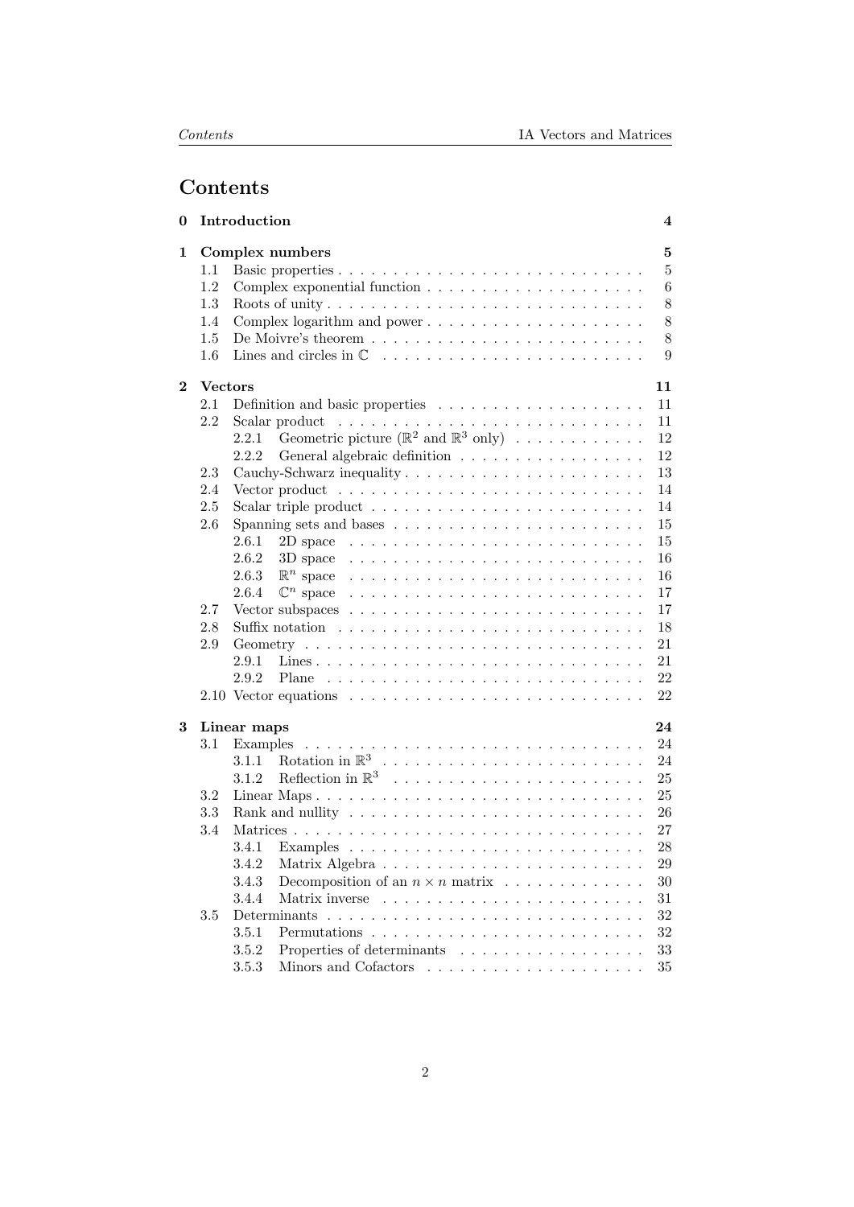# Contents

**0 Introduction** 4

**1 Complex numbers** 5
- 1.1 Basic properties 5
- 1.2 Complex exponential function 6
- 1.3 Roots of unity 8
- 1.4 Complex logarithm and power 8
- 1.5 De Moivre's theorem 8
- 1.6 Lines and circles in $\mathbb{C}$ 9

**2 Vectors** 11
- 2.1 Definition and basic properties 11
- 2.2 Scalar product 11
  - 2.2.1 Geometric picture ($\mathbb{R}^2$ and $\mathbb{R}^3$ only) 12
  - 2.2.2 General algebraic definition 12
- 2.3 Cauchy-Schwarz inequality 13
- 2.4 Vector product 14
- 2.5 Scalar triple product 14
- 2.6 Spanning sets and bases 15
  - 2.6.1 2D space 15
  - 2.6.2 3D space 16
  - 2.6.3 $\mathbb{R}^n$ space 16
  - 2.6.4 $\mathbb{C}^n$ space 17
- 2.7 Vector subspaces 17
- 2.8 Suffix notation 18
- 2.9 Geometry 21
  - 2.9.1 Lines 21
  - 2.9.2 Plane 22
- 2.10 Vector equations 22

**3 Linear maps** 24
- 3.1 Examples 24
  - 3.1.1 Rotation in $\mathbb{R}^3$ 24
  - 3.1.2 Reflection in $\mathbb{R}^3$ 25
- 3.2 Linear Maps 25
- 3.3 Rank and nullity 26
- 3.4 Matrices 27
  - 3.4.1 Examples 28
  - 3.4.2 Matrix Algebra 29
  - 3.4.3 Decomposition of an $n \times n$ matrix 30
  - 3.4.4 Matrix inverse 31
- 3.5 Determinants 32
  - 3.5.1 Permutations 32
  - 3.5.2 Properties of determinants 33
  - 3.5.3 Minors and Cofactors 35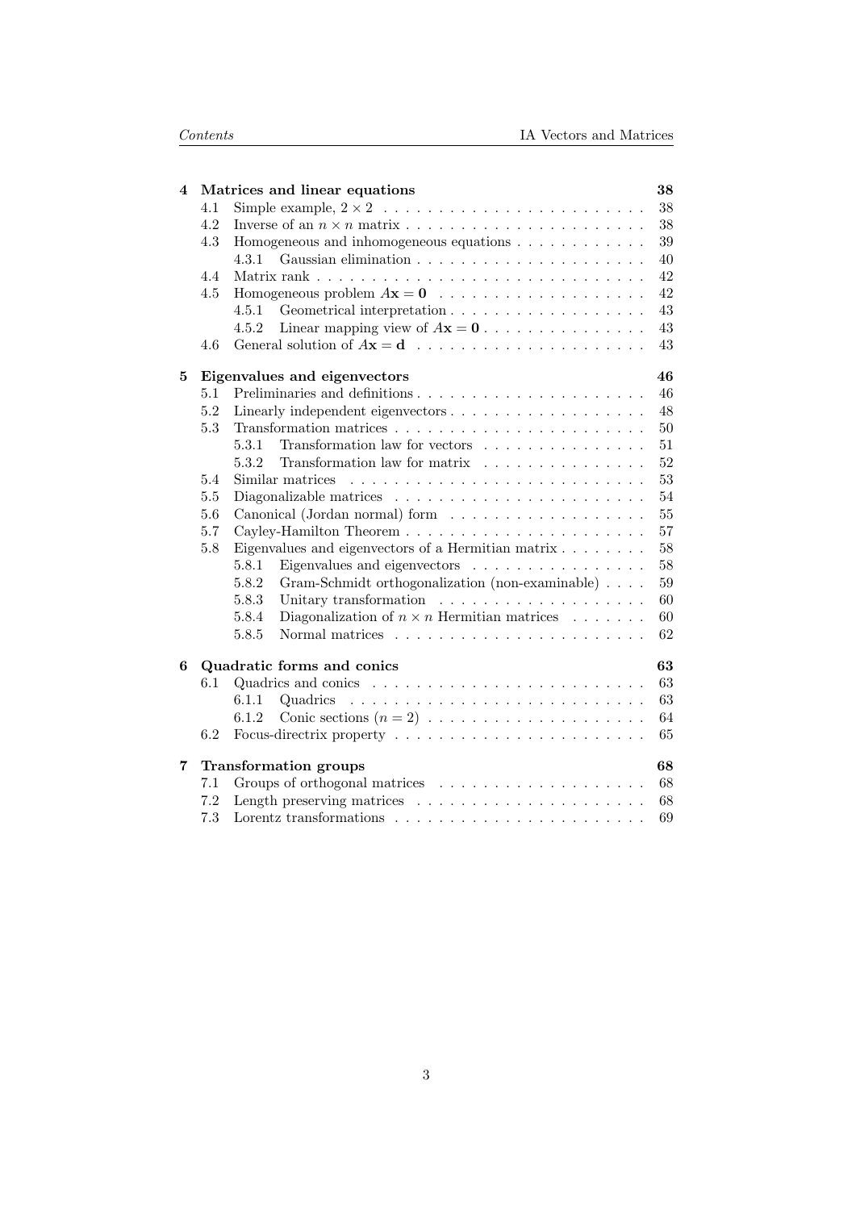**4 Matrices and linear equations** — **38**

- 4.1 Simple example, $2 \times 2$ — 38
- 4.2 Inverse of an $n \times n$ matrix — 38
- 4.3 Homogeneous and inhomogeneous equations — 39
  - 4.3.1 Gaussian elimination — 40
- 4.4 Matrix rank — 42
- 4.5 Homogeneous problem $A\mathbf{x} = \mathbf{0}$ — 42
  - 4.5.1 Geometrical interpretation — 43
  - 4.5.2 Linear mapping view of $A\mathbf{x} = \mathbf{0}$ — 43
- 4.6 General solution of $A\mathbf{x} = \mathbf{d}$ — 43

**5 Eigenvalues and eigenvectors** — **46**

- 5.1 Preliminaries and definitions — 46
- 5.2 Linearly independent eigenvectors — 48
- 5.3 Transformation matrices — 50
  - 5.3.1 Transformation law for vectors — 51
  - 5.3.2 Transformation law for matrix — 52
- 5.4 Similar matrices — 53
- 5.5 Diagonalizable matrices — 54
- 5.6 Canonical (Jordan normal) form — 55
- 5.7 Cayley-Hamilton Theorem — 57
- 5.8 Eigenvalues and eigenvectors of a Hermitian matrix — 58
  - 5.8.1 Eigenvalues and eigenvectors — 58
  - 5.8.2 Gram-Schmidt orthogonalization (non-examinable) — 59
  - 5.8.3 Unitary transformation — 60
  - 5.8.4 Diagonalization of $n \times n$ Hermitian matrices — 60
  - 5.8.5 Normal matrices — 62

**6 Quadratic forms and conics** — **63**

- 6.1 Quadrics and conics — 63
  - 6.1.1 Quadrics — 63
  - 6.1.2 Conic sections ($n = 2$) — 64
- 6.2 Focus-directrix property — 65

**7 Transformation groups** — **68**

- 7.1 Groups of orthogonal matrices — 68
- 7.2 Length preserving matrices — 68
- 7.3 Lorentz transformations — 69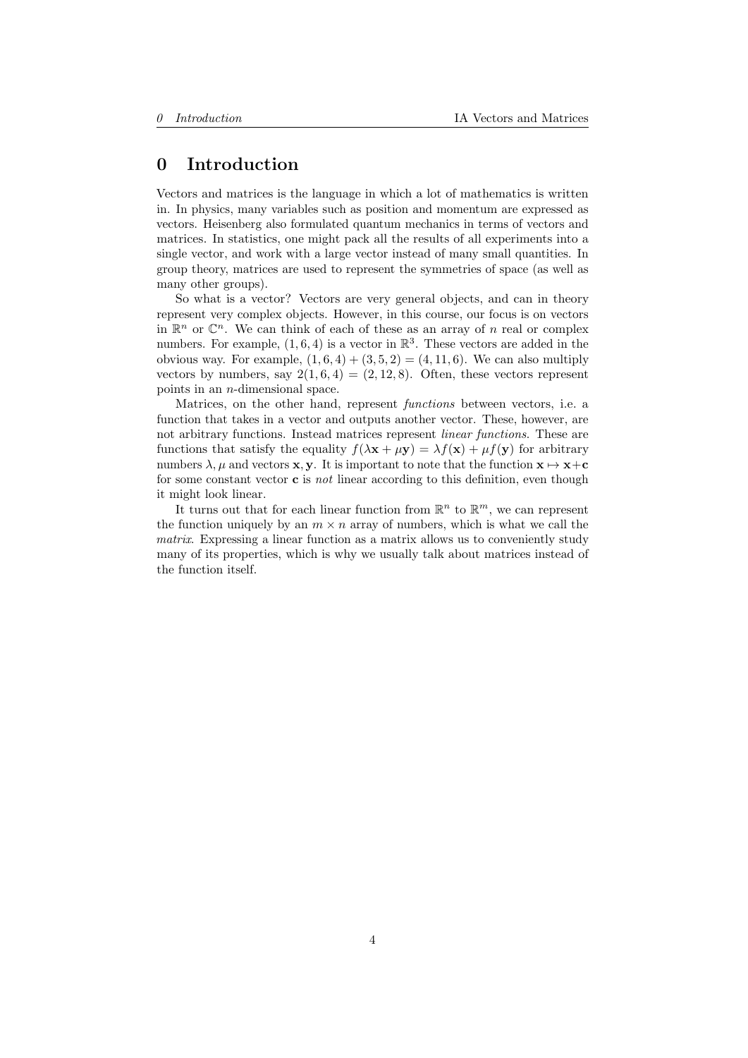# 0 Introduction

Vectors and matrices is the language in which a lot of mathematics is written in. In physics, many variables such as position and momentum are expressed as vectors. Heisenberg also formulated quantum mechanics in terms of vectors and matrices. In statistics, one might pack all the results of all experiments into a single vector, and work with a large vector instead of many small quantities. In group theory, matrices are used to represent the symmetries of space (as well as many other groups).

So what is a vector? Vectors are very general objects, and can in theory represent very complex objects. However, in this course, our focus is on vectors in $\mathbb{R}^n$ or $\mathbb{C}^n$. We can think of each of these as an array of $n$ real or complex numbers. For example, $(1, 6, 4)$ is a vector in $\mathbb{R}^3$. These vectors are added in the obvious way. For example, $(1, 6, 4) + (3, 5, 2) = (4, 11, 6)$. We can also multiply vectors by numbers, say $2(1, 6, 4) = (2, 12, 8)$. Often, these vectors represent points in an $n$-dimensional space.

Matrices, on the other hand, represent *functions* between vectors, i.e. a function that takes in a vector and outputs another vector. These, however, are not arbitrary functions. Instead matrices represent *linear functions*. These are functions that satisfy the equality $f(\lambda\mathbf{x} + \mu\mathbf{y}) = \lambda f(\mathbf{x}) + \mu f(\mathbf{y})$ for arbitrary numbers $\lambda, \mu$ and vectors $\mathbf{x}, \mathbf{y}$. It is important to note that the function $\mathbf{x} \mapsto \mathbf{x} + \mathbf{c}$ for some constant vector $\mathbf{c}$ is *not* linear according to this definition, even though it might look linear.

It turns out that for each linear function from $\mathbb{R}^n$ to $\mathbb{R}^m$, we can represent the function uniquely by an $m \times n$ array of numbers, which is what we call the *matrix*. Expressing a linear function as a matrix allows us to conveniently study many of its properties, which is why we usually talk about matrices instead of the function itself.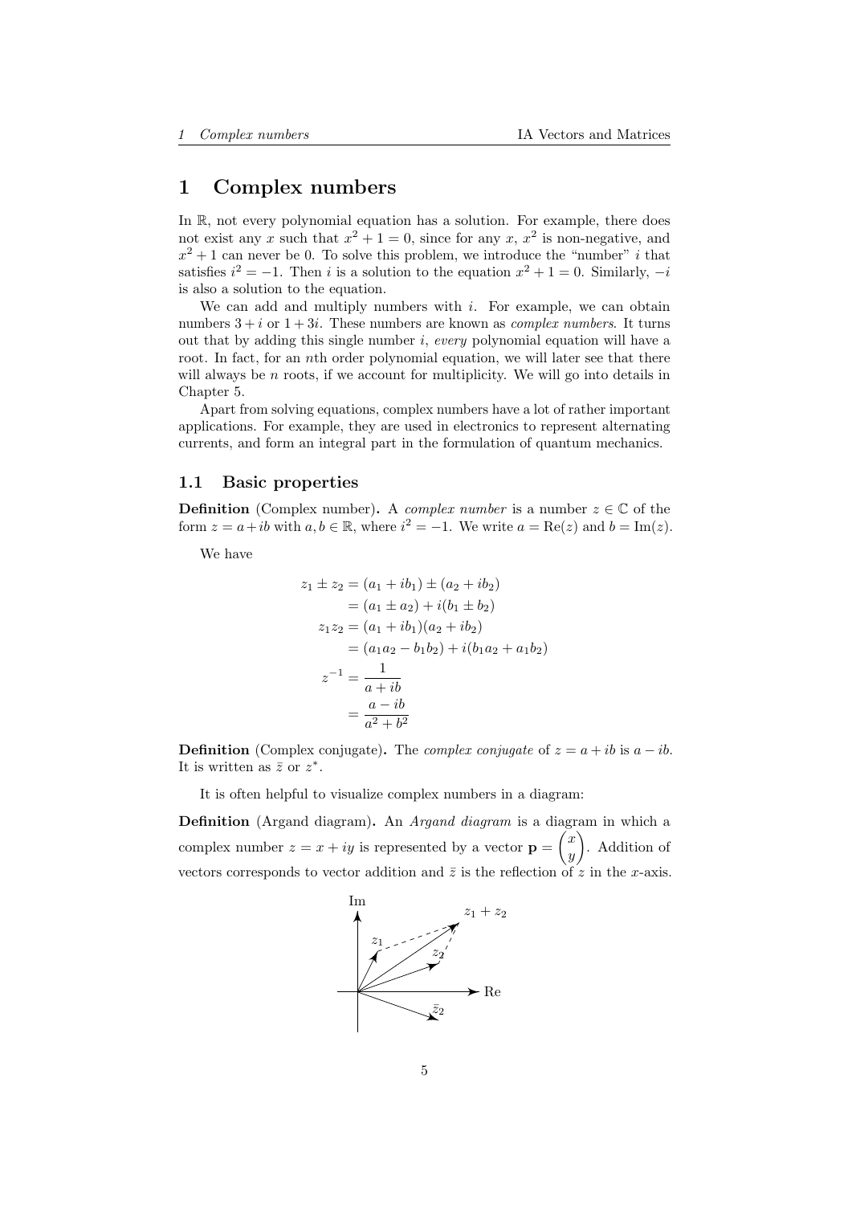# 1 Complex numbers

In $\mathbb{R}$, not every polynomial equation has a solution. For example, there does not exist any $x$ such that $x^2 + 1 = 0$, since for any $x$, $x^2$ is non-negative, and $x^2 + 1$ can never be 0. To solve this problem, we introduce the "number" $i$ that satisfies $i^2 = -1$. Then $i$ is a solution to the equation $x^2 + 1 = 0$. Similarly, $-i$ is also a solution to the equation.

We can add and multiply numbers with $i$. For example, we can obtain numbers $3 + i$ or $1 + 3i$. These numbers are known as *complex numbers*. It turns out that by adding this single number $i$, *every* polynomial equation will have a root. In fact, for an $n$th order polynomial equation, we will later see that there will always be $n$ roots, if we account for multiplicity. We will go into details in Chapter 5.

Apart from solving equations, complex numbers have a lot of rather important applications. For example, they are used in electronics to represent alternating currents, and form an integral part in the formulation of quantum mechanics.

## 1.1 Basic properties

**Definition** (Complex number)**.** A *complex number* is a number $z \in \mathbb{C}$ of the form $z = a + ib$ with $a, b \in \mathbb{R}$, where $i^2 = -1$. We write $a = \mathrm{Re}(z)$ and $b = \mathrm{Im}(z)$.

We have

$$
\begin{aligned}
z_1 \pm z_2 &= (a_1 + ib_1) \pm (a_2 + ib_2) \\
&= (a_1 \pm a_2) + i(b_1 \pm b_2) \\
z_1 z_2 &= (a_1 + ib_1)(a_2 + ib_2) \\
&= (a_1 a_2 - b_1 b_2) + i(b_1 a_2 + a_1 b_2) \\
z^{-1} &= \frac{1}{a + ib} \\
&= \frac{a - ib}{a^2 + b^2}
\end{aligned}
$$

**Definition** (Complex conjugate)**.** The *complex conjugate* of $z = a + ib$ is $a - ib$. It is written as $\bar{z}$ or $z^*$.

It is often helpful to visualize complex numbers in a diagram:

**Definition** (Argand diagram)**.** An *Argand diagram* is a diagram in which a complex number $z = x + iy$ is represented by a vector $\mathbf{p} = \begin{pmatrix} x \\ y \end{pmatrix}$. Addition of vectors corresponds to vector addition and $\bar{z}$ is the reflection of $z$ in the $x$-axis.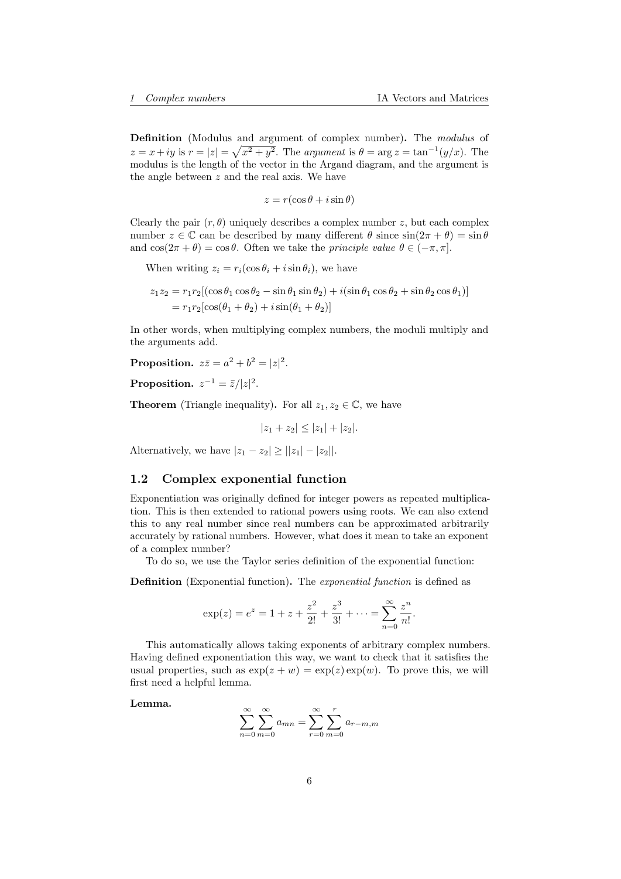**Definition** (Modulus and argument of complex number)**.** The *modulus* of $z = x + iy$ is $r = |z| = \sqrt{x^2 + y^2}$. The *argument* is $\theta = \arg z = \tan^{-1}(y/x)$. The modulus is the length of the vector in the Argand diagram, and the argument is the angle between $z$ and the real axis. We have

$$z = r(\cos\theta + i\sin\theta)$$

Clearly the pair $(r, \theta)$ uniquely describes a complex number $z$, but each complex number $z \in \mathbb{C}$ can be described by many different $\theta$ since $\sin(2\pi + \theta) = \sin\theta$ and $\cos(2\pi + \theta) = \cos\theta$. Often we take the *principle value* $\theta \in (-\pi, \pi]$.

When writing $z_i = r_i(\cos\theta_i + i\sin\theta_i)$, we have

$$\begin{aligned} z_1 z_2 &= r_1 r_2[(\cos\theta_1\cos\theta_2 - \sin\theta_1\sin\theta_2) + i(\sin\theta_1\cos\theta_2 + \sin\theta_2\cos\theta_1)] \\ &= r_1 r_2[\cos(\theta_1 + \theta_2) + i\sin(\theta_1 + \theta_2)] \end{aligned}$$

In other words, when multiplying complex numbers, the moduli multiply and the arguments add.

**Proposition.** $z\bar{z} = a^2 + b^2 = |z|^2$.

**Proposition.** $z^{-1} = \bar{z}/|z|^2$.

**Theorem** (Triangle inequality)**.** For all $z_1, z_2 \in \mathbb{C}$, we have

$$|z_1 + z_2| \leq |z_1| + |z_2|.$$

Alternatively, we have $|z_1 - z_2| \geq ||z_1| - |z_2||$.

## 1.2 Complex exponential function

Exponentiation was originally defined for integer powers as repeated multiplication. This is then extended to rational powers using roots. We can also extend this to any real number since real numbers can be approximated arbitrarily accurately by rational numbers. However, what does it mean to take an exponent of a complex number?

To do so, we use the Taylor series definition of the exponential function:

**Definition** (Exponential function)**.** The *exponential function* is defined as

$$\exp(z) = e^z = 1 + z + \frac{z^2}{2!} + \frac{z^3}{3!} + \cdots = \sum_{n=0}^{\infty} \frac{z^n}{n!}.$$

This automatically allows taking exponents of arbitrary complex numbers. Having defined exponentiation this way, we want to check that it satisfies the usual properties, such as $\exp(z + w) = \exp(z)\exp(w)$. To prove this, we will first need a helpful lemma.

**Lemma.**

$$\sum_{n=0}^{\infty}\sum_{m=0}^{\infty} a_{mn} = \sum_{r=0}^{\infty}\sum_{m=0}^{r} a_{r-m,m}$$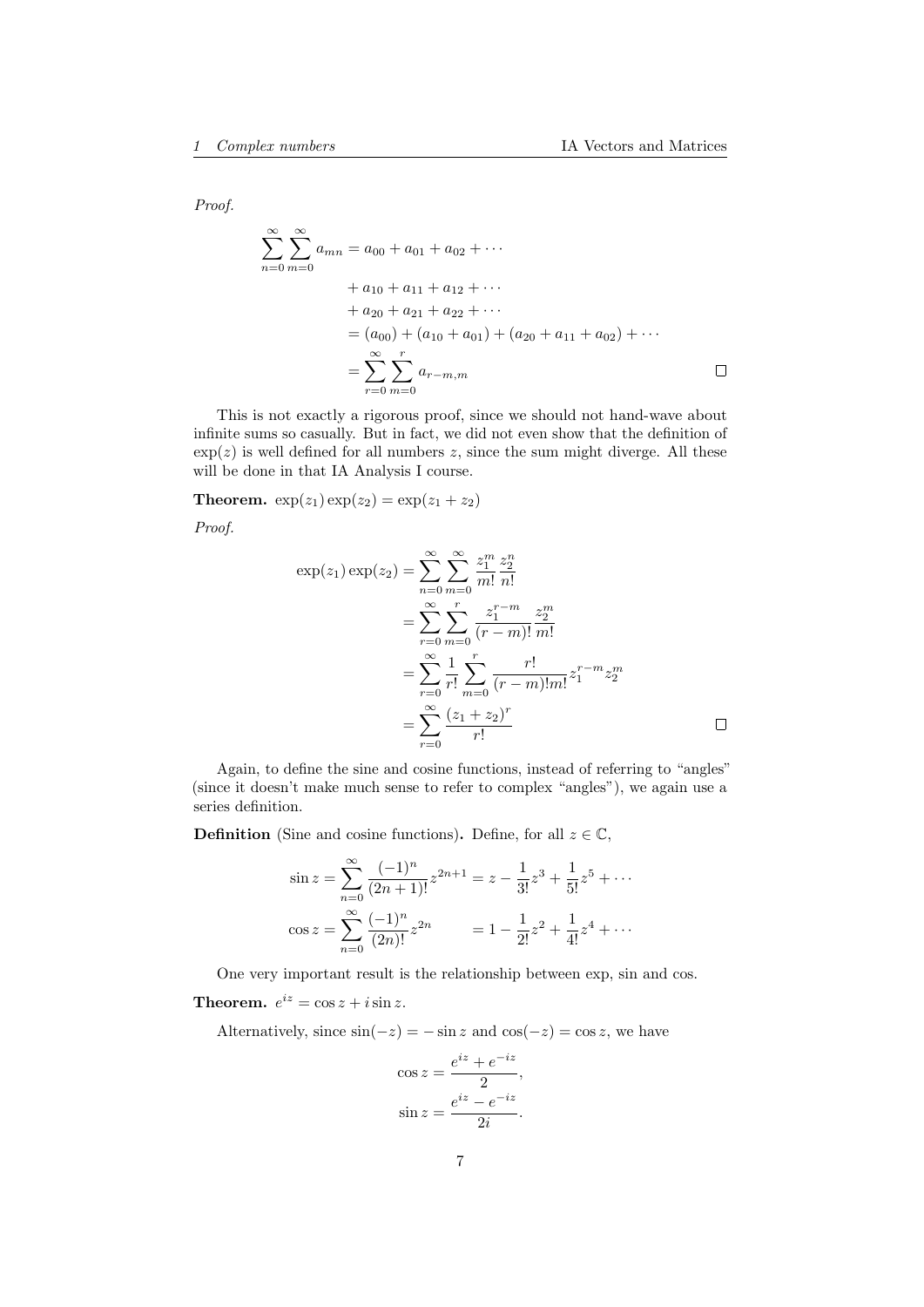*Proof.*

$$
\begin{aligned}
\sum_{n=0}^{\infty}\sum_{m=0}^{\infty} a_{mn} &= a_{00} + a_{01} + a_{02} + \cdots \\
&\quad + a_{10} + a_{11} + a_{12} + \cdots \\
&\quad + a_{20} + a_{21} + a_{22} + \cdots \\
&= (a_{00}) + (a_{10} + a_{01}) + (a_{20} + a_{11} + a_{02}) + \cdots \\
&= \sum_{r=0}^{\infty}\sum_{m=0}^{r} a_{r-m,m}
\end{aligned}
$$

□

This is not exactly a rigorous proof, since we should not hand-wave about infinite sums so casually. But in fact, we did not even show that the definition of $\exp(z)$ is well defined for all numbers $z$, since the sum might diverge. All these will be done in that IA Analysis I course.

**Theorem.** $\exp(z_1)\exp(z_2) = \exp(z_1 + z_2)$

*Proof.*

$$
\begin{aligned}
\exp(z_1)\exp(z_2) &= \sum_{n=0}^{\infty}\sum_{m=0}^{\infty} \frac{z_1^m}{m!}\frac{z_2^n}{n!} \\
&= \sum_{r=0}^{\infty}\sum_{m=0}^{r} \frac{z_1^{r-m}}{(r-m)!}\frac{z_2^m}{m!} \\
&= \sum_{r=0}^{\infty}\frac{1}{r!}\sum_{m=0}^{r} \frac{r!}{(r-m)!m!} z_1^{r-m} z_2^m \\
&= \sum_{r=0}^{\infty}\frac{(z_1+z_2)^r}{r!}
\end{aligned}
$$

□

Again, to define the sine and cosine functions, instead of referring to "angles" (since it doesn't make much sense to refer to complex "angles"), we again use a series definition.

**Definition** (Sine and cosine functions)**.** Define, for all $z \in \mathbb{C}$,

$$
\begin{aligned}
\sin z &= \sum_{n=0}^{\infty} \frac{(-1)^n}{(2n+1)!} z^{2n+1} = z - \frac{1}{3!}z^3 + \frac{1}{5!}z^5 + \cdots \\
\cos z &= \sum_{n=0}^{\infty} \frac{(-1)^n}{(2n)!} z^{2n} \qquad = 1 - \frac{1}{2!}z^2 + \frac{1}{4!}z^4 + \cdots
\end{aligned}
$$

One very important result is the relationship between exp, sin and cos.

**Theorem.** $e^{iz} = \cos z + i \sin z$.

Alternatively, since $\sin(-z) = -\sin z$ and $\cos(-z) = \cos z$, we have

$$
\begin{aligned}
\cos z &= \frac{e^{iz} + e^{-iz}}{2}, \\
\sin z &= \frac{e^{iz} - e^{-iz}}{2i}.
\end{aligned}
$$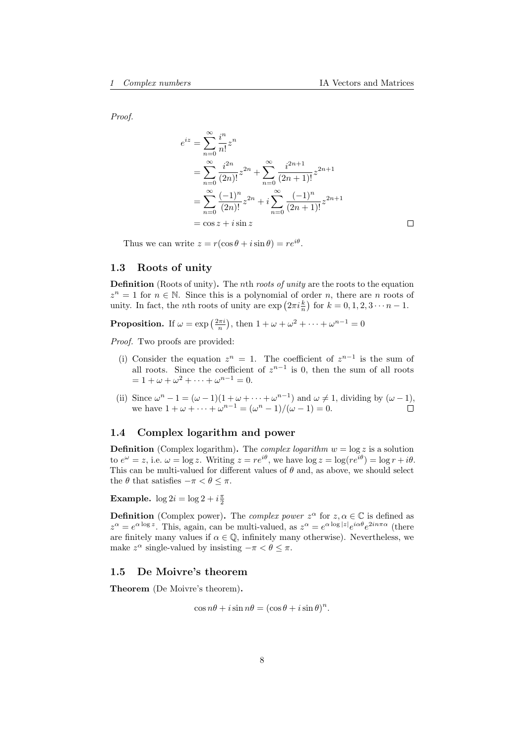*Proof.*

$$
\begin{aligned}
e^{iz} &= \sum_{n=0}^{\infty} \frac{i^n}{n!} z^n \\
&= \sum_{n=0}^{\infty} \frac{i^{2n}}{(2n)!} z^{2n} + \sum_{n=0}^{\infty} \frac{i^{2n+1}}{(2n+1)!} z^{2n+1} \\
&= \sum_{n=0}^{\infty} \frac{(-1)^n}{(2n)!} z^{2n} + i \sum_{n=0}^{\infty} \frac{(-1)^n}{(2n+1)!} z^{2n+1} \\
&= \cos z + i \sin z
\end{aligned}
$$

□

Thus we can write $z = r(\cos\theta + i\sin\theta) = re^{i\theta}$.

## 1.3 Roots of unity

**Definition** (Roots of unity)**.** The $n$th *roots of unity* are the roots to the equation $z^n = 1$ for $n \in \mathbb{N}$. Since this is a polynomial of order $n$, there are $n$ roots of unity. In fact, the $n$th roots of unity are $\exp\left(2\pi i \frac{k}{n}\right)$ for $k = 0, 1, 2, 3 \cdots n-1$.

**Proposition.** If $\omega = \exp\left(\frac{2\pi i}{n}\right)$, then $1 + \omega + \omega^2 + \cdots + \omega^{n-1} = 0$

*Proof.* Two proofs are provided:

(i) Consider the equation $z^n = 1$. The coefficient of $z^{n-1}$ is the sum of all roots. Since the coefficient of $z^{n-1}$ is 0, then the sum of all roots $= 1 + \omega + \omega^2 + \cdots + \omega^{n-1} = 0$.

(ii) Since $\omega^n - 1 = (\omega - 1)(1 + \omega + \cdots + \omega^{n-1})$ and $\omega \neq 1$, dividing by $(\omega - 1)$, we have $1 + \omega + \cdots + \omega^{n-1} = (\omega^n - 1)/(\omega - 1) = 0$. □

## 1.4 Complex logarithm and power

**Definition** (Complex logarithm)**.** The *complex logarithm* $w = \log z$ is a solution to $e^{\omega} = z$, i.e. $\omega = \log z$. Writing $z = re^{i\theta}$, we have $\log z = \log(re^{i\theta}) = \log r + i\theta$. This can be multi-valued for different values of $\theta$ and, as above, we should select the $\theta$ that satisfies $-\pi < \theta \leq \pi$.

**Example.** $\log 2i = \log 2 + i\frac{\pi}{2}$

**Definition** (Complex power)**.** The *complex power* $z^\alpha$ for $z, \alpha \in \mathbb{C}$ is defined as $z^\alpha = e^{\alpha \log z}$. This, again, can be multi-valued, as $z^\alpha = e^{\alpha \log|z|} e^{i\alpha\theta} e^{2in\pi\alpha}$ (there are finitely many values if $\alpha \in \mathbb{Q}$, infinitely many otherwise). Nevertheless, we make $z^\alpha$ single-valued by insisting $-\pi < \theta \leq \pi$.

## 1.5 De Moivre's theorem

**Theorem** (De Moivre's theorem)**.**

$$\cos n\theta + i \sin n\theta = (\cos\theta + i\sin\theta)^n.$$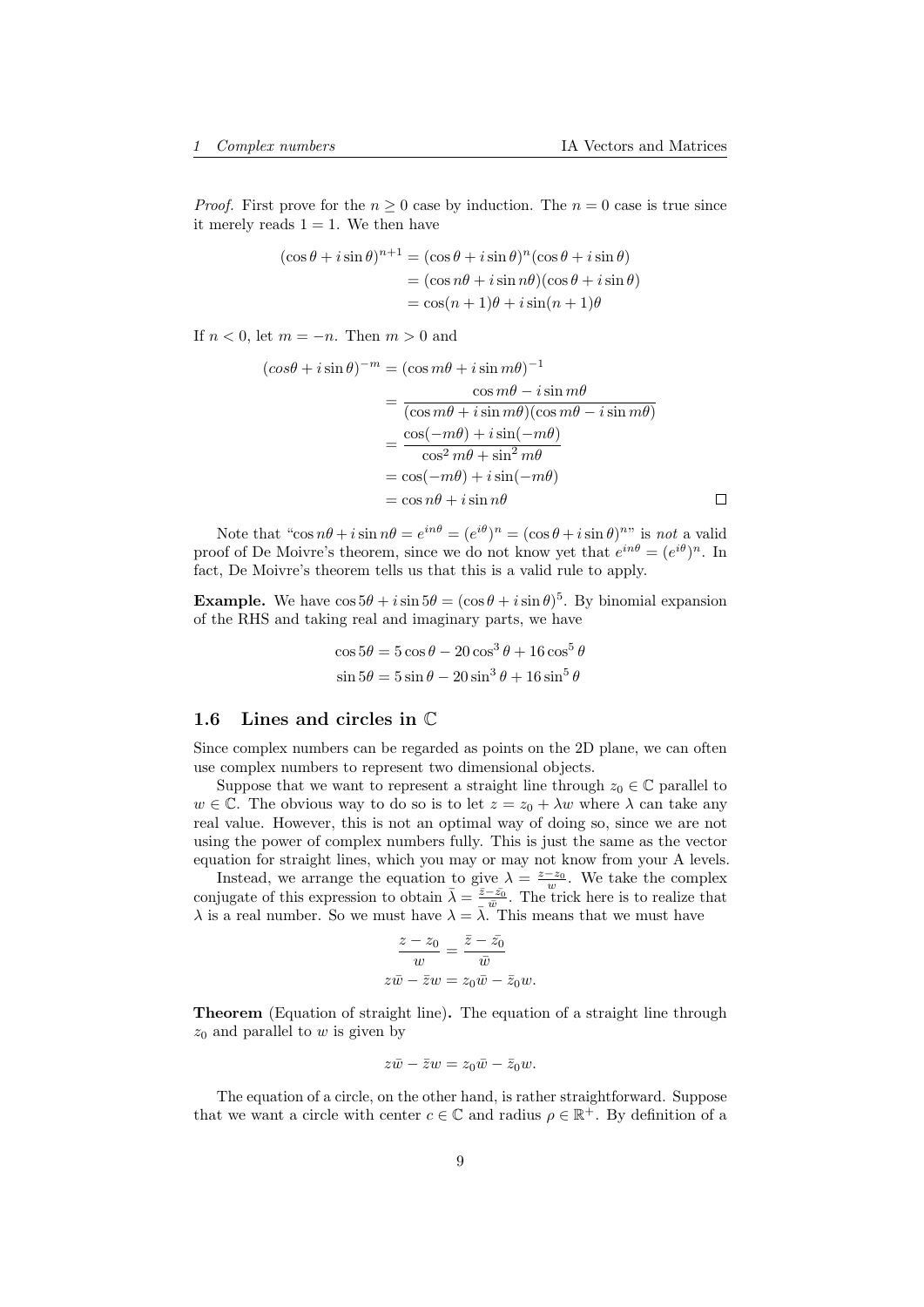*Proof.* First prove for the $n \geq 0$ case by induction. The $n = 0$ case is true since it merely reads $1 = 1$. We then have

$$\begin{aligned}(\cos\theta + i\sin\theta)^{n+1} &= (\cos\theta + i\sin\theta)^n(\cos\theta + i\sin\theta)\\ &= (\cos n\theta + i\sin n\theta)(\cos\theta + i\sin\theta)\\ &= \cos(n+1)\theta + i\sin(n+1)\theta\end{aligned}$$

If $n < 0$, let $m = -n$. Then $m > 0$ and

$$\begin{aligned}(cos\theta + i\sin\theta)^{-m} &= (\cos m\theta + i\sin m\theta)^{-1}\\ &= \frac{\cos m\theta - i\sin m\theta}{(\cos m\theta + i\sin m\theta)(\cos m\theta - i\sin m\theta)}\\ &= \frac{\cos(-m\theta) + i\sin(-m\theta)}{\cos^2 m\theta + \sin^2 m\theta}\\ &= \cos(-m\theta) + i\sin(-m\theta)\\ &= \cos n\theta + i\sin n\theta\end{aligned}$$

□

Note that "$\cos n\theta + i\sin n\theta = e^{in\theta} = (e^{i\theta})^n = (\cos\theta + i\sin\theta)^n$" is *not* a valid proof of De Moivre's theorem, since we do not know yet that $e^{in\theta} = (e^{i\theta})^n$. In fact, De Moivre's theorem tells us that this is a valid rule to apply.

**Example.** We have $\cos 5\theta + i\sin 5\theta = (\cos\theta + i\sin\theta)^5$. By binomial expansion of the RHS and taking real and imaginary parts, we have

$$\begin{aligned}\cos 5\theta &= 5\cos\theta - 20\cos^3\theta + 16\cos^5\theta\\ \sin 5\theta &= 5\sin\theta - 20\sin^3\theta + 16\sin^5\theta\end{aligned}$$

## 1.6 Lines and circles in $\mathbb{C}$

Since complex numbers can be regarded as points on the 2D plane, we can often use complex numbers to represent two dimensional objects.

Suppose that we want to represent a straight line through $z_0 \in \mathbb{C}$ parallel to $w \in \mathbb{C}$. The obvious way to do so is to let $z = z_0 + \lambda w$ where $\lambda$ can take any real value. However, this is not an optimal way of doing so, since we are not using the power of complex numbers fully. This is just the same as the vector equation for straight lines, which you may or may not know from your A levels.

Instead, we arrange the equation to give $\lambda = \frac{z - z_0}{w}$. We take the complex conjugate of this expression to obtain $\bar\lambda = \frac{\bar z - \bar{z_0}}{\bar w}$. The trick here is to realize that $\lambda$ is a real number. So we must have $\lambda = \bar\lambda$. This means that we must have

$$\begin{aligned}\frac{z - z_0}{w} &= \frac{\bar z - \bar{z_0}}{\bar w}\\ z\bar w - \bar z w &= z_0\bar w - \bar z_0 w.\end{aligned}$$

**Theorem** (Equation of straight line)**.** The equation of a straight line through $z_0$ and parallel to $w$ is given by

$$z\bar w - \bar z w = z_0\bar w - \bar z_0 w.$$

The equation of a circle, on the other hand, is rather straightforward. Suppose that we want a circle with center $c \in \mathbb{C}$ and radius $\rho \in \mathbb{R}^+$. By definition of a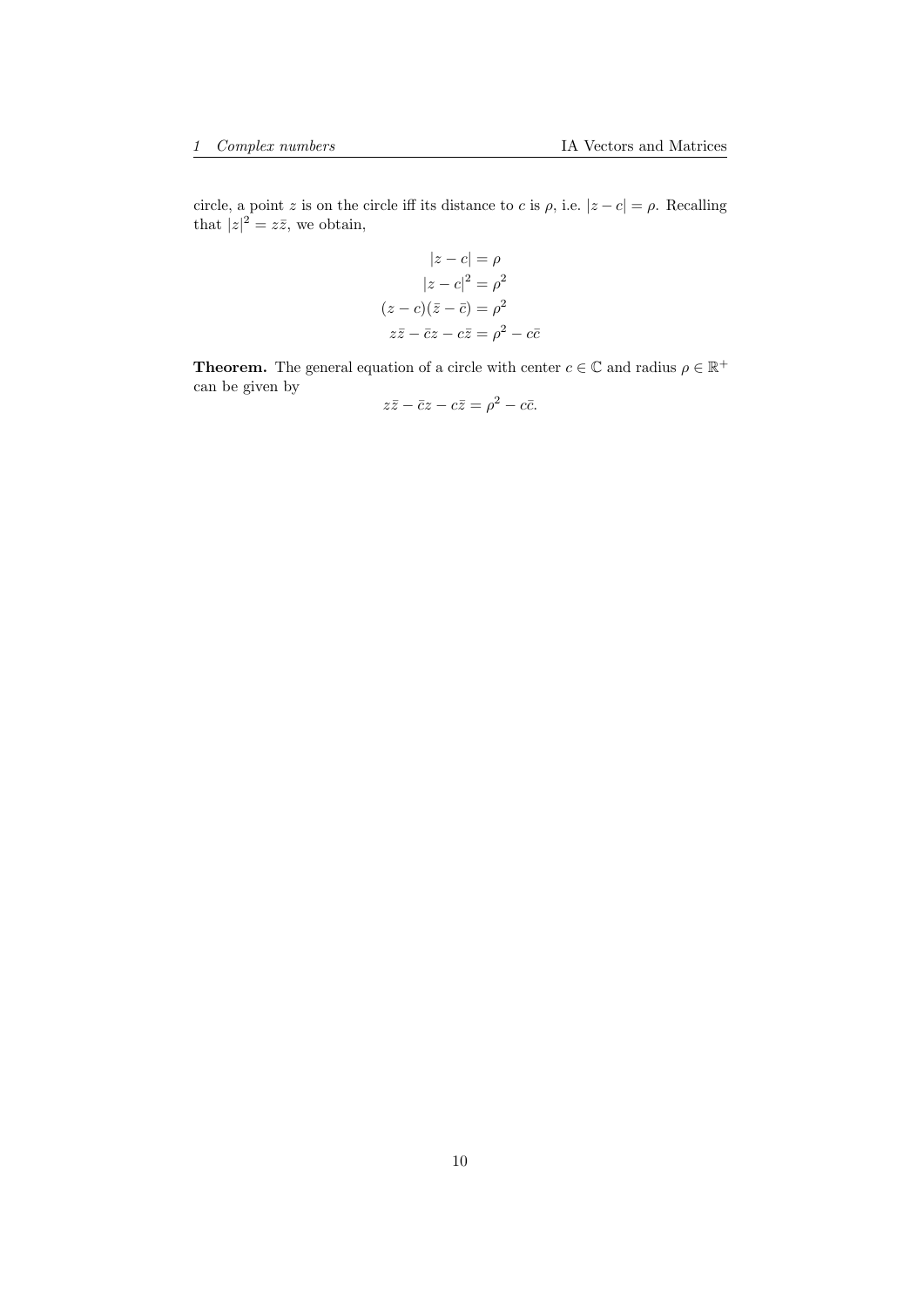circle, a point $z$ is on the circle iff its distance to $c$ is $\rho$, i.e. $|z - c| = \rho$. Recalling that $|z|^2 = z\bar{z}$, we obtain,

$$
\begin{aligned}
|z - c| &= \rho \\
|z - c|^2 &= \rho^2 \\
(z - c)(\bar{z} - \bar{c}) &= \rho^2 \\
z\bar{z} - \bar{c}z - c\bar{z} &= \rho^2 - c\bar{c}
\end{aligned}
$$

**Theorem.** The general equation of a circle with center $c \in \mathbb{C}$ and radius $\rho \in \mathbb{R}^+$ can be given by

$$z\bar{z} - \bar{c}z - c\bar{z} = \rho^2 - c\bar{c}.$$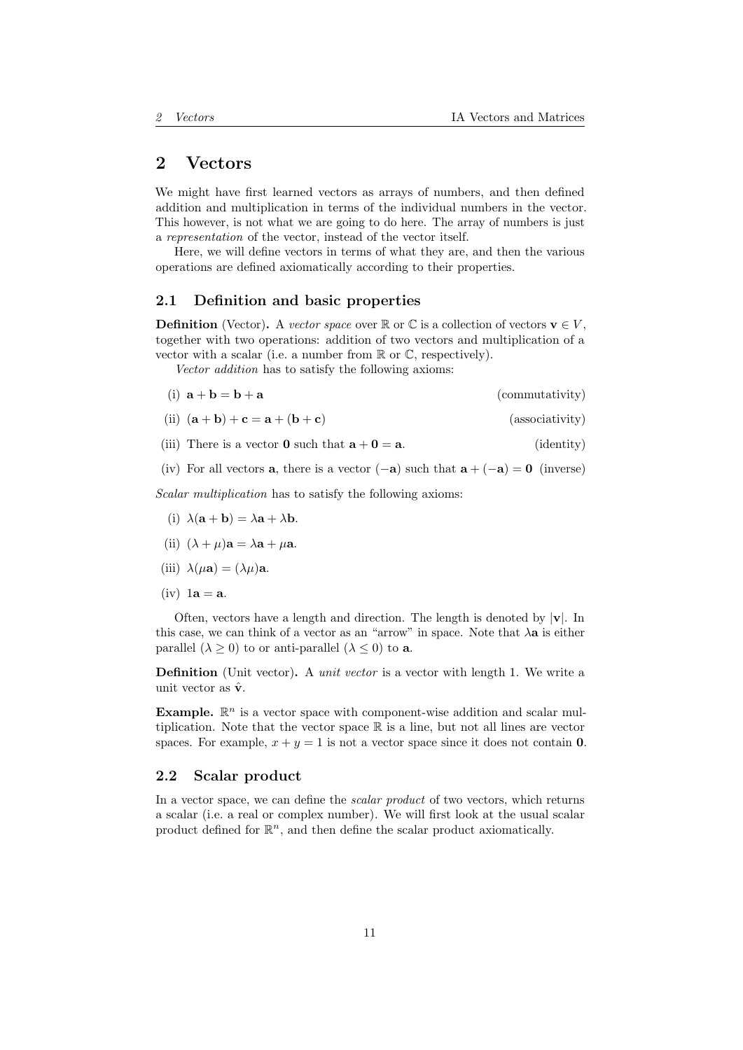## 2 Vectors

We might have first learned vectors as arrays of numbers, and then defined addition and multiplication in terms of the individual numbers in the vector. This however, is not what we are going to do here. The array of numbers is just a *representation* of the vector, instead of the vector itself.

Here, we will define vectors in terms of what they are, and then the various operations are defined axiomatically according to their properties.

### 2.1 Definition and basic properties

**Definition** (Vector)**.** A *vector space* over $\mathbb{R}$ or $\mathbb{C}$ is a collection of vectors $\mathbf{v} \in V$, together with two operations: addition of two vectors and multiplication of a vector with a scalar (i.e. a number from $\mathbb{R}$ or $\mathbb{C}$, respectively).

*Vector addition* has to satisfy the following axioms:

(i) $\mathbf{a} + \mathbf{b} = \mathbf{b} + \mathbf{a}$ (commutativity)

(ii) $(\mathbf{a} + \mathbf{b}) + \mathbf{c} = \mathbf{a} + (\mathbf{b} + \mathbf{c})$ (associativity)

(iii) There is a vector $\mathbf{0}$ such that $\mathbf{a} + \mathbf{0} = \mathbf{a}$. (identity)

(iv) For all vectors $\mathbf{a}$, there is a vector $(-\mathbf{a})$ such that $\mathbf{a} + (-\mathbf{a}) = \mathbf{0}$ (inverse)

*Scalar multiplication* has to satisfy the following axioms:

(i) $\lambda(\mathbf{a} + \mathbf{b}) = \lambda\mathbf{a} + \lambda\mathbf{b}$.

(ii) $(\lambda + \mu)\mathbf{a} = \lambda\mathbf{a} + \mu\mathbf{a}$.

(iii) $\lambda(\mu\mathbf{a}) = (\lambda\mu)\mathbf{a}$.

(iv) $1\mathbf{a} = \mathbf{a}$.

Often, vectors have a length and direction. The length is denoted by $|\mathbf{v}|$. In this case, we can think of a vector as an "arrow" in space. Note that $\lambda\mathbf{a}$ is either parallel ($\lambda \geq 0$) to or anti-parallel ($\lambda \leq 0$) to $\mathbf{a}$.

**Definition** (Unit vector)**.** A *unit vector* is a vector with length 1. We write a unit vector as $\hat{\mathbf{v}}$.

**Example.** $\mathbb{R}^n$ is a vector space with component-wise addition and scalar multiplication. Note that the vector space $\mathbb{R}$ is a line, but not all lines are vector spaces. For example, $x + y = 1$ is not a vector space since it does not contain $\mathbf{0}$.

### 2.2 Scalar product

In a vector space, we can define the *scalar product* of two vectors, which returns a scalar (i.e. a real or complex number). We will first look at the usual scalar product defined for $\mathbb{R}^n$, and then define the scalar product axiomatically.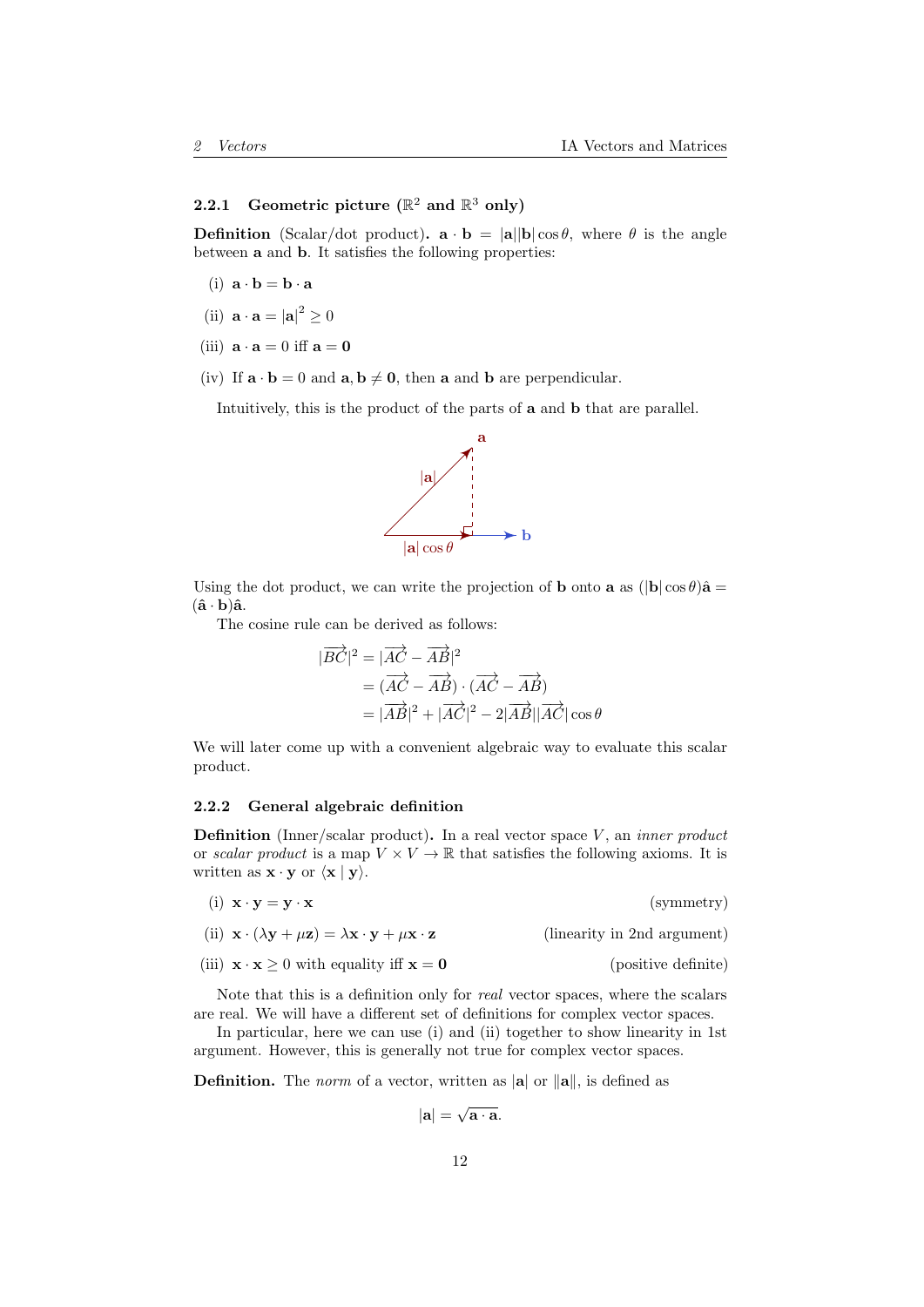### 2.2.1 Geometric picture ($\mathbb{R}^2$ and $\mathbb{R}^3$ only)

**Definition** (Scalar/dot product). $\mathbf{a} \cdot \mathbf{b} = |\mathbf{a}||\mathbf{b}|\cos\theta$, where $\theta$ is the angle between $\mathbf{a}$ and $\mathbf{b}$. It satisfies the following properties:

(i) $\mathbf{a} \cdot \mathbf{b} = \mathbf{b} \cdot \mathbf{a}$

(ii) $\mathbf{a} \cdot \mathbf{a} = |\mathbf{a}|^2 \geq 0$

(iii) $\mathbf{a} \cdot \mathbf{a} = 0$ iff $\mathbf{a} = \mathbf{0}$

(iv) If $\mathbf{a} \cdot \mathbf{b} = 0$ and $\mathbf{a}, \mathbf{b} \neq \mathbf{0}$, then $\mathbf{a}$ and $\mathbf{b}$ are perpendicular.

Intuitively, this is the product of the parts of $\mathbf{a}$ and $\mathbf{b}$ that are parallel.

Using the dot product, we can write the projection of $\mathbf{b}$ onto $\mathbf{a}$ as $(|\mathbf{b}|\cos\theta)\hat{\mathbf{a}} = (\hat{\mathbf{a}} \cdot \mathbf{b})\hat{\mathbf{a}}$.

The cosine rule can be derived as follows:

$$
\begin{aligned}
|\overrightarrow{BC}|^2 &= |\overrightarrow{AC} - \overrightarrow{AB}|^2 \\
&= (\overrightarrow{AC} - \overrightarrow{AB}) \cdot (\overrightarrow{AC} - \overrightarrow{AB}) \\
&= |\overrightarrow{AB}|^2 + |\overrightarrow{AC}|^2 - 2|\overrightarrow{AB}||\overrightarrow{AC}|\cos\theta
\end{aligned}
$$

We will later come up with a convenient algebraic way to evaluate this scalar product.

### 2.2.2 General algebraic definition

**Definition** (Inner/scalar product). In a real vector space $V$, an *inner product* or *scalar product* is a map $V \times V \to \mathbb{R}$ that satisfies the following axioms. It is written as $\mathbf{x} \cdot \mathbf{y}$ or $\langle \mathbf{x} \mid \mathbf{y} \rangle$.

(i) $\mathbf{x} \cdot \mathbf{y} = \mathbf{y} \cdot \mathbf{x}$ (symmetry)

(ii) $\mathbf{x} \cdot (\lambda\mathbf{y} + \mu\mathbf{z}) = \lambda\mathbf{x} \cdot \mathbf{y} + \mu\mathbf{x} \cdot \mathbf{z}$ (linearity in 2nd argument)

(iii) $\mathbf{x} \cdot \mathbf{x} \geq 0$ with equality iff $\mathbf{x} = \mathbf{0}$ (positive definite)

Note that this is a definition only for *real* vector spaces, where the scalars are real. We will have a different set of definitions for complex vector spaces.

In particular, here we can use (i) and (ii) together to show linearity in 1st argument. However, this is generally not true for complex vector spaces.

**Definition.** The *norm* of a vector, written as $|\mathbf{a}|$ or $\|\mathbf{a}\|$, is defined as

$$|\mathbf{a}| = \sqrt{\mathbf{a} \cdot \mathbf{a}}.$$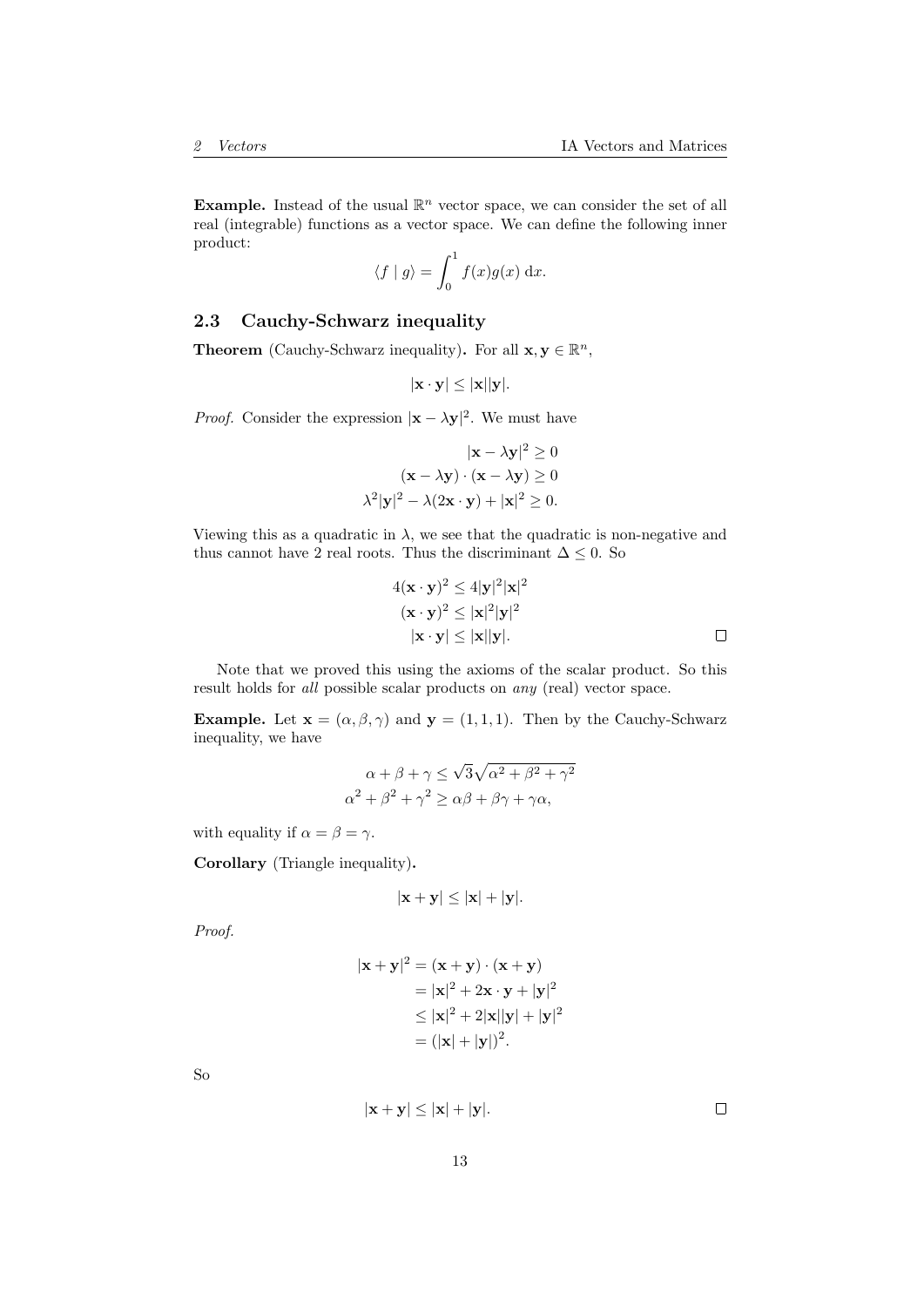**Example.** Instead of the usual $\mathbb{R}^n$ vector space, we can consider the set of all real (integrable) functions as a vector space. We can define the following inner product:

$$\langle f \mid g\rangle = \int_0^1 f(x)g(x)\ \mathrm{d}x.$$

## 2.3 Cauchy-Schwarz inequality

**Theorem** (Cauchy-Schwarz inequality)**.** For all $\mathbf{x}, \mathbf{y} \in \mathbb{R}^n$,

$$|\mathbf{x}\cdot\mathbf{y}| \leq |\mathbf{x}||\mathbf{y}|.$$

*Proof.* Consider the expression $|\mathbf{x} - \lambda\mathbf{y}|^2$. We must have

$$\begin{aligned}
|\mathbf{x} - \lambda\mathbf{y}|^2 &\geq 0\\
(\mathbf{x} - \lambda\mathbf{y})\cdot(\mathbf{x} - \lambda\mathbf{y}) &\geq 0\\
\lambda^2|\mathbf{y}|^2 - \lambda(2\mathbf{x}\cdot\mathbf{y}) + |\mathbf{x}|^2 &\geq 0.
\end{aligned}$$

Viewing this as a quadratic in $\lambda$, we see that the quadratic is non-negative and thus cannot have 2 real roots. Thus the discriminant $\Delta \leq 0$. So

$$\begin{aligned}
4(\mathbf{x}\cdot\mathbf{y})^2 &\leq 4|\mathbf{y}|^2|\mathbf{x}|^2\\
(\mathbf{x}\cdot\mathbf{y})^2 &\leq |\mathbf{x}|^2|\mathbf{y}|^2\\
|\mathbf{x}\cdot\mathbf{y}| &\leq |\mathbf{x}||\mathbf{y}|.
\end{aligned}$$

□

Note that we proved this using the axioms of the scalar product. So this result holds for *all* possible scalar products on *any* (real) vector space.

**Example.** Let $\mathbf{x} = (\alpha, \beta, \gamma)$ and $\mathbf{y} = (1, 1, 1)$. Then by the Cauchy-Schwarz inequality, we have

$$\begin{aligned}
\alpha + \beta + \gamma &\leq \sqrt{3}\sqrt{\alpha^2 + \beta^2 + \gamma^2}\\
\alpha^2 + \beta^2 + \gamma^2 &\geq \alpha\beta + \beta\gamma + \gamma\alpha,
\end{aligned}$$

with equality if $\alpha = \beta = \gamma$.

**Corollary** (Triangle inequality)**.**

$$|\mathbf{x} + \mathbf{y}| \leq |\mathbf{x}| + |\mathbf{y}|.$$

*Proof.*

$$\begin{aligned}
|\mathbf{x} + \mathbf{y}|^2 &= (\mathbf{x} + \mathbf{y})\cdot(\mathbf{x} + \mathbf{y})\\
&= |\mathbf{x}|^2 + 2\mathbf{x}\cdot\mathbf{y} + |\mathbf{y}|^2\\
&\leq |\mathbf{x}|^2 + 2|\mathbf{x}||\mathbf{y}| + |\mathbf{y}|^2\\
&= (|\mathbf{x}| + |\mathbf{y}|)^2.
\end{aligned}$$

So

$$|\mathbf{x} + \mathbf{y}| \leq |\mathbf{x}| + |\mathbf{y}|.$$

□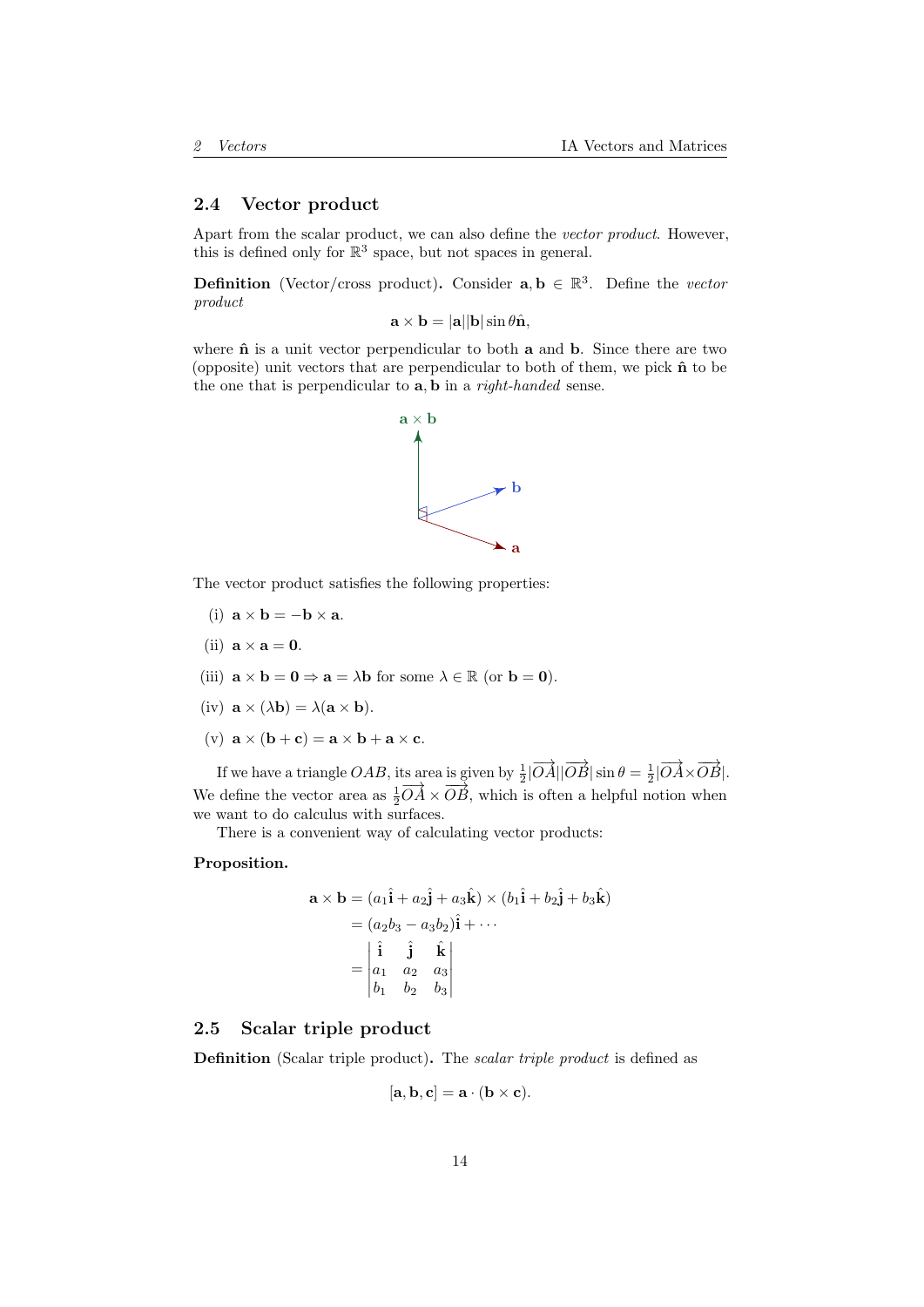### 2.4 Vector product

Apart from the scalar product, we can also define the *vector product*. However, this is defined only for $\mathbb{R}^3$ space, but not spaces in general.

**Definition** (Vector/cross product)**.** Consider $\mathbf{a}, \mathbf{b} \in \mathbb{R}^3$. Define the *vector product*

$$\mathbf{a} \times \mathbf{b} = |\mathbf{a}||\mathbf{b}| \sin \theta \hat{\mathbf{n}},$$

where $\hat{\mathbf{n}}$ is a unit vector perpendicular to both $\mathbf{a}$ and $\mathbf{b}$. Since there are two (opposite) unit vectors that are perpendicular to both of them, we pick $\hat{\mathbf{n}}$ to be the one that is perpendicular to $\mathbf{a}, \mathbf{b}$ in a *right-handed* sense.

The vector product satisfies the following properties:

(i) $\mathbf{a} \times \mathbf{b} = -\mathbf{b} \times \mathbf{a}$.

(ii) $\mathbf{a} \times \mathbf{a} = \mathbf{0}$.

(iii) $\mathbf{a} \times \mathbf{b} = \mathbf{0} \Rightarrow \mathbf{a} = \lambda \mathbf{b}$ for some $\lambda \in \mathbb{R}$ (or $\mathbf{b} = \mathbf{0}$).

(iv) $\mathbf{a} \times (\lambda \mathbf{b}) = \lambda(\mathbf{a} \times \mathbf{b})$.

(v) $\mathbf{a} \times (\mathbf{b} + \mathbf{c}) = \mathbf{a} \times \mathbf{b} + \mathbf{a} \times \mathbf{c}$.

If we have a triangle $OAB$, its area is given by $\frac{1}{2}|\overrightarrow{OA}||\overrightarrow{OB}| \sin \theta = \frac{1}{2}|\overrightarrow{OA} \times \overrightarrow{OB}|$. We define the vector area as $\frac{1}{2}\overrightarrow{OA} \times \overrightarrow{OB}$, which is often a helpful notion when we want to do calculus with surfaces.

There is a convenient way of calculating vector products:

**Proposition.**

$$\begin{aligned}
\mathbf{a} \times \mathbf{b} &= (a_1\hat{\mathbf{i}} + a_2\hat{\mathbf{j}} + a_3\hat{\mathbf{k}}) \times (b_1\hat{\mathbf{i}} + b_2\hat{\mathbf{j}} + b_3\hat{\mathbf{k}}) \\
&= (a_2 b_3 - a_3 b_2)\hat{\mathbf{i}} + \cdots \\
&= \begin{vmatrix} \hat{\mathbf{i}} & \hat{\mathbf{j}} & \hat{\mathbf{k}} \\ a_1 & a_2 & a_3 \\ b_1 & b_2 & b_3 \end{vmatrix}
\end{aligned}$$

### 2.5 Scalar triple product

**Definition** (Scalar triple product)**.** The *scalar triple product* is defined as

$$[\mathbf{a}, \mathbf{b}, \mathbf{c}] = \mathbf{a} \cdot (\mathbf{b} \times \mathbf{c}).$$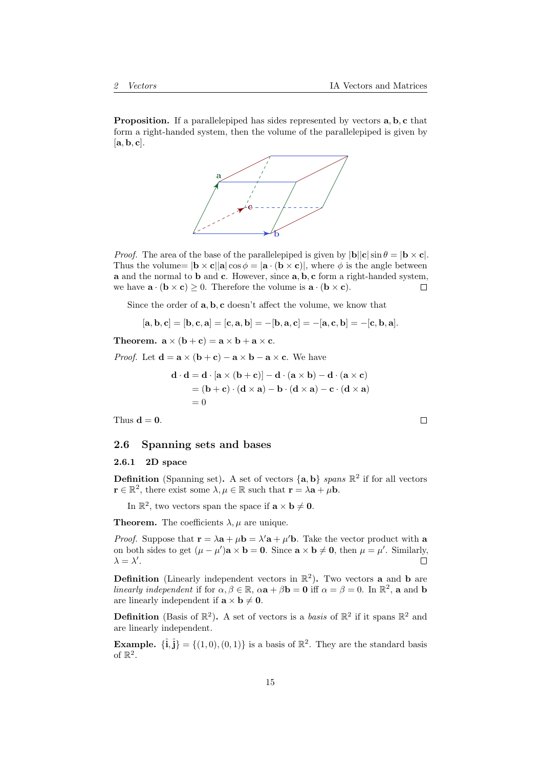**Proposition.** If a parallelepiped has sides represented by vectors $\mathbf{a}, \mathbf{b}, \mathbf{c}$ that form a right-handed system, then the volume of the parallelepiped is given by $[\mathbf{a}, \mathbf{b}, \mathbf{c}]$.

*Proof.* The area of the base of the parallelepiped is given by $|\mathbf{b}||\mathbf{c}|\sin\theta = |\mathbf{b}\times\mathbf{c}|$. Thus the volume$= |\mathbf{b}\times\mathbf{c}||\mathbf{a}|\cos\phi = |\mathbf{a}\cdot(\mathbf{b}\times\mathbf{c})|$, where $\phi$ is the angle between $\mathbf{a}$ and the normal to $\mathbf{b}$ and $\mathbf{c}$. However, since $\mathbf{a}, \mathbf{b}, \mathbf{c}$ form a right-handed system, we have $\mathbf{a}\cdot(\mathbf{b}\times\mathbf{c}) \geq 0$. Therefore the volume is $\mathbf{a}\cdot(\mathbf{b}\times\mathbf{c})$. □

Since the order of $\mathbf{a}, \mathbf{b}, \mathbf{c}$ doesn't affect the volume, we know that

$$[\mathbf{a}, \mathbf{b}, \mathbf{c}] = [\mathbf{b}, \mathbf{c}, \mathbf{a}] = [\mathbf{c}, \mathbf{a}, \mathbf{b}] = -[\mathbf{b}, \mathbf{a}, \mathbf{c}] = -[\mathbf{a}, \mathbf{c}, \mathbf{b}] = -[\mathbf{c}, \mathbf{b}, \mathbf{a}].$$

**Theorem.** $\mathbf{a}\times(\mathbf{b}+\mathbf{c}) = \mathbf{a}\times\mathbf{b} + \mathbf{a}\times\mathbf{c}$.

*Proof.* Let $\mathbf{d} = \mathbf{a}\times(\mathbf{b}+\mathbf{c}) - \mathbf{a}\times\mathbf{b} - \mathbf{a}\times\mathbf{c}$. We have

$$\begin{aligned}
\mathbf{d}\cdot\mathbf{d} &= \mathbf{d}\cdot[\mathbf{a}\times(\mathbf{b}+\mathbf{c})] - \mathbf{d}\cdot(\mathbf{a}\times\mathbf{b}) - \mathbf{d}\cdot(\mathbf{a}\times\mathbf{c})\\
&= (\mathbf{b}+\mathbf{c})\cdot(\mathbf{d}\times\mathbf{a}) - \mathbf{b}\cdot(\mathbf{d}\times\mathbf{a}) - \mathbf{c}\cdot(\mathbf{d}\times\mathbf{a})\\
&= 0
\end{aligned}$$

Thus $\mathbf{d} = \mathbf{0}$. □

## 2.6 Spanning sets and bases

### 2.6.1 2D space

**Definition** (Spanning set)**.** A set of vectors $\{\mathbf{a}, \mathbf{b}\}$ *spans* $\mathbb{R}^2$ if for all vectors $\mathbf{r}\in\mathbb{R}^2$, there exist some $\lambda, \mu\in\mathbb{R}$ such that $\mathbf{r} = \lambda\mathbf{a} + \mu\mathbf{b}$.

In $\mathbb{R}^2$, two vectors span the space if $\mathbf{a}\times\mathbf{b}\neq\mathbf{0}$.

**Theorem.** The coefficients $\lambda, \mu$ are unique.

*Proof.* Suppose that $\mathbf{r} = \lambda\mathbf{a} + \mu\mathbf{b} = \lambda'\mathbf{a} + \mu'\mathbf{b}$. Take the vector product with $\mathbf{a}$ on both sides to get $(\mu - \mu')\mathbf{a}\times\mathbf{b} = \mathbf{0}$. Since $\mathbf{a}\times\mathbf{b}\neq\mathbf{0}$, then $\mu = \mu'$. Similarly, $\lambda = \lambda'$. □

**Definition** (Linearly independent vectors in $\mathbb{R}^2$)**.** Two vectors $\mathbf{a}$ and $\mathbf{b}$ are *linearly independent* if for $\alpha, \beta\in\mathbb{R}$, $\alpha\mathbf{a} + \beta\mathbf{b} = \mathbf{0}$ iff $\alpha = \beta = 0$. In $\mathbb{R}^2$, $\mathbf{a}$ and $\mathbf{b}$ are linearly independent if $\mathbf{a}\times\mathbf{b}\neq\mathbf{0}$.

**Definition** (Basis of $\mathbb{R}^2$)**.** A set of vectors is a *basis* of $\mathbb{R}^2$ if it spans $\mathbb{R}^2$ and are linearly independent.

**Example.** $\{\hat{\mathbf{i}}, \hat{\mathbf{j}}\} = \{(1, 0), (0, 1)\}$ is a basis of $\mathbb{R}^2$. They are the standard basis of $\mathbb{R}^2$.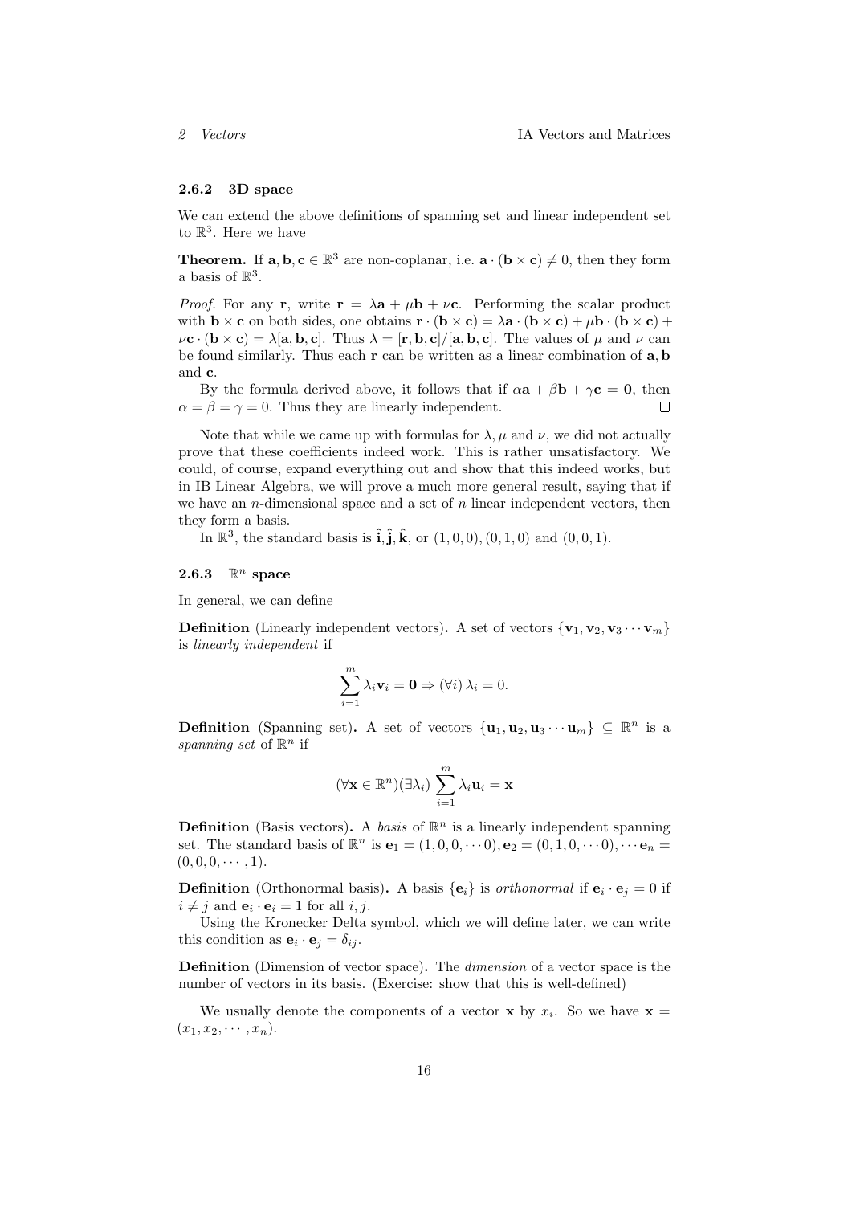### 2.6.2 3D space

We can extend the above definitions of spanning set and linear independent set to $\mathbb{R}^3$. Here we have

**Theorem.** If $\mathbf{a}, \mathbf{b}, \mathbf{c} \in \mathbb{R}^3$ are non-coplanar, i.e. $\mathbf{a} \cdot (\mathbf{b} \times \mathbf{c}) \neq 0$, then they form a basis of $\mathbb{R}^3$.

*Proof.* For any $\mathbf{r}$, write $\mathbf{r} = \lambda\mathbf{a} + \mu\mathbf{b} + \nu\mathbf{c}$. Performing the scalar product with $\mathbf{b} \times \mathbf{c}$ on both sides, one obtains $\mathbf{r} \cdot (\mathbf{b} \times \mathbf{c}) = \lambda\mathbf{a} \cdot (\mathbf{b} \times \mathbf{c}) + \mu\mathbf{b} \cdot (\mathbf{b} \times \mathbf{c}) + \nu\mathbf{c} \cdot (\mathbf{b} \times \mathbf{c}) = \lambda[\mathbf{a}, \mathbf{b}, \mathbf{c}]$. Thus $\lambda = [\mathbf{r}, \mathbf{b}, \mathbf{c}]/[\mathbf{a}, \mathbf{b}, \mathbf{c}]$. The values of $\mu$ and $\nu$ can be found similarly. Thus each $\mathbf{r}$ can be written as a linear combination of $\mathbf{a}, \mathbf{b}$ and $\mathbf{c}$.

By the formula derived above, it follows that if $\alpha\mathbf{a} + \beta\mathbf{b} + \gamma\mathbf{c} = \mathbf{0}$, then $\alpha = \beta = \gamma = 0$. Thus they are linearly independent. □

Note that while we came up with formulas for $\lambda, \mu$ and $\nu$, we did not actually prove that these coefficients indeed work. This is rather unsatisfactory. We could, of course, expand everything out and show that this indeed works, but in IB Linear Algebra, we will prove a much more general result, saying that if we have an $n$-dimensional space and a set of $n$ linear independent vectors, then they form a basis.

In $\mathbb{R}^3$, the standard basis is $\hat{\mathbf{i}}, \hat{\mathbf{j}}, \hat{\mathbf{k}}$, or $(1, 0, 0), (0, 1, 0)$ and $(0, 0, 1)$.

### 2.6.3 $\mathbb{R}^n$ space

In general, we can define

**Definition** (Linearly independent vectors)**.** A set of vectors $\{\mathbf{v}_1, \mathbf{v}_2, \mathbf{v}_3 \cdots \mathbf{v}_m\}$ is *linearly independent* if

$$\sum_{i=1}^{m} \lambda_i \mathbf{v}_i = \mathbf{0} \Rightarrow (\forall i)\, \lambda_i = 0.$$

**Definition** (Spanning set)**.** A set of vectors $\{\mathbf{u}_1, \mathbf{u}_2, \mathbf{u}_3 \cdots \mathbf{u}_m\} \subseteq \mathbb{R}^n$ is a *spanning set* of $\mathbb{R}^n$ if

$$(\forall \mathbf{x} \in \mathbb{R}^n)(\exists \lambda_i) \sum_{i=1}^{m} \lambda_i \mathbf{u}_i = \mathbf{x}$$

**Definition** (Basis vectors)**.** A *basis* of $\mathbb{R}^n$ is a linearly independent spanning set. The standard basis of $\mathbb{R}^n$ is $\mathbf{e}_1 = (1, 0, 0, \cdots 0), \mathbf{e}_2 = (0, 1, 0, \cdots 0), \cdots \mathbf{e}_n = (0, 0, 0, \cdots, 1)$.

**Definition** (Orthonormal basis)**.** A basis $\{\mathbf{e}_i\}$ is *orthonormal* if $\mathbf{e}_i \cdot \mathbf{e}_j = 0$ if $i \neq j$ and $\mathbf{e}_i \cdot \mathbf{e}_i = 1$ for all $i, j$.

Using the Kronecker Delta symbol, which we will define later, we can write this condition as $\mathbf{e}_i \cdot \mathbf{e}_j = \delta_{ij}$.

**Definition** (Dimension of vector space)**.** The *dimension* of a vector space is the number of vectors in its basis. (Exercise: show that this is well-defined)

We usually denote the components of a vector $\mathbf{x}$ by $x_i$. So we have $\mathbf{x} = (x_1, x_2, \cdots, x_n)$.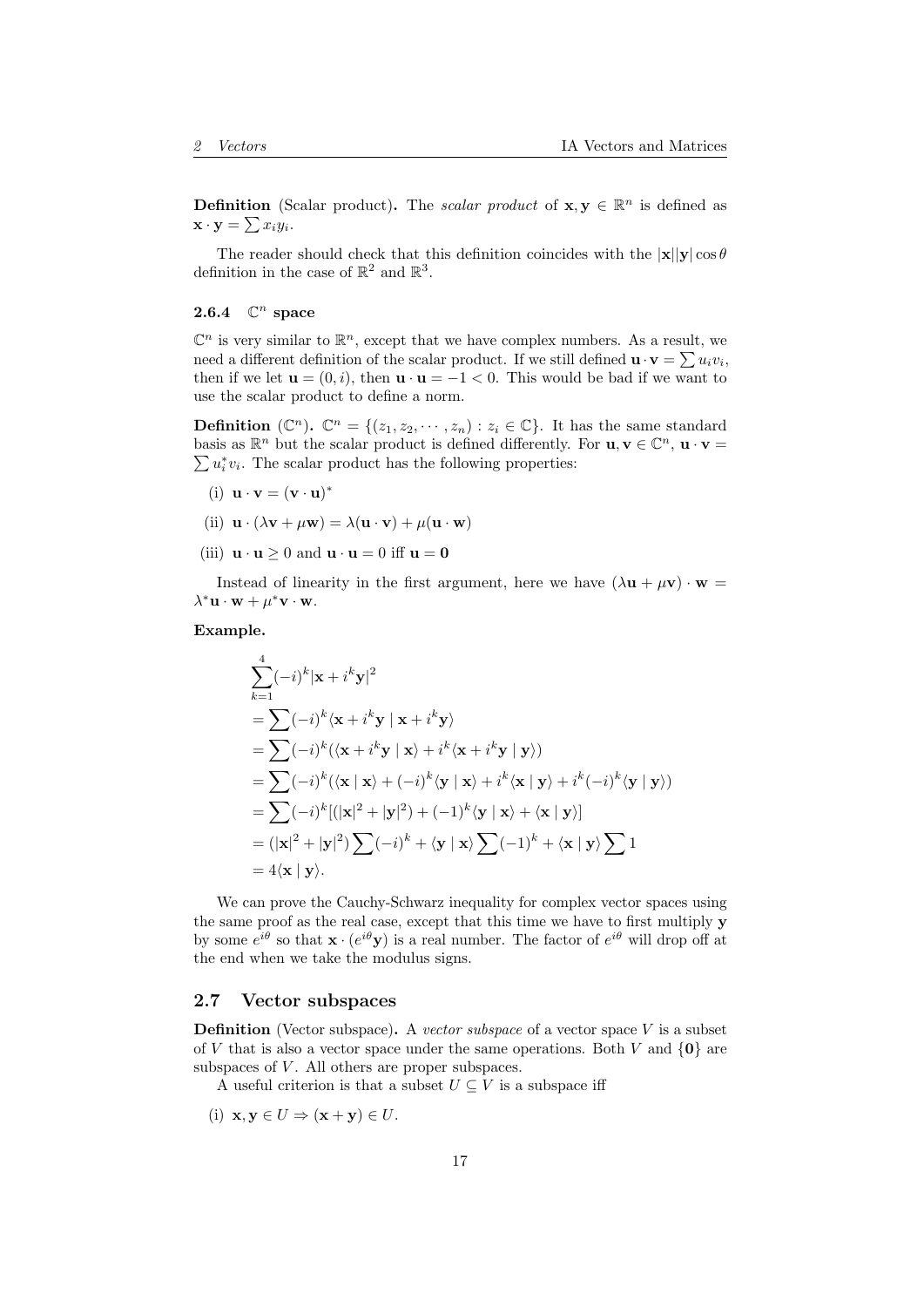**Definition** (Scalar product)**.** The *scalar product* of $\mathbf{x}, \mathbf{y} \in \mathbb{R}^n$ is defined as $\mathbf{x} \cdot \mathbf{y} = \sum x_i y_i$.

The reader should check that this definition coincides with the $|\mathbf{x}||\mathbf{y}| \cos\theta$ definition in the case of $\mathbb{R}^2$ and $\mathbb{R}^3$.

### 2.6.4 $\mathbb{C}^n$ space

$\mathbb{C}^n$ is very similar to $\mathbb{R}^n$, except that we have complex numbers. As a result, we need a different definition of the scalar product. If we still defined $\mathbf{u} \cdot \mathbf{v} = \sum u_i v_i$, then if we let $\mathbf{u} = (0, i)$, then $\mathbf{u} \cdot \mathbf{u} = -1 < 0$. This would be bad if we want to use the scalar product to define a norm.

**Definition** ($\mathbb{C}^n$)**.** $\mathbb{C}^n = \{(z_1, z_2, \cdots, z_n) : z_i \in \mathbb{C}\}$. It has the same standard basis as $\mathbb{R}^n$ but the scalar product is defined differently. For $\mathbf{u}, \mathbf{v} \in \mathbb{C}^n$, $\mathbf{u} \cdot \mathbf{v} = \sum u_i^* v_i$. The scalar product has the following properties:

(i) $\mathbf{u} \cdot \mathbf{v} = (\mathbf{v} \cdot \mathbf{u})^*$

(ii) $\mathbf{u} \cdot (\lambda \mathbf{v} + \mu \mathbf{w}) = \lambda(\mathbf{u} \cdot \mathbf{v}) + \mu(\mathbf{u} \cdot \mathbf{w})$

(iii) $\mathbf{u} \cdot \mathbf{u} \geq 0$ and $\mathbf{u} \cdot \mathbf{u} = 0$ iff $\mathbf{u} = \mathbf{0}$

Instead of linearity in the first argument, here we have $(\lambda \mathbf{u} + \mu \mathbf{v}) \cdot \mathbf{w} = \lambda^* \mathbf{u} \cdot \mathbf{w} + \mu^* \mathbf{v} \cdot \mathbf{w}$.

**Example.**

$$
\begin{aligned}
&\sum_{k=1}^{4} (-i)^k |\mathbf{x} + i^k \mathbf{y}|^2 \\
&= \sum (-i)^k \langle \mathbf{x} + i^k \mathbf{y} \mid \mathbf{x} + i^k \mathbf{y} \rangle \\
&= \sum (-i)^k (\langle \mathbf{x} + i^k \mathbf{y} \mid \mathbf{x} \rangle + i^k \langle \mathbf{x} + i^k \mathbf{y} \mid \mathbf{y} \rangle) \\
&= \sum (-i)^k (\langle \mathbf{x} \mid \mathbf{x} \rangle + (-i)^k \langle \mathbf{y} \mid \mathbf{x} \rangle + i^k \langle \mathbf{x} \mid \mathbf{y} \rangle + i^k (-i)^k \langle \mathbf{y} \mid \mathbf{y} \rangle) \\
&= \sum (-i)^k [(|\mathbf{x}|^2 + |\mathbf{y}|^2) + (-1)^k \langle \mathbf{y} \mid \mathbf{x} \rangle + \langle \mathbf{x} \mid \mathbf{y} \rangle] \\
&= (|\mathbf{x}|^2 + |\mathbf{y}|^2) \sum (-i)^k + \langle \mathbf{y} \mid \mathbf{x} \rangle \sum (-1)^k + \langle \mathbf{x} \mid \mathbf{y} \rangle \sum 1 \\
&= 4 \langle \mathbf{x} \mid \mathbf{y} \rangle.
\end{aligned}
$$

We can prove the Cauchy-Schwarz inequality for complex vector spaces using the same proof as the real case, except that this time we have to first multiply $\mathbf{y}$ by some $e^{i\theta}$ so that $\mathbf{x} \cdot (e^{i\theta} \mathbf{y})$ is a real number. The factor of $e^{i\theta}$ will drop off at the end when we take the modulus signs.

## 2.7 Vector subspaces

**Definition** (Vector subspace)**.** A *vector subspace* of a vector space $V$ is a subset of $V$ that is also a vector space under the same operations. Both $V$ and $\{\mathbf{0}\}$ are subspaces of $V$. All others are proper subspaces.

A useful criterion is that a subset $U \subseteq V$ is a subspace iff

(i) $\mathbf{x}, \mathbf{y} \in U \Rightarrow (\mathbf{x} + \mathbf{y}) \in U$.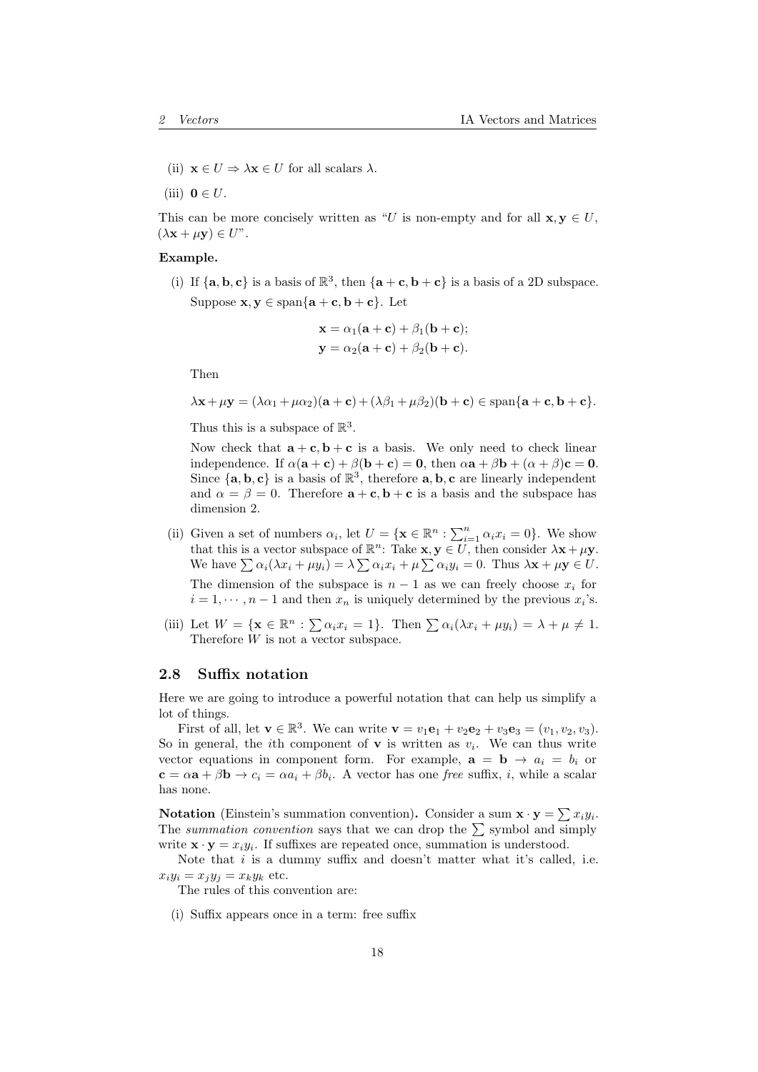(ii) $\mathbf{x} \in U \Rightarrow \lambda\mathbf{x} \in U$ for all scalars $\lambda$.

(iii) $\mathbf{0} \in U$.

This can be more concisely written as "$U$ is non-empty and for all $\mathbf{x}, \mathbf{y} \in U$, $(\lambda\mathbf{x} + \mu\mathbf{y}) \in U$".

**Example.**

(i) If $\{\mathbf{a}, \mathbf{b}, \mathbf{c}\}$ is a basis of $\mathbb{R}^3$, then $\{\mathbf{a} + \mathbf{c}, \mathbf{b} + \mathbf{c}\}$ is a basis of a 2D subspace.

Suppose $\mathbf{x}, \mathbf{y} \in \operatorname{span}\{\mathbf{a} + \mathbf{c}, \mathbf{b} + \mathbf{c}\}$. Let

$$\mathbf{x} = \alpha_1(\mathbf{a} + \mathbf{c}) + \beta_1(\mathbf{b} + \mathbf{c});$$
$$\mathbf{y} = \alpha_2(\mathbf{a} + \mathbf{c}) + \beta_2(\mathbf{b} + \mathbf{c}).$$

Then

$$\lambda\mathbf{x} + \mu\mathbf{y} = (\lambda\alpha_1 + \mu\alpha_2)(\mathbf{a} + \mathbf{c}) + (\lambda\beta_1 + \mu\beta_2)(\mathbf{b} + \mathbf{c}) \in \operatorname{span}\{\mathbf{a} + \mathbf{c}, \mathbf{b} + \mathbf{c}\}.$$

Thus this is a subspace of $\mathbb{R}^3$.

Now check that $\mathbf{a} + \mathbf{c}, \mathbf{b} + \mathbf{c}$ is a basis. We only need to check linear independence. If $\alpha(\mathbf{a} + \mathbf{c}) + \beta(\mathbf{b} + \mathbf{c}) = \mathbf{0}$, then $\alpha\mathbf{a} + \beta\mathbf{b} + (\alpha + \beta)\mathbf{c} = \mathbf{0}$. Since $\{\mathbf{a}, \mathbf{b}, \mathbf{c}\}$ is a basis of $\mathbb{R}^3$, therefore $\mathbf{a}, \mathbf{b}, \mathbf{c}$ are linearly independent and $\alpha = \beta = 0$. Therefore $\mathbf{a} + \mathbf{c}, \mathbf{b} + \mathbf{c}$ is a basis and the subspace has dimension 2.

(ii) Given a set of numbers $\alpha_i$, let $U = \{\mathbf{x} \in \mathbb{R}^n : \sum_{i=1}^n \alpha_i x_i = 0\}$. We show that this is a vector subspace of $\mathbb{R}^n$: Take $\mathbf{x}, \mathbf{y} \in U$, then consider $\lambda\mathbf{x} + \mu\mathbf{y}$. We have $\sum \alpha_i(\lambda x_i + \mu y_i) = \lambda \sum \alpha_i x_i + \mu \sum \alpha_i y_i = 0$. Thus $\lambda\mathbf{x} + \mu\mathbf{y} \in U$.

The dimension of the subspace is $n - 1$ as we can freely choose $x_i$ for $i = 1, \cdots, n - 1$ and then $x_n$ is uniquely determined by the previous $x_i$'s.

(iii) Let $W = \{\mathbf{x} \in \mathbb{R}^n : \sum \alpha_i x_i = 1\}$. Then $\sum \alpha_i(\lambda x_i + \mu y_i) = \lambda + \mu \neq 1$. Therefore $W$ is not a vector subspace.

### 2.8 Suffix notation

Here we are going to introduce a powerful notation that can help us simplify a lot of things.

First of all, let $\mathbf{v} \in \mathbb{R}^3$. We can write $\mathbf{v} = v_1\mathbf{e}_1 + v_2\mathbf{e}_2 + v_3\mathbf{e}_3 = (v_1, v_2, v_3)$. So in general, the $i$th component of $\mathbf{v}$ is written as $v_i$. We can thus write vector equations in component form. For example, $\mathbf{a} = \mathbf{b} \to a_i = b_i$ or $\mathbf{c} = \alpha\mathbf{a} + \beta\mathbf{b} \to c_i = \alpha a_i + \beta b_i$. A vector has one *free* suffix, $i$, while a scalar has none.

**Notation** (Einstein's summation convention)**.** Consider a sum $\mathbf{x} \cdot \mathbf{y} = \sum x_i y_i$. The *summation convention* says that we can drop the $\sum$ symbol and simply write $\mathbf{x} \cdot \mathbf{y} = x_i y_i$. If suffixes are repeated once, summation is understood.

Note that $i$ is a dummy suffix and doesn't matter what it's called, i.e. $x_i y_i = x_j y_j = x_k y_k$ etc.

The rules of this convention are:

(i) Suffix appears once in a term: free suffix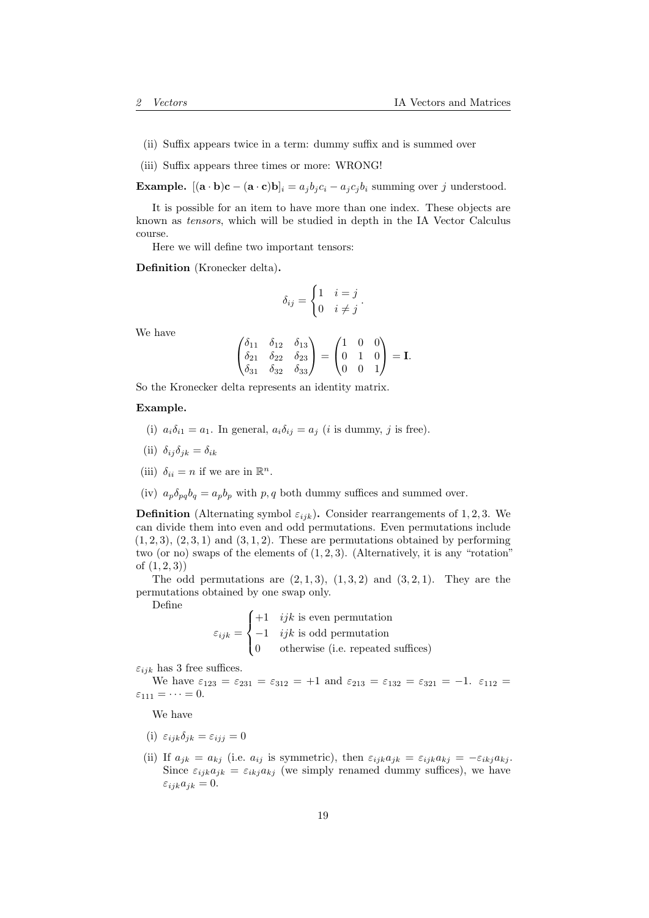(ii) Suffix appears twice in a term: dummy suffix and is summed over

(iii) Suffix appears three times or more: WRONG!

**Example.** $[(\mathbf{a}\cdot\mathbf{b})\mathbf{c} - (\mathbf{a}\cdot\mathbf{c})\mathbf{b}]_i = a_j b_j c_i - a_j c_j b_i$ summing over $j$ understood.

It is possible for an item to have more than one index. These objects are known as *tensors*, which will be studied in depth in the IA Vector Calculus course.

Here we will define two important tensors:

**Definition** (Kronecker delta)**.**

$$\delta_{ij} = \begin{cases} 1 & i = j \\ 0 & i \neq j \end{cases}.$$

We have

$$\begin{pmatrix} \delta_{11} & \delta_{12} & \delta_{13} \\ \delta_{21} & \delta_{22} & \delta_{23} \\ \delta_{31} & \delta_{32} & \delta_{33} \end{pmatrix} = \begin{pmatrix} 1 & 0 & 0 \\ 0 & 1 & 0 \\ 0 & 0 & 1 \end{pmatrix} = \mathbf{I}.$$

So the Kronecker delta represents an identity matrix.

**Example.**

(i) $a_i \delta_{i1} = a_1$. In general, $a_i \delta_{ij} = a_j$ ($i$ is dummy, $j$ is free).

(ii) $\delta_{ij}\delta_{jk} = \delta_{ik}$

(iii) $\delta_{ii} = n$ if we are in $\mathbb{R}^n$.

(iv) $a_p \delta_{pq} b_q = a_p b_p$ with $p, q$ both dummy suffices and summed over.

**Definition** (Alternating symbol $\varepsilon_{ijk}$)**.** Consider rearrangements of $1, 2, 3$. We can divide them into even and odd permutations. Even permutations include $(1, 2, 3)$, $(2, 3, 1)$ and $(3, 1, 2)$. These are permutations obtained by performing two (or no) swaps of the elements of $(1, 2, 3)$. (Alternatively, it is any "rotation" of $(1, 2, 3)$)

The odd permutations are $(2, 1, 3)$, $(1, 3, 2)$ and $(3, 2, 1)$. They are the permutations obtained by one swap only.

Define

$$\varepsilon_{ijk} = \begin{cases} +1 & ijk \text{ is even permutation} \\ -1 & ijk \text{ is odd permutation} \\ 0 & \text{otherwise (i.e. repeated suffices)} \end{cases}$$

$\varepsilon_{ijk}$ has 3 free suffices.

We have $\varepsilon_{123} = \varepsilon_{231} = \varepsilon_{312} = +1$ and $\varepsilon_{213} = \varepsilon_{132} = \varepsilon_{321} = -1$. $\varepsilon_{112} = \varepsilon_{111} = \cdots = 0$.

We have

(i) $\varepsilon_{ijk}\delta_{jk} = \varepsilon_{ijj} = 0$

(ii) If $a_{jk} = a_{kj}$ (i.e. $a_{ij}$ is symmetric), then $\varepsilon_{ijk} a_{jk} = \varepsilon_{ijk} a_{kj} = -\varepsilon_{ikj} a_{kj}$. Since $\varepsilon_{ijk} a_{jk} = \varepsilon_{ikj} a_{kj}$ (we simply renamed dummy suffices), we have $\varepsilon_{ijk} a_{jk} = 0$.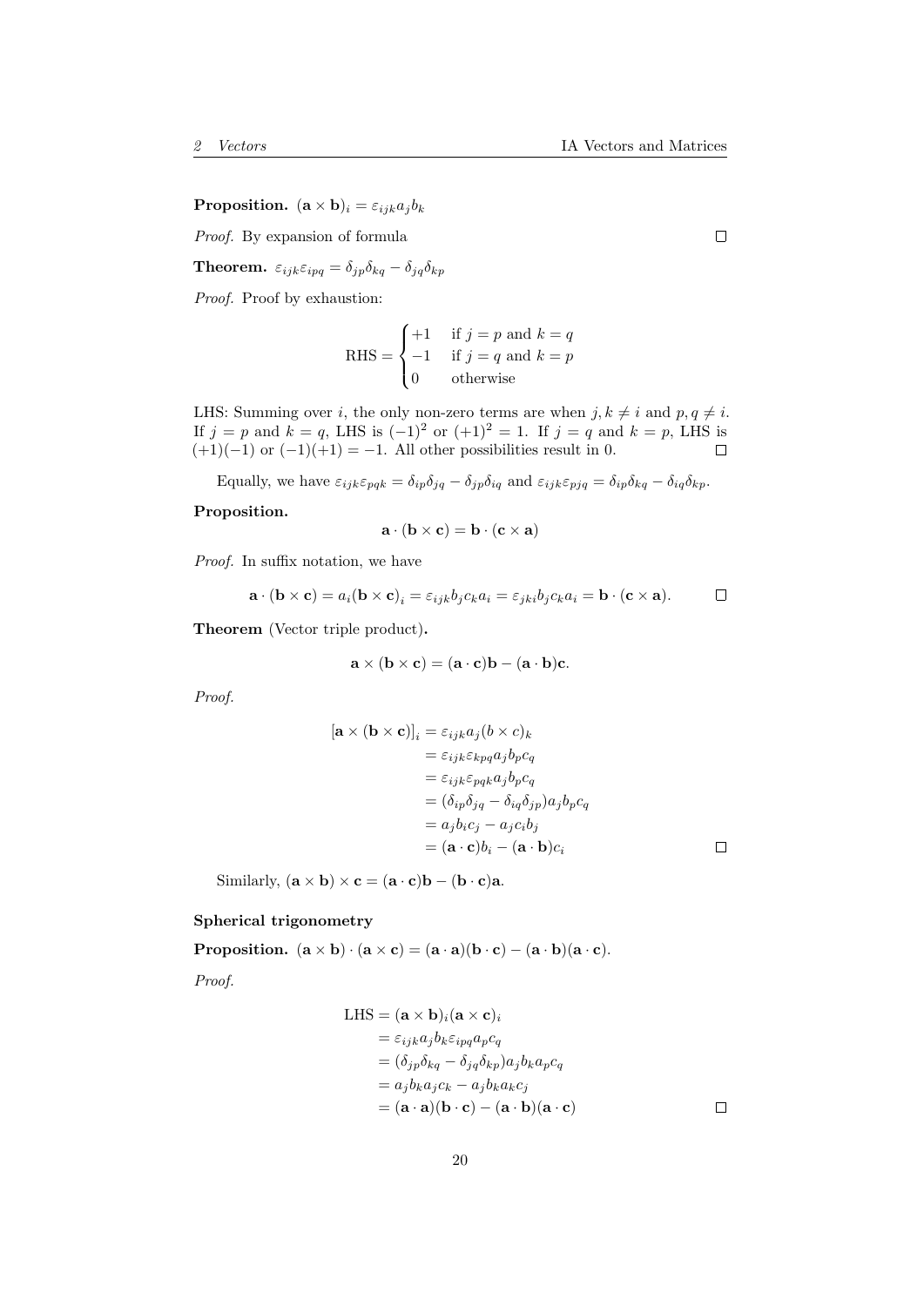**Proposition.** $(\mathbf{a} \times \mathbf{b})_i = \varepsilon_{ijk} a_j b_k$

*Proof.* By expansion of formula ☐

**Theorem.** $\varepsilon_{ijk}\varepsilon_{ipq} = \delta_{jp}\delta_{kq} - \delta_{jq}\delta_{kp}$

*Proof.* Proof by exhaustion:

$$\text{RHS} = \begin{cases} +1 & \text{if } j = p \text{ and } k = q \\ -1 & \text{if } j = q \text{ and } k = p \\ 0 & \text{otherwise} \end{cases}$$

LHS: Summing over $i$, the only non-zero terms are when $j, k \neq i$ and $p, q \neq i$. If $j = p$ and $k = q$, LHS is $(-1)^2$ or $(+1)^2 = 1$. If $j = q$ and $k = p$, LHS is $(+1)(-1)$ or $(-1)(+1) = -1$. All other possibilities result in 0. ☐

Equally, we have $\varepsilon_{ijk}\varepsilon_{pqk} = \delta_{ip}\delta_{jq} - \delta_{jp}\delta_{iq}$ and $\varepsilon_{ijk}\varepsilon_{pjq} = \delta_{ip}\delta_{kq} - \delta_{iq}\delta_{kp}$.

**Proposition.**

$$\mathbf{a} \cdot (\mathbf{b} \times \mathbf{c}) = \mathbf{b} \cdot (\mathbf{c} \times \mathbf{a})$$

*Proof.* In suffix notation, we have

$$\mathbf{a} \cdot (\mathbf{b} \times \mathbf{c}) = a_i(\mathbf{b} \times \mathbf{c})_i = \varepsilon_{ijk} b_j c_k a_i = \varepsilon_{jki} b_j c_k a_i = \mathbf{b} \cdot (\mathbf{c} \times \mathbf{a}).$$ ☐

**Theorem** (Vector triple product)**.**

$$\mathbf{a} \times (\mathbf{b} \times \mathbf{c}) = (\mathbf{a} \cdot \mathbf{c})\mathbf{b} - (\mathbf{a} \cdot \mathbf{b})\mathbf{c}.$$

*Proof.*

$$\begin{aligned}
[\mathbf{a} \times (\mathbf{b} \times \mathbf{c})]_i &= \varepsilon_{ijk} a_j (b \times c)_k \\
&= \varepsilon_{ijk}\varepsilon_{kpq} a_j b_p c_q \\
&= \varepsilon_{ijk}\varepsilon_{pqk} a_j b_p c_q \\
&= (\delta_{ip}\delta_{jq} - \delta_{iq}\delta_{jp}) a_j b_p c_q \\
&= a_j b_i c_j - a_j c_i b_j \\
&= (\mathbf{a} \cdot \mathbf{c}) b_i - (\mathbf{a} \cdot \mathbf{b}) c_i
\end{aligned}$$ ☐

Similarly, $(\mathbf{a} \times \mathbf{b}) \times \mathbf{c} = (\mathbf{a} \cdot \mathbf{c})\mathbf{b} - (\mathbf{b} \cdot \mathbf{c})\mathbf{a}$.

**Spherical trigonometry**

**Proposition.** $(\mathbf{a} \times \mathbf{b}) \cdot (\mathbf{a} \times \mathbf{c}) = (\mathbf{a} \cdot \mathbf{a})(\mathbf{b} \cdot \mathbf{c}) - (\mathbf{a} \cdot \mathbf{b})(\mathbf{a} \cdot \mathbf{c})$.

*Proof.*

$$\begin{aligned}
\text{LHS} &= (\mathbf{a} \times \mathbf{b})_i (\mathbf{a} \times \mathbf{c})_i \\
&= \varepsilon_{ijk} a_j b_k \varepsilon_{ipq} a_p c_q \\
&= (\delta_{jp}\delta_{kq} - \delta_{jq}\delta_{kp}) a_j b_k a_p c_q \\
&= a_j b_k a_j c_k - a_j b_k a_k c_j \\
&= (\mathbf{a} \cdot \mathbf{a})(\mathbf{b} \cdot \mathbf{c}) - (\mathbf{a} \cdot \mathbf{b})(\mathbf{a} \cdot \mathbf{c})
\end{aligned}$$ ☐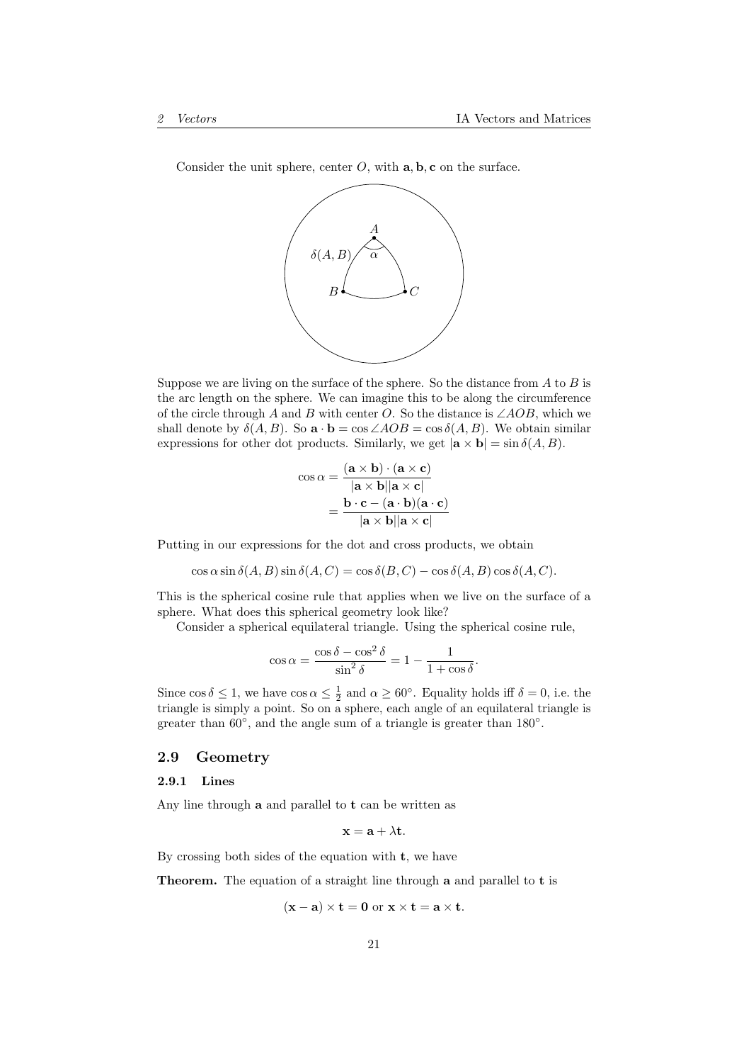Consider the unit sphere, center $O$, with $\mathbf{a}, \mathbf{b}, \mathbf{c}$ on the surface.

Suppose we are living on the surface of the sphere. So the distance from $A$ to $B$ is the arc length on the sphere. We can imagine this to be along the circumference of the circle through $A$ and $B$ with center $O$. So the distance is $\angle AOB$, which we shall denote by $\delta(A, B)$. So $\mathbf{a} \cdot \mathbf{b} = \cos \angle AOB = \cos \delta(A, B)$. We obtain similar expressions for other dot products. Similarly, we get $|\mathbf{a} \times \mathbf{b}| = \sin \delta(A, B)$.

$$\begin{aligned}
\cos \alpha &= \frac{(\mathbf{a} \times \mathbf{b}) \cdot (\mathbf{a} \times \mathbf{c})}{|\mathbf{a} \times \mathbf{b}||\mathbf{a} \times \mathbf{c}|} \\
&= \frac{\mathbf{b} \cdot \mathbf{c} - (\mathbf{a} \cdot \mathbf{b})(\mathbf{a} \cdot \mathbf{c})}{|\mathbf{a} \times \mathbf{b}||\mathbf{a} \times \mathbf{c}|}
\end{aligned}$$

Putting in our expressions for the dot and cross products, we obtain

$$\cos \alpha \sin \delta(A, B) \sin \delta(A, C) = \cos \delta(B, C) - \cos \delta(A, B) \cos \delta(A, C).$$

This is the spherical cosine rule that applies when we live on the surface of a sphere. What does this spherical geometry look like?

Consider a spherical equilateral triangle. Using the spherical cosine rule,

$$\cos \alpha = \frac{\cos \delta - \cos^2 \delta}{\sin^2 \delta} = 1 - \frac{1}{1 + \cos \delta}.$$

Since $\cos \delta \leq 1$, we have $\cos \alpha \leq \frac{1}{2}$ and $\alpha \geq 60^\circ$. Equality holds iff $\delta = 0$, i.e. the triangle is simply a point. So on a sphere, each angle of an equilateral triangle is greater than $60^\circ$, and the angle sum of a triangle is greater than $180^\circ$.

## 2.9 Geometry

### 2.9.1 Lines

Any line through $\mathbf{a}$ and parallel to $\mathbf{t}$ can be written as

$$\mathbf{x} = \mathbf{a} + \lambda \mathbf{t}.$$

By crossing both sides of the equation with $\mathbf{t}$, we have

**Theorem.** The equation of a straight line through $\mathbf{a}$ and parallel to $\mathbf{t}$ is

$$(\mathbf{x} - \mathbf{a}) \times \mathbf{t} = \mathbf{0} \text{ or } \mathbf{x} \times \mathbf{t} = \mathbf{a} \times \mathbf{t}.$$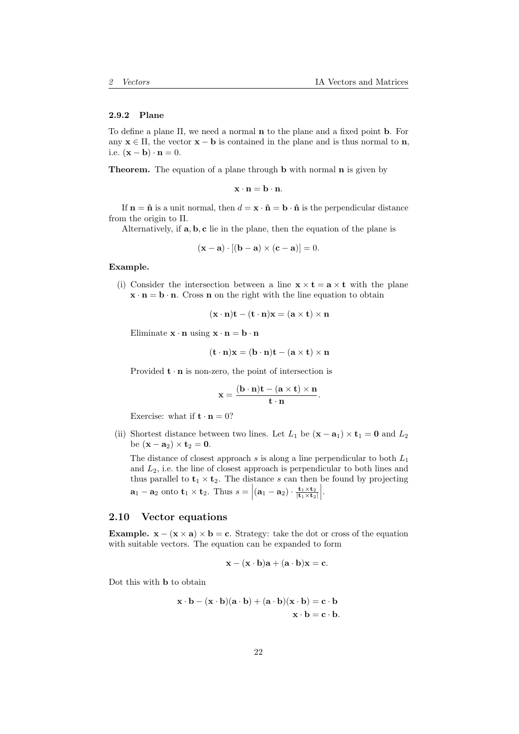### 2.9.2 Plane

To define a plane $\Pi$, we need a normal $\mathbf{n}$ to the plane and a fixed point $\mathbf{b}$. For any $\mathbf{x} \in \Pi$, the vector $\mathbf{x} - \mathbf{b}$ is contained in the plane and is thus normal to $\mathbf{n}$, i.e. $(\mathbf{x} - \mathbf{b}) \cdot \mathbf{n} = 0$.

**Theorem.** The equation of a plane through $\mathbf{b}$ with normal $\mathbf{n}$ is given by

$$\mathbf{x} \cdot \mathbf{n} = \mathbf{b} \cdot \mathbf{n}.$$

If $\mathbf{n} = \hat{\mathbf{n}}$ is a unit normal, then $d = \mathbf{x} \cdot \hat{\mathbf{n}} = \mathbf{b} \cdot \hat{\mathbf{n}}$ is the perpendicular distance from the origin to $\Pi$.

Alternatively, if $\mathbf{a}, \mathbf{b}, \mathbf{c}$ lie in the plane, then the equation of the plane is

$$(\mathbf{x} - \mathbf{a}) \cdot [(\mathbf{b} - \mathbf{a}) \times (\mathbf{c} - \mathbf{a})] = 0.$$

**Example.**

(i) Consider the intersection between a line $\mathbf{x} \times \mathbf{t} = \mathbf{a} \times \mathbf{t}$ with the plane $\mathbf{x} \cdot \mathbf{n} = \mathbf{b} \cdot \mathbf{n}$. Cross $\mathbf{n}$ on the right with the line equation to obtain

$$(\mathbf{x} \cdot \mathbf{n})\mathbf{t} - (\mathbf{t} \cdot \mathbf{n})\mathbf{x} = (\mathbf{a} \times \mathbf{t}) \times \mathbf{n}$$

Eliminate $\mathbf{x} \cdot \mathbf{n}$ using $\mathbf{x} \cdot \mathbf{n} = \mathbf{b} \cdot \mathbf{n}$

$$(\mathbf{t} \cdot \mathbf{n})\mathbf{x} = (\mathbf{b} \cdot \mathbf{n})\mathbf{t} - (\mathbf{a} \times \mathbf{t}) \times \mathbf{n}$$

Provided $\mathbf{t} \cdot \mathbf{n}$ is non-zero, the point of intersection is

$$\mathbf{x} = \frac{(\mathbf{b} \cdot \mathbf{n})\mathbf{t} - (\mathbf{a} \times \mathbf{t}) \times \mathbf{n}}{\mathbf{t} \cdot \mathbf{n}}.$$

Exercise: what if $\mathbf{t} \cdot \mathbf{n} = 0$?

(ii) Shortest distance between two lines. Let $L_1$ be $(\mathbf{x} - \mathbf{a}_1) \times \mathbf{t}_1 = \mathbf{0}$ and $L_2$ be $(\mathbf{x} - \mathbf{a}_2) \times \mathbf{t}_2 = \mathbf{0}$.

The distance of closest approach $s$ is along a line perpendicular to both $L_1$ and $L_2$, i.e. the line of closest approach is perpendicular to both lines and thus parallel to $\mathbf{t}_1 \times \mathbf{t}_2$. The distance $s$ can then be found by projecting $\mathbf{a}_1 - \mathbf{a}_2$ onto $\mathbf{t}_1 \times \mathbf{t}_2$. Thus $s = \left|(\mathbf{a}_1 - \mathbf{a}_2) \cdot \frac{\mathbf{t}_1 \times \mathbf{t}_2}{|\mathbf{t}_1 \times \mathbf{t}_2|}\right|$.

## 2.10 Vector equations

**Example.** $\mathbf{x} - (\mathbf{x} \times \mathbf{a}) \times \mathbf{b} = \mathbf{c}$. Strategy: take the dot or cross of the equation with suitable vectors. The equation can be expanded to form

$$\mathbf{x} - (\mathbf{x} \cdot \mathbf{b})\mathbf{a} + (\mathbf{a} \cdot \mathbf{b})\mathbf{x} = \mathbf{c}.$$

Dot this with $\mathbf{b}$ to obtain

$$\begin{aligned} \mathbf{x} \cdot \mathbf{b} - (\mathbf{x} \cdot \mathbf{b})(\mathbf{a} \cdot \mathbf{b}) + (\mathbf{a} \cdot \mathbf{b})(\mathbf{x} \cdot \mathbf{b}) &= \mathbf{c} \cdot \mathbf{b} \\ \mathbf{x} \cdot \mathbf{b} &= \mathbf{c} \cdot \mathbf{b}. \end{aligned}$$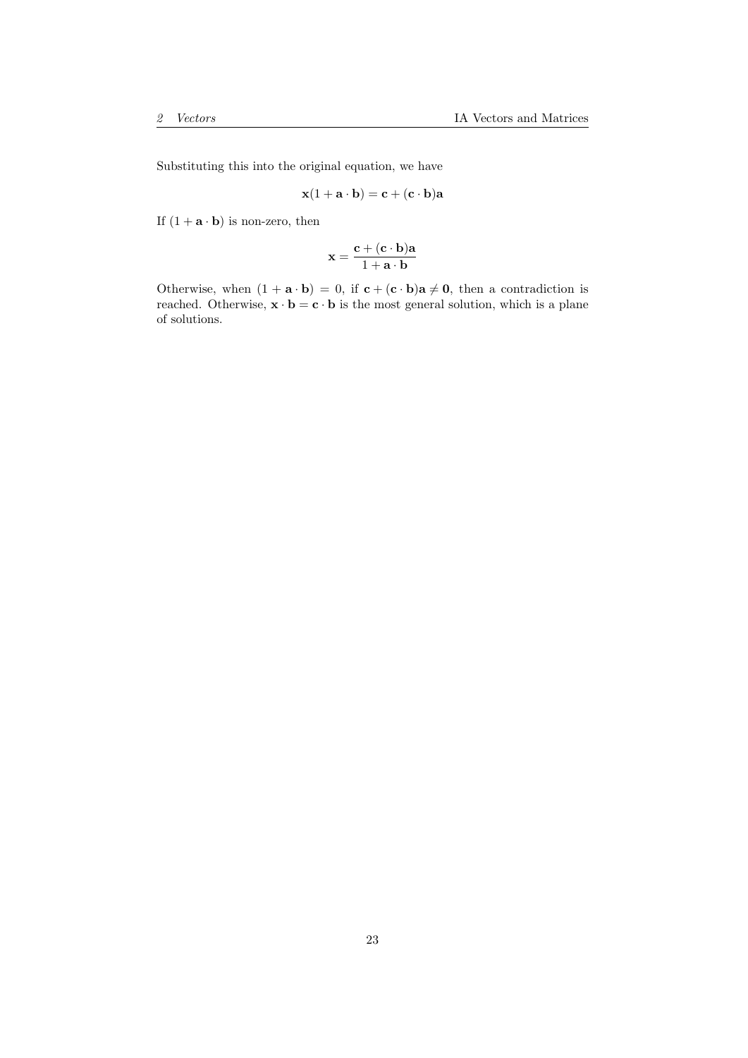Substituting this into the original equation, we have

$$\mathbf{x}(1 + \mathbf{a} \cdot \mathbf{b}) = \mathbf{c} + (\mathbf{c} \cdot \mathbf{b})\mathbf{a}$$

If $(1 + \mathbf{a} \cdot \mathbf{b})$ is non-zero, then

$$\mathbf{x} = \frac{\mathbf{c} + (\mathbf{c} \cdot \mathbf{b})\mathbf{a}}{1 + \mathbf{a} \cdot \mathbf{b}}$$

Otherwise, when $(1 + \mathbf{a} \cdot \mathbf{b}) = 0$, if $\mathbf{c} + (\mathbf{c} \cdot \mathbf{b})\mathbf{a} \neq \mathbf{0}$, then a contradiction is reached. Otherwise, $\mathbf{x} \cdot \mathbf{b} = \mathbf{c} \cdot \mathbf{b}$ is the most general solution, which is a plane of solutions.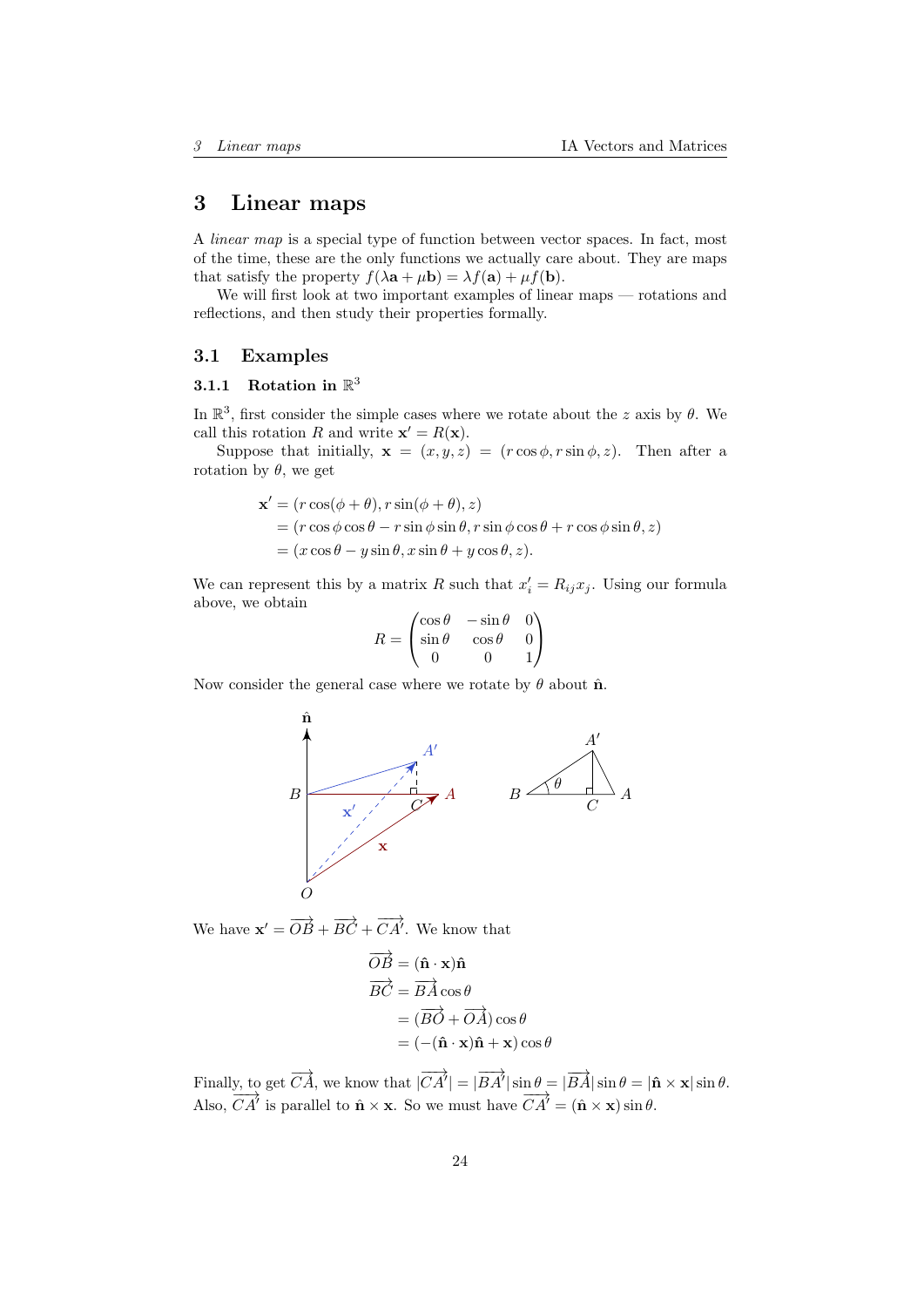# 3 Linear maps

A *linear map* is a special type of function between vector spaces. In fact, most of the time, these are the only functions we actually care about. They are maps that satisfy the property $f(\lambda \mathbf{a} + \mu \mathbf{b}) = \lambda f(\mathbf{a}) + \mu f(\mathbf{b})$.

We will first look at two important examples of linear maps — rotations and reflections, and then study their properties formally.

## 3.1 Examples

### 3.1.1 Rotation in $\mathbb{R}^3$

In $\mathbb{R}^3$, first consider the simple cases where we rotate about the $z$ axis by $\theta$. We call this rotation $R$ and write $\mathbf{x}' = R(\mathbf{x})$.

Suppose that initially, $\mathbf{x} = (x, y, z) = (r\cos\phi, r\sin\phi, z)$. Then after a rotation by $\theta$, we get

$$\begin{aligned}
\mathbf{x}' &= (r\cos(\phi+\theta), r\sin(\phi+\theta), z)\\
&= (r\cos\phi\cos\theta - r\sin\phi\sin\theta, r\sin\phi\cos\theta + r\cos\phi\sin\theta, z)\\
&= (x\cos\theta - y\sin\theta, x\sin\theta + y\cos\theta, z).
\end{aligned}$$

We can represent this by a matrix $R$ such that $x'_i = R_{ij}x_j$. Using our formula above, we obtain

$$R = \begin{pmatrix} \cos\theta & -\sin\theta & 0\\ \sin\theta & \cos\theta & 0\\ 0 & 0 & 1\end{pmatrix}$$

Now consider the general case where we rotate by $\theta$ about $\hat{\mathbf{n}}$.

We have $\mathbf{x}' = \overrightarrow{OB} + \overrightarrow{BC} + \overrightarrow{CA'}$. We know that

$$\begin{aligned}
\overrightarrow{OB} &= (\hat{\mathbf{n}}\cdot\mathbf{x})\hat{\mathbf{n}}\\
\overrightarrow{BC} &= \overrightarrow{BA}\cos\theta\\
&= (\overrightarrow{BO} + \overrightarrow{OA})\cos\theta\\
&= (-(\hat{\mathbf{n}}\cdot\mathbf{x})\hat{\mathbf{n}} + \mathbf{x})\cos\theta
\end{aligned}$$

Finally, to get $\overrightarrow{CA}$, we know that $|\overrightarrow{CA'}| = |\overrightarrow{BA'}|\sin\theta = |\overrightarrow{BA}|\sin\theta = |\hat{\mathbf{n}}\times\mathbf{x}|\sin\theta$. Also, $\overrightarrow{CA'}$ is parallel to $\hat{\mathbf{n}}\times\mathbf{x}$. So we must have $\overrightarrow{CA'} = (\hat{\mathbf{n}}\times\mathbf{x})\sin\theta$.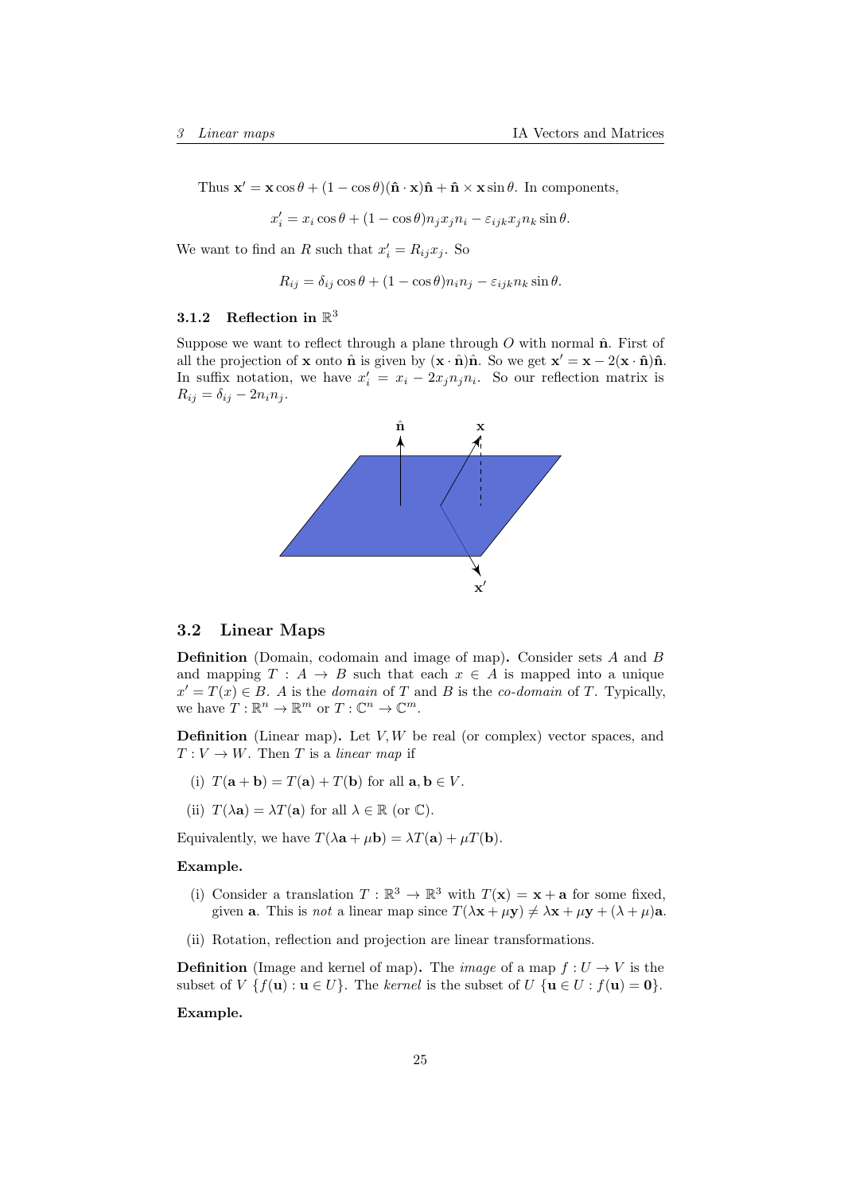Thus $\mathbf{x}' = \mathbf{x}\cos\theta + (1-\cos\theta)(\hat{\mathbf{n}}\cdot\mathbf{x})\hat{\mathbf{n}} + \hat{\mathbf{n}}\times\mathbf{x}\sin\theta$. In components,

$$x_i' = x_i\cos\theta + (1-\cos\theta)n_jx_jn_i - \varepsilon_{ijk}x_jn_k\sin\theta.$$

We want to find an $R$ such that $x_i' = R_{ij}x_j$. So

$$R_{ij} = \delta_{ij}\cos\theta + (1-\cos\theta)n_in_j - \varepsilon_{ijk}n_k\sin\theta.$$

### 3.1.2 Reflection in $\mathbb{R}^3$

Suppose we want to reflect through a plane through $O$ with normal $\hat{\mathbf{n}}$. First of all the projection of $\mathbf{x}$ onto $\hat{\mathbf{n}}$ is given by $(\mathbf{x}\cdot\hat{\mathbf{n}})\hat{\mathbf{n}}$. So we get $\mathbf{x}' = \mathbf{x} - 2(\mathbf{x}\cdot\hat{\mathbf{n}})\hat{\mathbf{n}}$. In suffix notation, we have $x_i' = x_i - 2x_jn_jn_i$. So our reflection matrix is $R_{ij} = \delta_{ij} - 2n_in_j$.

## 3.2 Linear Maps

**Definition** (Domain, codomain and image of map)**.** Consider sets $A$ and $B$ and mapping $T: A\to B$ such that each $x\in A$ is mapped into a unique $x' = T(x)\in B$. $A$ is the *domain* of $T$ and $B$ is the *co-domain* of $T$. Typically, we have $T:\mathbb{R}^n\to\mathbb{R}^m$ or $T:\mathbb{C}^n\to\mathbb{C}^m$.

**Definition** (Linear map)**.** Let $V, W$ be real (or complex) vector spaces, and $T: V\to W$. Then $T$ is a *linear map* if

(i) $T(\mathbf{a}+\mathbf{b}) = T(\mathbf{a}) + T(\mathbf{b})$ for all $\mathbf{a},\mathbf{b}\in V$.

(ii) $T(\lambda\mathbf{a}) = \lambda T(\mathbf{a})$ for all $\lambda\in\mathbb{R}$ (or $\mathbb{C}$).

Equivalently, we have $T(\lambda\mathbf{a}+\mu\mathbf{b}) = \lambda T(\mathbf{a}) + \mu T(\mathbf{b})$.

**Example.**

(i) Consider a translation $T:\mathbb{R}^3\to\mathbb{R}^3$ with $T(\mathbf{x}) = \mathbf{x}+\mathbf{a}$ for some fixed, given $\mathbf{a}$. This is *not* a linear map since $T(\lambda\mathbf{x}+\mu\mathbf{y}) \neq \lambda\mathbf{x}+\mu\mathbf{y}+(\lambda+\mu)\mathbf{a}$.

(ii) Rotation, reflection and projection are linear transformations.

**Definition** (Image and kernel of map)**.** The *image* of a map $f: U\to V$ is the subset of $V$ $\{f(\mathbf{u}) : \mathbf{u}\in U\}$. The *kernel* is the subset of $U$ $\{\mathbf{u}\in U : f(\mathbf{u}) = \mathbf{0}\}$.

**Example.**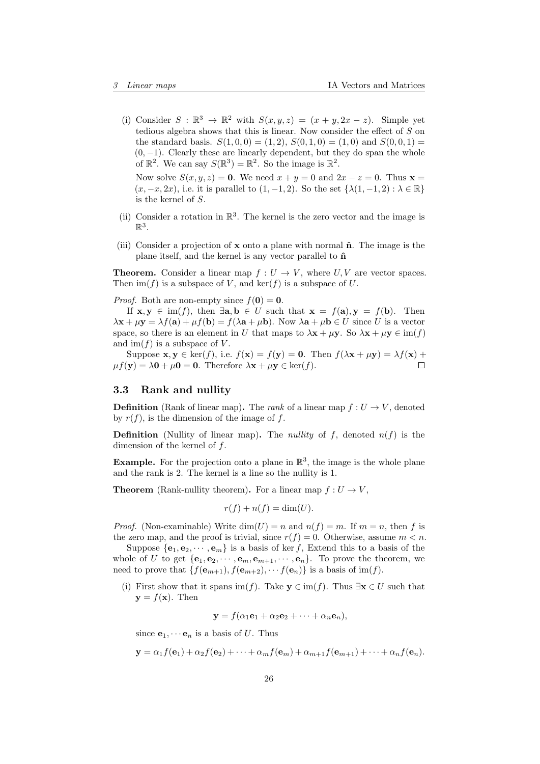(i) Consider $S : \mathbb{R}^3 \to \mathbb{R}^2$ with $S(x, y, z) = (x + y, 2x - z)$. Simple yet tedious algebra shows that this is linear. Now consider the effect of $S$ on the standard basis. $S(1, 0, 0) = (1, 2)$, $S(0, 1, 0) = (1, 0)$ and $S(0, 0, 1) = (0, -1)$. Clearly these are linearly dependent, but they do span the whole of $\mathbb{R}^2$. We can say $S(\mathbb{R}^3) = \mathbb{R}^2$. So the image is $\mathbb{R}^2$.

   Now solve $S(x, y, z) = \mathbf{0}$. We need $x + y = 0$ and $2x - z = 0$. Thus $\mathbf{x} = (x, -x, 2x)$, i.e. it is parallel to $(1, -1, 2)$. So the set $\{\lambda(1, -1, 2) : \lambda \in \mathbb{R}\}$ is the kernel of $S$.

(ii) Consider a rotation in $\mathbb{R}^3$. The kernel is the zero vector and the image is $\mathbb{R}^3$.

(iii) Consider a projection of $\mathbf{x}$ onto a plane with normal $\hat{\mathbf{n}}$. The image is the plane itself, and the kernel is any vector parallel to $\hat{\mathbf{n}}$

**Theorem.** Consider a linear map $f : U \to V$, where $U, V$ are vector spaces. Then $\operatorname{im}(f)$ is a subspace of $V$, and $\ker(f)$ is a subspace of $U$.

*Proof.* Both are non-empty since $f(\mathbf{0}) = \mathbf{0}$.

If $\mathbf{x}, \mathbf{y} \in \operatorname{im}(f)$, then $\exists \mathbf{a}, \mathbf{b} \in U$ such that $\mathbf{x} = f(\mathbf{a}), \mathbf{y} = f(\mathbf{b})$. Then $\lambda\mathbf{x} + \mu\mathbf{y} = \lambda f(\mathbf{a}) + \mu f(\mathbf{b}) = f(\lambda\mathbf{a} + \mu\mathbf{b})$. Now $\lambda\mathbf{a} + \mu\mathbf{b} \in U$ since $U$ is a vector space, so there is an element in $U$ that maps to $\lambda\mathbf{x} + \mu\mathbf{y}$. So $\lambda\mathbf{x} + \mu\mathbf{y} \in \operatorname{im}(f)$ and $\operatorname{im}(f)$ is a subspace of $V$.

Suppose $\mathbf{x}, \mathbf{y} \in \ker(f)$, i.e. $f(\mathbf{x}) = f(\mathbf{y}) = \mathbf{0}$. Then $f(\lambda\mathbf{x} + \mu\mathbf{y}) = \lambda f(\mathbf{x}) + \mu f(\mathbf{y}) = \lambda\mathbf{0} + \mu\mathbf{0} = \mathbf{0}$. Therefore $\lambda\mathbf{x} + \mu\mathbf{y} \in \ker(f)$. □

### 3.3 Rank and nullity

**Definition** (Rank of linear map)**.** The *rank* of a linear map $f : U \to V$, denoted by $r(f)$, is the dimension of the image of $f$.

**Definition** (Nullity of linear map)**.** The *nullity* of $f$, denoted $n(f)$ is the dimension of the kernel of $f$.

**Example.** For the projection onto a plane in $\mathbb{R}^3$, the image is the whole plane and the rank is 2. The kernel is a line so the nullity is 1.

**Theorem** (Rank-nullity theorem)**.** For a linear map $f : U \to V$,

$$r(f) + n(f) = \dim(U).$$

*Proof.* (Non-examinable) Write $\dim(U) = n$ and $n(f) = m$. If $m = n$, then $f$ is the zero map, and the proof is trivial, since $r(f) = 0$. Otherwise, assume $m < n$.

Suppose $\{\mathbf{e}_1, \mathbf{e}_2, \cdots, \mathbf{e}_m\}$ is a basis of $\ker f$, Extend this to a basis of the whole of $U$ to get $\{\mathbf{e}_1, \mathbf{e}_2, \cdots, \mathbf{e}_m, \mathbf{e}_{m+1}, \cdots, \mathbf{e}_n\}$. To prove the theorem, we need to prove that $\{f(\mathbf{e}_{m+1}), f(\mathbf{e}_{m+2}), \cdots f(\mathbf{e}_n)\}$ is a basis of $\operatorname{im}(f)$.

(i) First show that it spans $\operatorname{im}(f)$. Take $\mathbf{y} \in \operatorname{im}(f)$. Thus $\exists \mathbf{x} \in U$ such that $\mathbf{y} = f(\mathbf{x})$. Then

$$\mathbf{y} = f(\alpha_1\mathbf{e}_1 + \alpha_2\mathbf{e}_2 + \cdots + \alpha_n\mathbf{e}_n),$$

since $\mathbf{e}_1, \cdots \mathbf{e}_n$ is a basis of $U$. Thus

$$\mathbf{y} = \alpha_1 f(\mathbf{e}_1) + \alpha_2 f(\mathbf{e}_2) + \cdots + \alpha_m f(\mathbf{e}_m) + \alpha_{m+1} f(\mathbf{e}_{m+1}) + \cdots + \alpha_n f(\mathbf{e}_n).$$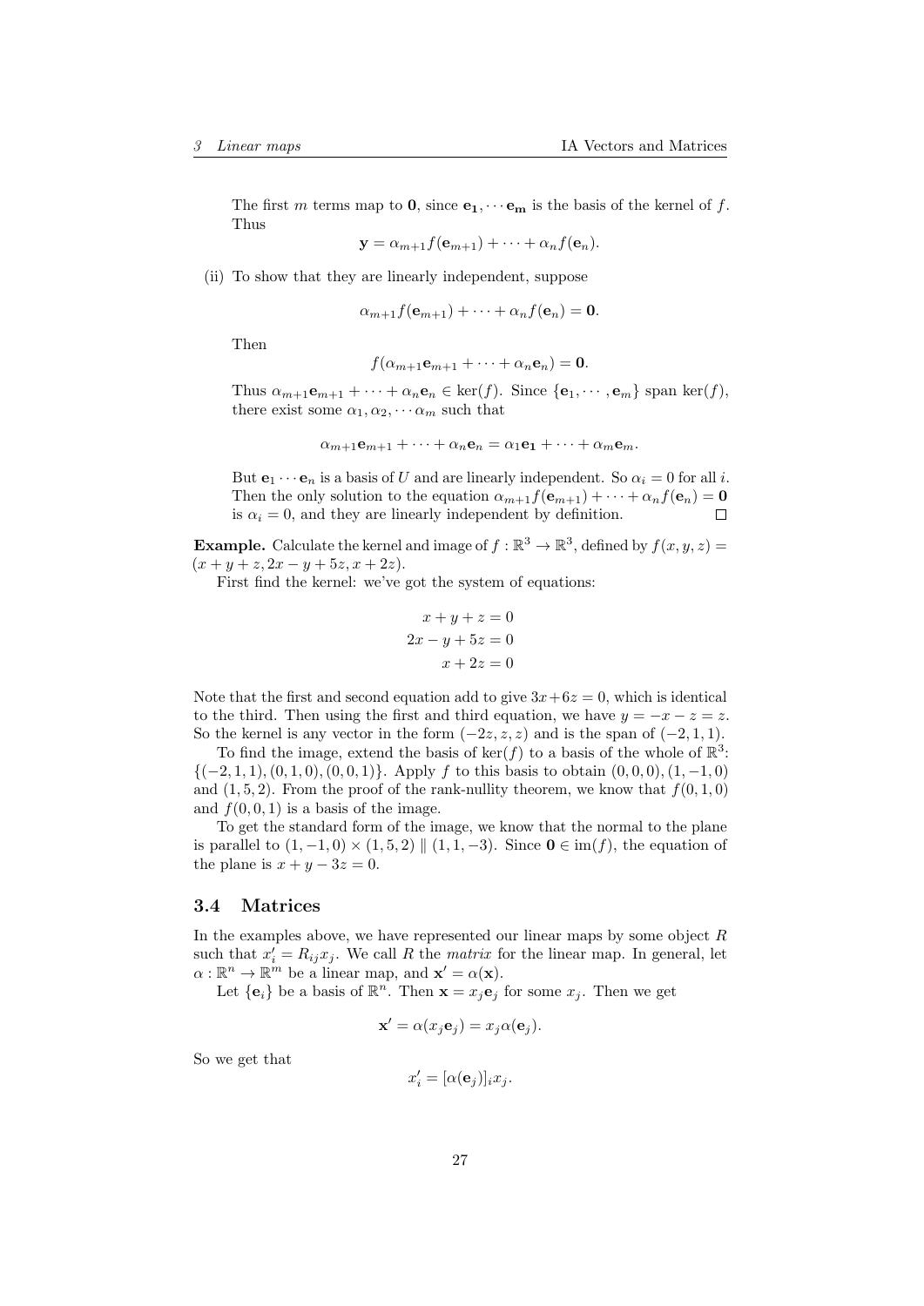The first $m$ terms map to $\mathbf{0}$, since $\mathbf{e_1}, \cdots \mathbf{e_m}$ is the basis of the kernel of $f$. Thus

$$\mathbf{y} = \alpha_{m+1} f(\mathbf{e}_{m+1}) + \cdots + \alpha_n f(\mathbf{e}_n).$$

(ii) To show that they are linearly independent, suppose

$$\alpha_{m+1} f(\mathbf{e}_{m+1}) + \cdots + \alpha_n f(\mathbf{e}_n) = \mathbf{0}.$$

Then

$$f(\alpha_{m+1}\mathbf{e}_{m+1} + \cdots + \alpha_n \mathbf{e}_n) = \mathbf{0}.$$

Thus $\alpha_{m+1}\mathbf{e}_{m+1} + \cdots + \alpha_n \mathbf{e}_n \in \ker(f)$. Since $\{\mathbf{e}_1, \cdots, \mathbf{e}_m\}$ span $\ker(f)$, there exist some $\alpha_1, \alpha_2, \cdots \alpha_m$ such that

$$\alpha_{m+1}\mathbf{e}_{m+1} + \cdots + \alpha_n \mathbf{e}_n = \alpha_1 \mathbf{e_1} + \cdots + \alpha_m \mathbf{e}_m.$$

But $\mathbf{e}_1 \cdots \mathbf{e}_n$ is a basis of $U$ and are linearly independent. So $\alpha_i = 0$ for all $i$. Then the only solution to the equation $\alpha_{m+1} f(\mathbf{e}_{m+1}) + \cdots + \alpha_n f(\mathbf{e}_n) = \mathbf{0}$ is $\alpha_i = 0$, and they are linearly independent by definition. □

**Example.** Calculate the kernel and image of $f : \mathbb{R}^3 \to \mathbb{R}^3$, defined by $f(x, y, z) = (x + y + z, 2x - y + 5z, x + 2z)$.

First find the kernel: we've got the system of equations:

$$\begin{aligned} x + y + z &= 0 \\ 2x - y + 5z &= 0 \\ x + 2z &= 0 \end{aligned}$$

Note that the first and second equation add to give $3x + 6z = 0$, which is identical to the third. Then using the first and third equation, we have $y = -x - z = z$. So the kernel is any vector in the form $(-2z, z, z)$ and is the span of $(-2, 1, 1)$.

To find the image, extend the basis of $\ker(f)$ to a basis of the whole of $\mathbb{R}^3$: $\{(-2, 1, 1), (0, 1, 0), (0, 0, 1)\}$. Apply $f$ to this basis to obtain $(0, 0, 0), (1, -1, 0)$ and $(1, 5, 2)$. From the proof of the rank-nullity theorem, we know that $f(0, 1, 0)$ and $f(0, 0, 1)$ is a basis of the image.

To get the standard form of the image, we know that the normal to the plane is parallel to $(1, -1, 0) \times (1, 5, 2) \parallel (1, 1, -3)$. Since $\mathbf{0} \in \operatorname{im}(f)$, the equation of the plane is $x + y - 3z = 0$.

### 3.4 Matrices

In the examples above, we have represented our linear maps by some object $R$ such that $x'_i = R_{ij} x_j$. We call $R$ the *matrix* for the linear map. In general, let $\alpha : \mathbb{R}^n \to \mathbb{R}^m$ be a linear map, and $\mathbf{x}' = \alpha(\mathbf{x})$.

Let $\{\mathbf{e}_i\}$ be a basis of $\mathbb{R}^n$. Then $\mathbf{x} = x_j \mathbf{e}_j$ for some $x_j$. Then we get

$$\mathbf{x}' = \alpha(x_j \mathbf{e}_j) = x_j \alpha(\mathbf{e}_j).$$

So we get that

$$x'_i = [\alpha(\mathbf{e}_j)]_i x_j.$$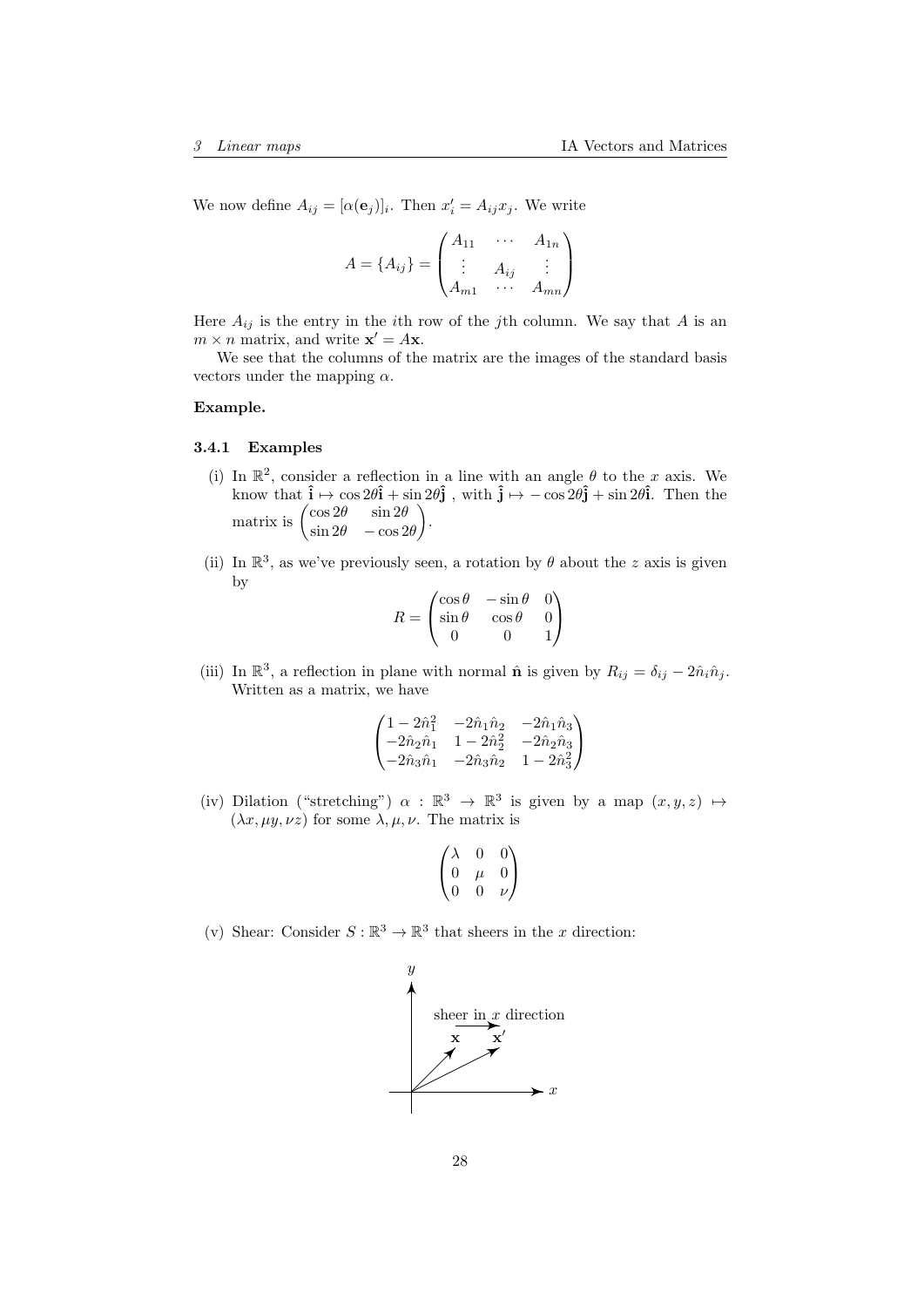We now define $A_{ij} = [\alpha(\mathbf{e}_j)]_i$. Then $x'_i = A_{ij}x_j$. We write

$$A = \{A_{ij}\} = \begin{pmatrix} A_{11} & \cdots & A_{1n} \\ \vdots & A_{ij} & \vdots \\ A_{m1} & \cdots & A_{mn} \end{pmatrix}$$

Here $A_{ij}$ is the entry in the $i$th row of the $j$th column. We say that $A$ is an $m \times n$ matrix, and write $\mathbf{x}' = A\mathbf{x}$.

We see that the columns of the matrix are the images of the standard basis vectors under the mapping $\alpha$.

**Example.**

### 3.4.1 Examples

(i) In $\mathbb{R}^2$, consider a reflection in a line with an angle $\theta$ to the $x$ axis. We know that $\hat{\mathbf{i}} \mapsto \cos 2\theta \hat{\mathbf{i}} + \sin 2\theta \hat{\mathbf{j}}$ , with $\hat{\mathbf{j}} \mapsto -\cos 2\theta \hat{\mathbf{j}} + \sin 2\theta \hat{\mathbf{i}}$. Then the matrix is $\begin{pmatrix} \cos 2\theta & \sin 2\theta \\ \sin 2\theta & -\cos 2\theta \end{pmatrix}$.

(ii) In $\mathbb{R}^3$, as we've previously seen, a rotation by $\theta$ about the $z$ axis is given by

$$R = \begin{pmatrix} \cos\theta & -\sin\theta & 0 \\ \sin\theta & \cos\theta & 0 \\ 0 & 0 & 1 \end{pmatrix}$$

(iii) In $\mathbb{R}^3$, a reflection in plane with normal $\hat{\mathbf{n}}$ is given by $R_{ij} = \delta_{ij} - 2\hat{n}_i\hat{n}_j$. Written as a matrix, we have

$$\begin{pmatrix} 1 - 2\hat{n}_1^2 & -2\hat{n}_1\hat{n}_2 & -2\hat{n}_1\hat{n}_3 \\ -2\hat{n}_2\hat{n}_1 & 1 - 2\hat{n}_2^2 & -2\hat{n}_2\hat{n}_3 \\ -2\hat{n}_3\hat{n}_1 & -2\hat{n}_3\hat{n}_2 & 1 - 2\hat{n}_3^2 \end{pmatrix}$$

(iv) Dilation ("stretching") $\alpha : \mathbb{R}^3 \to \mathbb{R}^3$ is given by a map $(x, y, z) \mapsto (\lambda x, \mu y, \nu z)$ for some $\lambda, \mu, \nu$. The matrix is

$$\begin{pmatrix} \lambda & 0 & 0 \\ 0 & \mu & 0 \\ 0 & 0 & \nu \end{pmatrix}$$

(v) Shear: Consider $S : \mathbb{R}^3 \to \mathbb{R}^3$ that sheers in the $x$ direction: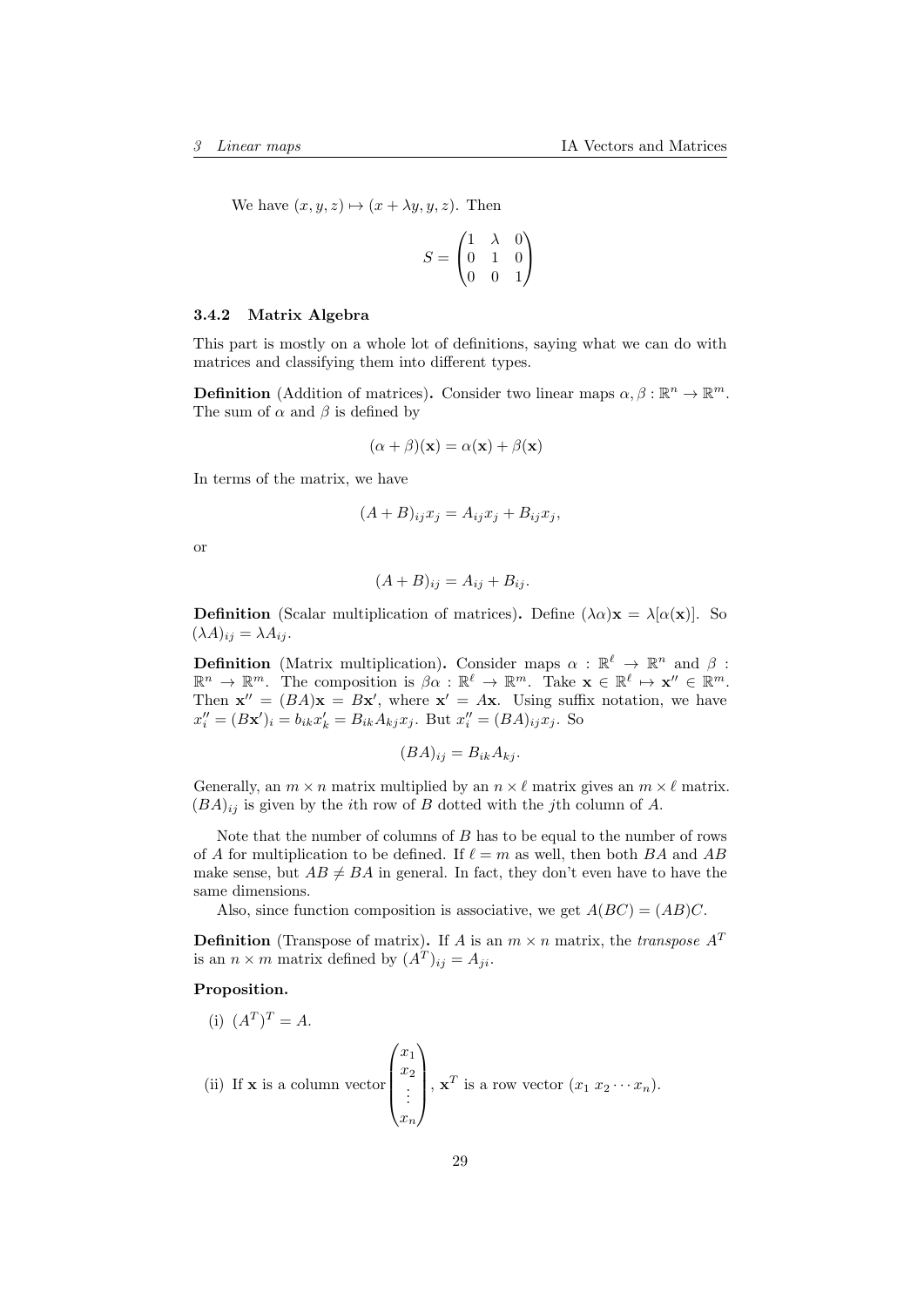We have $(x, y, z) \mapsto (x + \lambda y, y, z)$. Then

$$S = \begin{pmatrix} 1 & \lambda & 0 \\ 0 & 1 & 0 \\ 0 & 0 & 1 \end{pmatrix}$$

### 3.4.2 Matrix Algebra

This part is mostly on a whole lot of definitions, saying what we can do with matrices and classifying them into different types.

**Definition** (Addition of matrices)**.** Consider two linear maps $\alpha, \beta : \mathbb{R}^n \to \mathbb{R}^m$. The sum of $\alpha$ and $\beta$ is defined by

$$(\alpha + \beta)(\mathbf{x}) = \alpha(\mathbf{x}) + \beta(\mathbf{x})$$

In terms of the matrix, we have

$$(A + B)_{ij} x_j = A_{ij} x_j + B_{ij} x_j,$$

or

$$(A + B)_{ij} = A_{ij} + B_{ij}.$$

**Definition** (Scalar multiplication of matrices)**.** Define $(\lambda\alpha)\mathbf{x} = \lambda[\alpha(\mathbf{x})]$. So $(\lambda A)_{ij} = \lambda A_{ij}$.

**Definition** (Matrix multiplication)**.** Consider maps $\alpha : \mathbb{R}^\ell \to \mathbb{R}^n$ and $\beta : \mathbb{R}^n \to \mathbb{R}^m$. The composition is $\beta\alpha : \mathbb{R}^\ell \to \mathbb{R}^m$. Take $\mathbf{x} \in \mathbb{R}^\ell \mapsto \mathbf{x}'' \in \mathbb{R}^m$. Then $\mathbf{x}'' = (BA)\mathbf{x} = B\mathbf{x}'$, where $\mathbf{x}' = A\mathbf{x}$. Using suffix notation, we have $x''_i = (B\mathbf{x}')_i = b_{ik} x'_k = B_{ik} A_{kj} x_j$. But $x''_i = (BA)_{ij} x_j$. So

$$(BA)_{ij} = B_{ik} A_{kj}.$$

Generally, an $m \times n$ matrix multiplied by an $n \times \ell$ matrix gives an $m \times \ell$ matrix. $(BA)_{ij}$ is given by the $i$th row of $B$ dotted with the $j$th column of $A$.

Note that the number of columns of $B$ has to be equal to the number of rows of $A$ for multiplication to be defined. If $\ell = m$ as well, then both $BA$ and $AB$ make sense, but $AB \neq BA$ in general. In fact, they don't even have to have the same dimensions.

Also, since function composition is associative, we get $A(BC) = (AB)C$.

**Definition** (Transpose of matrix)**.** If $A$ is an $m \times n$ matrix, the *transpose* $A^T$ is an $n \times m$ matrix defined by $(A^T)_{ij} = A_{ji}$.

**Proposition.**

(i) $(A^T)^T = A$.

(ii) If $\mathbf{x}$ is a column vector $\begin{pmatrix} x_1 \\ x_2 \\ \vdots \\ x_n \end{pmatrix}$, $\mathbf{x}^T$ is a row vector $(x_1 \; x_2 \cdots x_n)$.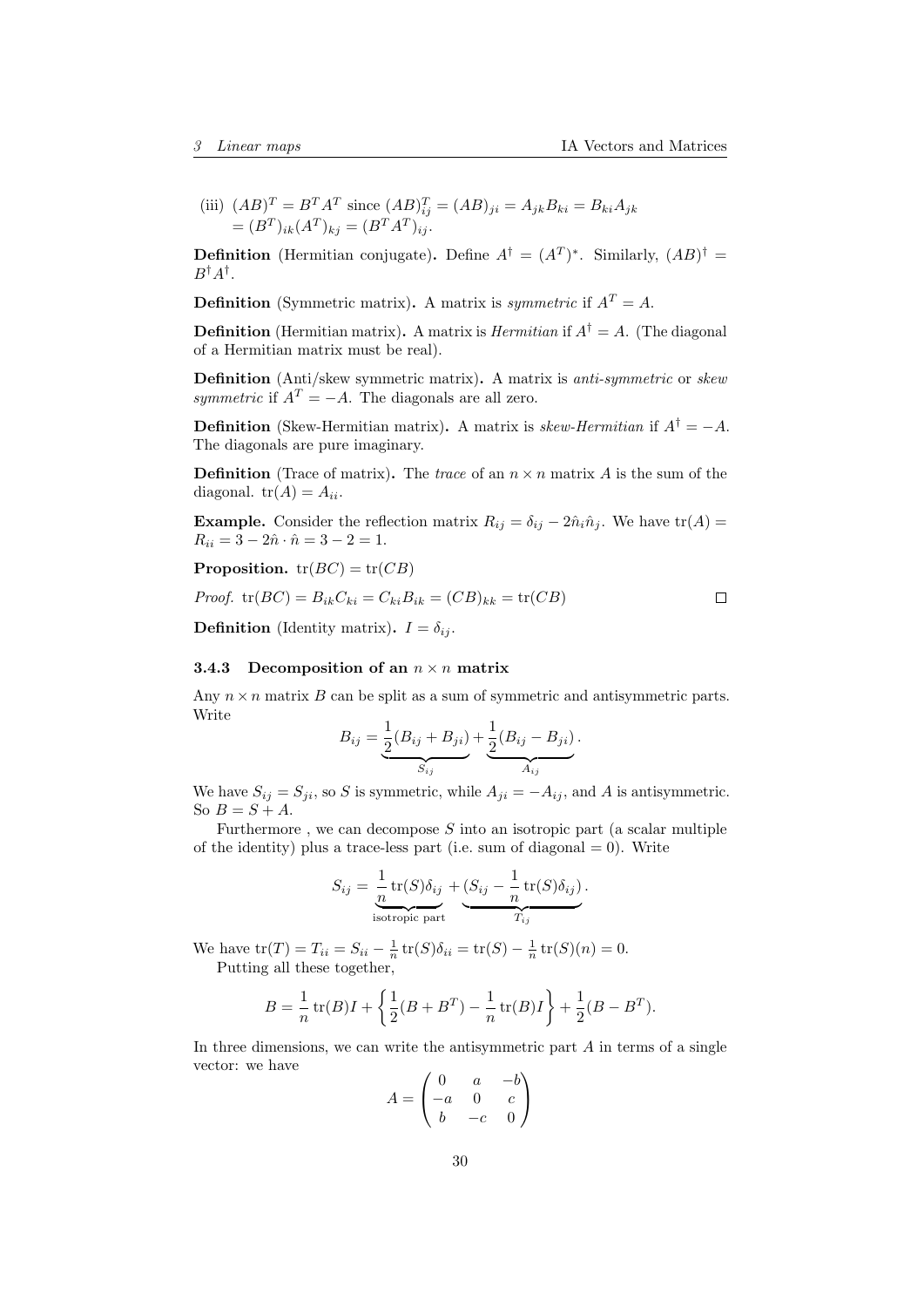(iii) $(AB)^T = B^T A^T$ since $(AB)^T_{ij} = (AB)_{ji} = A_{jk}B_{ki} = B_{ki}A_{jk}$
$= (B^T)_{ik}(A^T)_{kj} = (B^T A^T)_{ij}$.

**Definition** (Hermitian conjugate)**.** Define $A^\dagger = (A^T)^*$. Similarly, $(AB)^\dagger = B^\dagger A^\dagger$.

**Definition** (Symmetric matrix)**.** A matrix is *symmetric* if $A^T = A$.

**Definition** (Hermitian matrix)**.** A matrix is *Hermitian* if $A^\dagger = A$. (The diagonal of a Hermitian matrix must be real).

**Definition** (Anti/skew symmetric matrix)**.** A matrix is *anti-symmetric* or *skew symmetric* if $A^T = -A$. The diagonals are all zero.

**Definition** (Skew-Hermitian matrix)**.** A matrix is *skew-Hermitian* if $A^\dagger = -A$. The diagonals are pure imaginary.

**Definition** (Trace of matrix)**.** The *trace* of an $n \times n$ matrix $A$ is the sum of the diagonal. $\operatorname{tr}(A) = A_{ii}$.

**Example.** Consider the reflection matrix $R_{ij} = \delta_{ij} - 2\hat{n}_i\hat{n}_j$. We have $\operatorname{tr}(A) = R_{ii} = 3 - 2\hat{n}\cdot\hat{n} = 3 - 2 = 1$.

**Proposition.** $\operatorname{tr}(BC) = \operatorname{tr}(CB)$

*Proof.* $\operatorname{tr}(BC) = B_{ik}C_{ki} = C_{ki}B_{ik} = (CB)_{kk} = \operatorname{tr}(CB)$ □

**Definition** (Identity matrix)**.** $I = \delta_{ij}$.

### 3.4.3 Decomposition of an $n \times n$ matrix

Any $n \times n$ matrix $B$ can be split as a sum of symmetric and antisymmetric parts. Write

$$B_{ij} = \underbrace{\frac{1}{2}(B_{ij} + B_{ji})}_{S_{ij}} + \underbrace{\frac{1}{2}(B_{ij} - B_{ji})}_{A_{ij}}.$$

We have $S_{ij} = S_{ji}$, so $S$ is symmetric, while $A_{ji} = -A_{ij}$, and $A$ is antisymmetric. So $B = S + A$.

Furthermore , we can decompose $S$ into an isotropic part (a scalar multiple of the identity) plus a trace-less part (i.e. sum of diagonal = 0). Write

$$S_{ij} = \underbrace{\frac{1}{n}\operatorname{tr}(S)\delta_{ij}}_{\text{isotropic part}} + \underbrace{(S_{ij} - \frac{1}{n}\operatorname{tr}(S)\delta_{ij})}_{T_{ij}}.$$

We have $\operatorname{tr}(T) = T_{ii} = S_{ii} - \frac{1}{n}\operatorname{tr}(S)\delta_{ii} = \operatorname{tr}(S) - \frac{1}{n}\operatorname{tr}(S)(n) = 0$.

Putting all these together,

$$B = \frac{1}{n}\operatorname{tr}(B)I + \left\{\frac{1}{2}(B + B^T) - \frac{1}{n}\operatorname{tr}(B)I\right\} + \frac{1}{2}(B - B^T).$$

In three dimensions, we can write the antisymmetric part $A$ in terms of a single vector: we have

$$A = \begin{pmatrix} 0 & a & -b \\ -a & 0 & c \\ b & -c & 0 \end{pmatrix}$$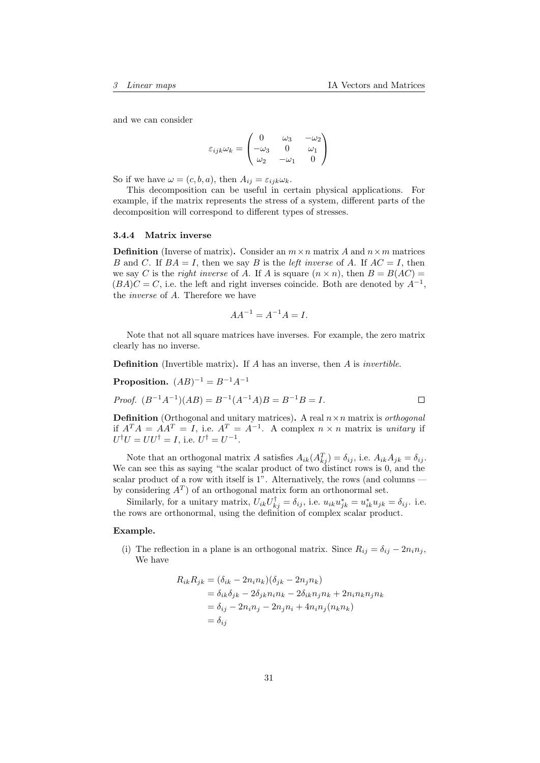and we can consider

$$\varepsilon_{ijk}\omega_k = \begin{pmatrix} 0 & \omega_3 & -\omega_2 \\ -\omega_3 & 0 & \omega_1 \\ \omega_2 & -\omega_1 & 0 \end{pmatrix}$$

So if we have $\omega = (c, b, a)$, then $A_{ij} = \varepsilon_{ijk}\omega_k$.

This decomposition can be useful in certain physical applications. For example, if the matrix represents the stress of a system, different parts of the decomposition will correspond to different types of stresses.

### 3.4.4 Matrix inverse

**Definition** (Inverse of matrix)**.** Consider an $m \times n$ matrix $A$ and $n \times m$ matrices $B$ and $C$. If $BA = I$, then we say $B$ is the *left inverse* of $A$. If $AC = I$, then we say $C$ is the *right inverse* of $A$. If $A$ is square $(n \times n)$, then $B = B(AC) = (BA)C = C$, i.e. the left and right inverses coincide. Both are denoted by $A^{-1}$, the *inverse* of $A$. Therefore we have

$$AA^{-1} = A^{-1}A = I.$$

Note that not all square matrices have inverses. For example, the zero matrix clearly has no inverse.

**Definition** (Invertible matrix)**.** If $A$ has an inverse, then $A$ is *invertible*.

**Proposition.** $(AB)^{-1} = B^{-1}A^{-1}$

*Proof.* $(B^{-1}A^{-1})(AB) = B^{-1}(A^{-1}A)B = B^{-1}B = I$. □

**Definition** (Orthogonal and unitary matrices)**.** A real $n \times n$ matrix is *orthogonal* if $A^TA = AA^T = I$, i.e. $A^T = A^{-1}$. A complex $n \times n$ matrix is *unitary* if $U^\dagger U = UU^\dagger = I$, i.e. $U^\dagger = U^{-1}$.

Note that an orthogonal matrix $A$ satisfies $A_{ik}(A^T_{kj}) = \delta_{ij}$, i.e. $A_{ik}A_{jk} = \delta_{ij}$. We can see this as saying "the scalar product of two distinct rows is 0, and the scalar product of a row with itself is 1". Alternatively, the rows (and columns — by considering $A^T$) of an orthogonal matrix form an orthonormal set.

Similarly, for a unitary matrix, $U_{ik}U^\dagger_{kj} = \delta_{ij}$, i.e. $u_{ik}u^*_{jk} = u^*_{ik}u_{jk} = \delta_{ij}$. i.e. the rows are orthonormal, using the definition of complex scalar product.

**Example.**

(i) The reflection in a plane is an orthogonal matrix. Since $R_{ij} = \delta_{ij} - 2n_in_j$, We have

$$\begin{aligned} R_{ik}R_{jk} &= (\delta_{ik} - 2n_in_k)(\delta_{jk} - 2n_jn_k) \\ &= \delta_{ik}\delta_{jk} - 2\delta_{jk}n_in_k - 2\delta_{ik}n_jn_k + 2n_in_kn_jn_k \\ &= \delta_{ij} - 2n_in_j - 2n_jn_i + 4n_in_j(n_kn_k) \\ &= \delta_{ij} \end{aligned}$$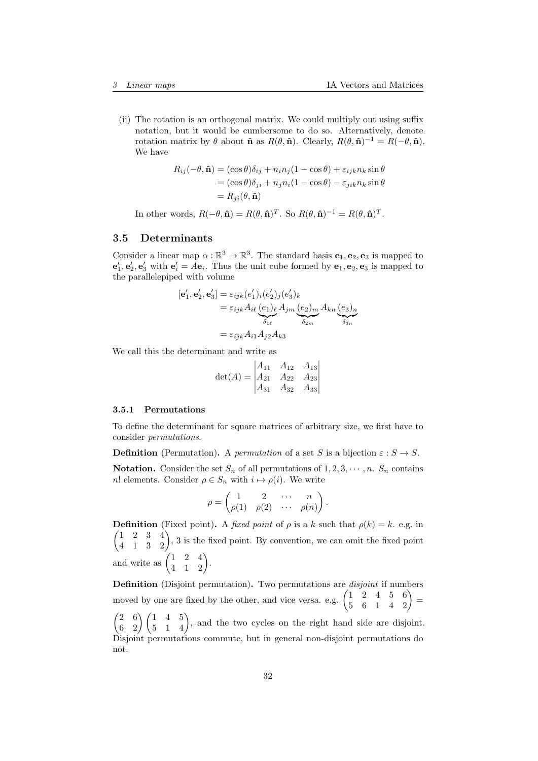(ii) The rotation is an orthogonal matrix. We could multiply out using suffix notation, but it would be cumbersome to do so. Alternatively, denote rotation matrix by $\theta$ about $\hat{\mathbf{n}}$ as $R(\theta, \hat{\mathbf{n}})$. Clearly, $R(\theta, \hat{\mathbf{n}})^{-1} = R(-\theta, \hat{\mathbf{n}})$. We have

$$
\begin{aligned}
R_{ij}(-\theta, \hat{\mathbf{n}}) &= (\cos\theta)\delta_{ij} + n_i n_j (1 - \cos\theta) + \varepsilon_{ijk} n_k \sin\theta \\
&= (\cos\theta)\delta_{ji} + n_j n_i (1 - \cos\theta) - \varepsilon_{jik} n_k \sin\theta \\
&= R_{ji}(\theta, \hat{\mathbf{n}})
\end{aligned}
$$

In other words, $R(-\theta, \hat{\mathbf{n}}) = R(\theta, \hat{\mathbf{n}})^T$. So $R(\theta, \hat{\mathbf{n}})^{-1} = R(\theta, \hat{\mathbf{n}})^T$.

## 3.5 Determinants

Consider a linear map $\alpha : \mathbb{R}^3 \to \mathbb{R}^3$. The standard basis $\mathbf{e}_1, \mathbf{e}_2, \mathbf{e}_3$ is mapped to $\mathbf{e}'_1, \mathbf{e}'_2, \mathbf{e}'_3$ with $\mathbf{e}'_i = A\mathbf{e}_i$. Thus the unit cube formed by $\mathbf{e}_1, \mathbf{e}_2, \mathbf{e}_3$ is mapped to the parallelepiped with volume

$$
\begin{aligned}
[\mathbf{e}'_1, \mathbf{e}'_2, \mathbf{e}'_3] &= \varepsilon_{ijk} (e'_1)_i (e'_2)_j (e'_3)_k \\
&= \varepsilon_{ijk} A_{i\ell} \underbrace{(e_1)_\ell}_{\delta_{1\ell}} A_{jm} \underbrace{(e_2)_m}_{\delta_{2m}} A_{kn} \underbrace{(e_3)_n}_{\delta_{3n}} \\
&= \varepsilon_{ijk} A_{i1} A_{j2} A_{k3}
\end{aligned}
$$

We call this the determinant and write as

$$
\det(A) = \begin{vmatrix} A_{11} & A_{12} & A_{13} \\ A_{21} & A_{22} & A_{23} \\ A_{31} & A_{32} & A_{33} \end{vmatrix}
$$

### 3.5.1 Permutations

To define the determinant for square matrices of arbitrary size, we first have to consider *permutations*.

**Definition** (Permutation)**.** A *permutation* of a set $S$ is a bijection $\varepsilon : S \to S$.

**Notation.** Consider the set $S_n$ of all permutations of $1, 2, 3, \cdots, n$. $S_n$ contains $n!$ elements. Consider $\rho \in S_n$ with $i \mapsto \rho(i)$. We write

$$
\rho = \begin{pmatrix} 1 & 2 & \cdots & n \\ \rho(1) & \rho(2) & \cdots & \rho(n) \end{pmatrix}.
$$

**Definition** (Fixed point)**.** A *fixed point* of $\rho$ is a $k$ such that $\rho(k) = k$. e.g. in $\begin{pmatrix} 1 & 2 & 3 & 4 \\ 4 & 1 & 3 & 2 \end{pmatrix}$, 3 is the fixed point. By convention, we can omit the fixed point and write as $\begin{pmatrix} 1 & 2 & 4 \\ 4 & 1 & 2 \end{pmatrix}$.

**Definition** (Disjoint permutation)**.** Two permutations are *disjoint* if numbers moved by one are fixed by the other, and vice versa. e.g. $\begin{pmatrix} 1 & 2 & 4 & 5 & 6 \\ 5 & 6 & 1 & 4 & 2 \end{pmatrix} = \begin{pmatrix} 2 & 6 \\ 6 & 2 \end{pmatrix} \begin{pmatrix} 1 & 4 & 5 \\ 5 & 1 & 4 \end{pmatrix}$, and the two cycles on the right hand side are disjoint. Disjoint permutations commute, but in general non-disjoint permutations do not.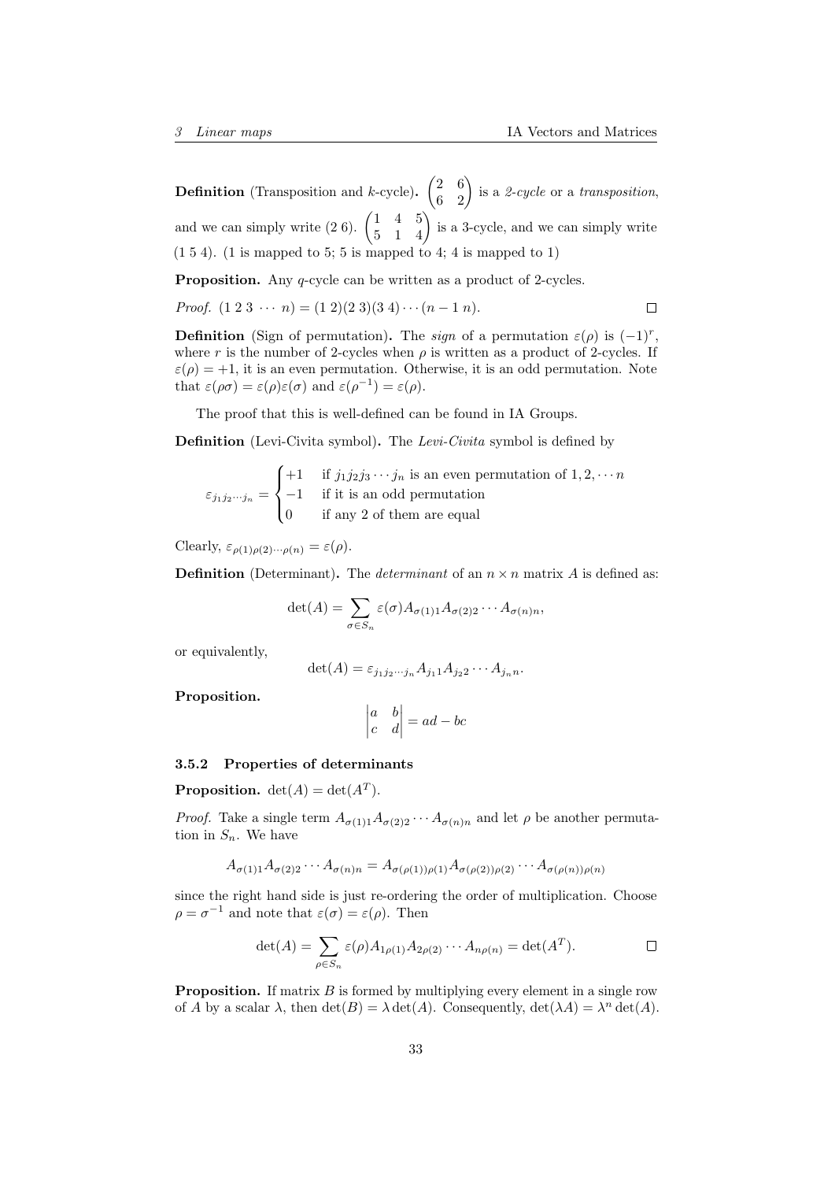**Definition** (Transposition and $k$-cycle). $\begin{pmatrix} 2 & 6 \\ 6 & 2 \end{pmatrix}$ is a *2-cycle* or a *transposition*, and we can simply write $(2\ 6)$. $\begin{pmatrix} 1 & 4 & 5 \\ 5 & 1 & 4 \end{pmatrix}$ is a 3-cycle, and we can simply write $(1\ 5\ 4)$. (1 is mapped to 5; 5 is mapped to 4; 4 is mapped to 1)

**Proposition.** Any $q$-cycle can be written as a product of 2-cycles.

*Proof.* $(1\ 2\ 3\ \cdots\ n) = (1\ 2)(2\ 3)(3\ 4)\cdots(n-1\ n)$. □

**Definition** (Sign of permutation). The *sign* of a permutation $\varepsilon(\rho)$ is $(-1)^r$, where $r$ is the number of 2-cycles when $\rho$ is written as a product of 2-cycles. If $\varepsilon(\rho) = +1$, it is an even permutation. Otherwise, it is an odd permutation. Note that $\varepsilon(\rho\sigma) = \varepsilon(\rho)\varepsilon(\sigma)$ and $\varepsilon(\rho^{-1}) = \varepsilon(\rho)$.

The proof that this is well-defined can be found in IA Groups.

**Definition** (Levi-Civita symbol). The *Levi-Civita* symbol is defined by

$$\varepsilon_{j_1 j_2 \cdots j_n} = \begin{cases} +1 & \text{if } j_1 j_2 j_3 \cdots j_n \text{ is an even permutation of } 1, 2, \cdots n \\ -1 & \text{if it is an odd permutation} \\ 0 & \text{if any 2 of them are equal} \end{cases}$$

Clearly, $\varepsilon_{\rho(1)\rho(2)\cdots\rho(n)} = \varepsilon(\rho)$.

**Definition** (Determinant). The *determinant* of an $n \times n$ matrix $A$ is defined as:

$$\det(A) = \sum_{\sigma \in S_n} \varepsilon(\sigma) A_{\sigma(1)1} A_{\sigma(2)2} \cdots A_{\sigma(n)n},$$

or equivalently,

$$\det(A) = \varepsilon_{j_1 j_2 \cdots j_n} A_{j_1 1} A_{j_2 2} \cdots A_{j_n n}.$$

**Proposition.**

$$\begin{vmatrix} a & b \\ c & d \end{vmatrix} = ad - bc$$

### 3.5.2 Properties of determinants

**Proposition.** $\det(A) = \det(A^T)$.

*Proof.* Take a single term $A_{\sigma(1)1} A_{\sigma(2)2} \cdots A_{\sigma(n)n}$ and let $\rho$ be another permutation in $S_n$. We have

$$A_{\sigma(1)1} A_{\sigma(2)2} \cdots A_{\sigma(n)n} = A_{\sigma(\rho(1))\rho(1)} A_{\sigma(\rho(2))\rho(2)} \cdots A_{\sigma(\rho(n))\rho(n)}$$

since the right hand side is just re-ordering the order of multiplication. Choose $\rho = \sigma^{-1}$ and note that $\varepsilon(\sigma) = \varepsilon(\rho)$. Then

$$\det(A) = \sum_{\rho \in S_n} \varepsilon(\rho) A_{1\rho(1)} A_{2\rho(2)} \cdots A_{n\rho(n)} = \det(A^T).$$ □

**Proposition.** If matrix $B$ is formed by multiplying every element in a single row of $A$ by a scalar $\lambda$, then $\det(B) = \lambda \det(A)$. Consequently, $\det(\lambda A) = \lambda^n \det(A)$.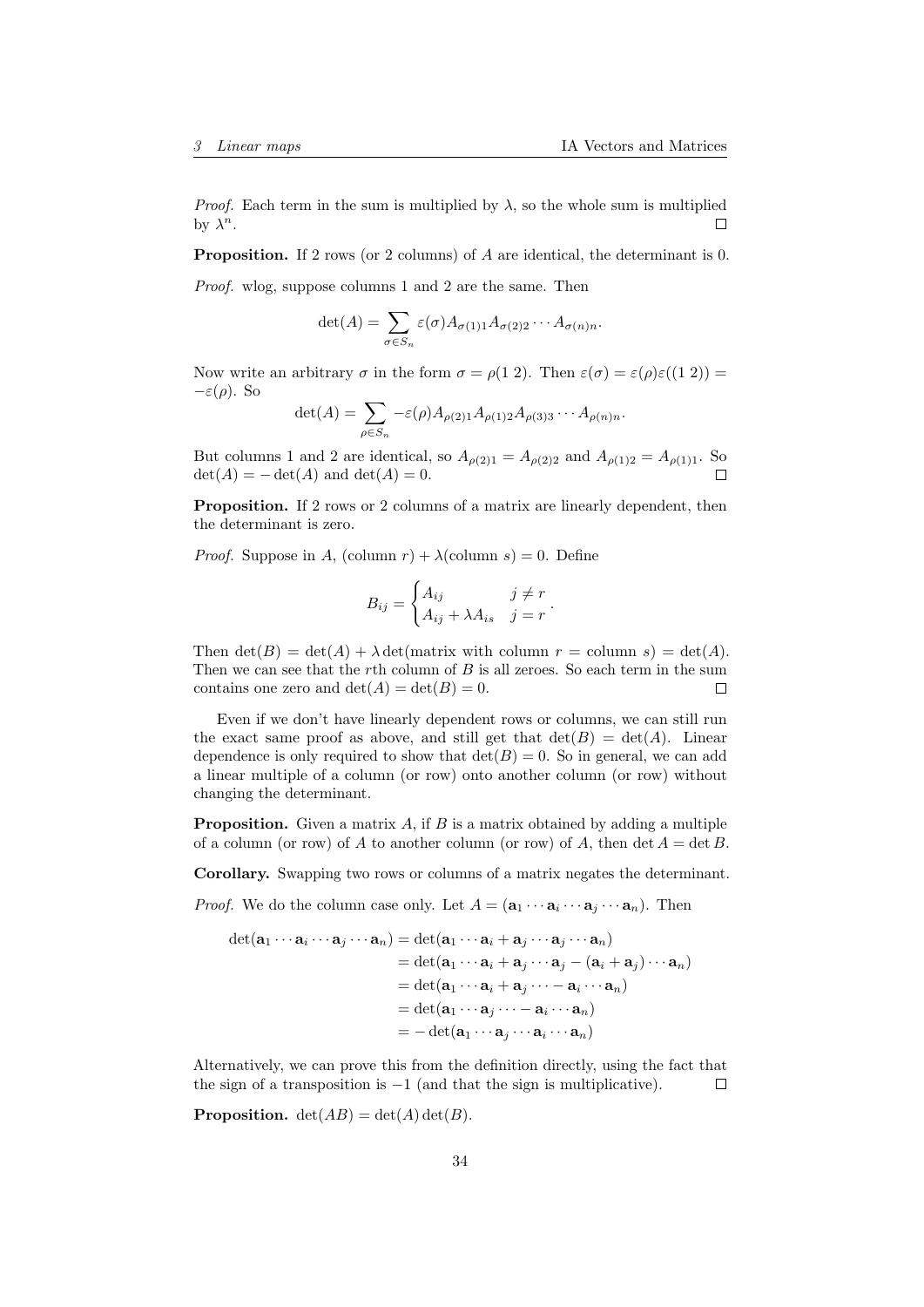*Proof.* Each term in the sum is multiplied by $\lambda$, so the whole sum is multiplied by $\lambda^n$. □

**Proposition.** If 2 rows (or 2 columns) of $A$ are identical, the determinant is 0.

*Proof.* wlog, suppose columns 1 and 2 are the same. Then

$$\det(A) = \sum_{\sigma \in S_n} \varepsilon(\sigma) A_{\sigma(1)1} A_{\sigma(2)2} \cdots A_{\sigma(n)n}.$$

Now write an arbitrary $\sigma$ in the form $\sigma = \rho(1\ 2)$. Then $\varepsilon(\sigma) = \varepsilon(\rho)\varepsilon((1\ 2)) = -\varepsilon(\rho)$. So

$$\det(A) = \sum_{\rho \in S_n} -\varepsilon(\rho) A_{\rho(2)1} A_{\rho(1)2} A_{\rho(3)3} \cdots A_{\rho(n)n}.$$

But columns 1 and 2 are identical, so $A_{\rho(2)1} = A_{\rho(2)2}$ and $A_{\rho(1)2} = A_{\rho(1)1}$. So $\det(A) = -\det(A)$ and $\det(A) = 0$. □

**Proposition.** If 2 rows or 2 columns of a matrix are linearly dependent, then the determinant is zero.

*Proof.* Suppose in $A$, (column $r$) $+ \lambda$(column $s$) $= 0$. Define

$$B_{ij} = \begin{cases} A_{ij} & j \neq r \\ A_{ij} + \lambda A_{is} & j = r \end{cases}.$$

Then $\det(B) = \det(A) + \lambda \det(\text{matrix with column } r = \text{column } s) = \det(A)$. Then we can see that the $r$th column of $B$ is all zeroes. So each term in the sum contains one zero and $\det(A) = \det(B) = 0$. □

Even if we don't have linearly dependent rows or columns, we can still run the exact same proof as above, and still get that $\det(B) = \det(A)$. Linear dependence is only required to show that $\det(B) = 0$. So in general, we can add a linear multiple of a column (or row) onto another column (or row) without changing the determinant.

**Proposition.** Given a matrix $A$, if $B$ is a matrix obtained by adding a multiple of a column (or row) of $A$ to another column (or row) of $A$, then $\det A = \det B$.

**Corollary.** Swapping two rows or columns of a matrix negates the determinant.

*Proof.* We do the column case only. Let $A = (\mathbf{a}_1 \cdots \mathbf{a}_i \cdots \mathbf{a}_j \cdots \mathbf{a}_n)$. Then

$$\begin{aligned}
\det(\mathbf{a}_1 \cdots \mathbf{a}_i \cdots \mathbf{a}_j \cdots \mathbf{a}_n) &= \det(\mathbf{a}_1 \cdots \mathbf{a}_i + \mathbf{a}_j \cdots \mathbf{a}_j \cdots \mathbf{a}_n) \\
&= \det(\mathbf{a}_1 \cdots \mathbf{a}_i + \mathbf{a}_j \cdots \mathbf{a}_j - (\mathbf{a}_i + \mathbf{a}_j) \cdots \mathbf{a}_n) \\
&= \det(\mathbf{a}_1 \cdots \mathbf{a}_i + \mathbf{a}_j \cdots - \mathbf{a}_i \cdots \mathbf{a}_n) \\
&= \det(\mathbf{a}_1 \cdots \mathbf{a}_j \cdots - \mathbf{a}_i \cdots \mathbf{a}_n) \\
&= -\det(\mathbf{a}_1 \cdots \mathbf{a}_j \cdots \mathbf{a}_i \cdots \mathbf{a}_n)
\end{aligned}$$

Alternatively, we can prove this from the definition directly, using the fact that the sign of a transposition is $-1$ (and that the sign is multiplicative). □

**Proposition.** $\det(AB) = \det(A)\det(B)$.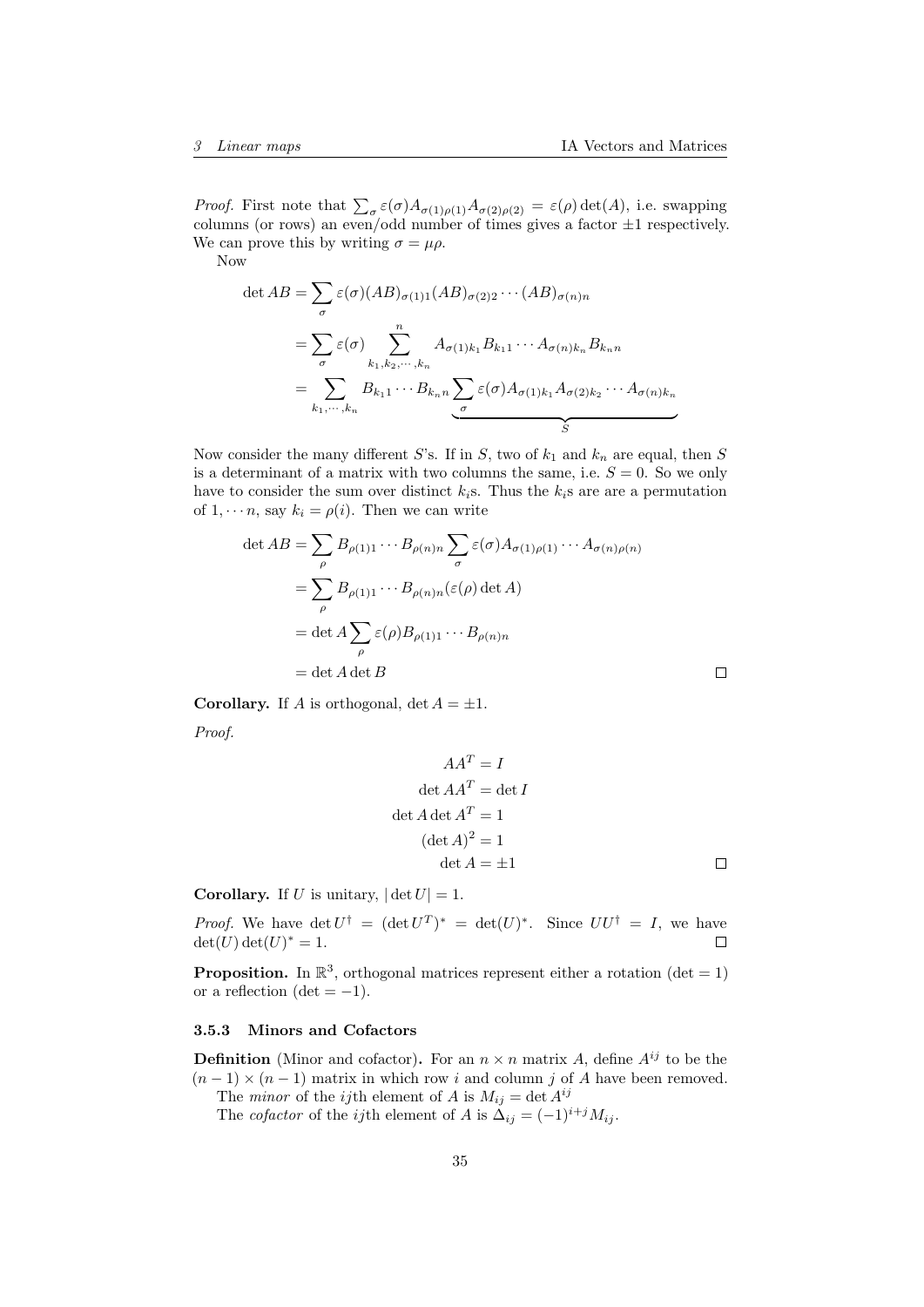*Proof.* First note that $\sum_\sigma \varepsilon(\sigma) A_{\sigma(1)\rho(1)} A_{\sigma(2)\rho(2)} = \varepsilon(\rho)\det(A)$, i.e. swapping columns (or rows) an even/odd number of times gives a factor $\pm 1$ respectively. We can prove this by writing $\sigma = \mu\rho$.

Now

$$
\begin{aligned}
\det AB &= \sum_\sigma \varepsilon(\sigma)(AB)_{\sigma(1)1}(AB)_{\sigma(2)2}\cdots(AB)_{\sigma(n)n}\\
&= \sum_\sigma \varepsilon(\sigma) \sum_{k_1,k_2,\cdots,k_n}^{n} A_{\sigma(1)k_1}B_{k_1 1}\cdots A_{\sigma(n)k_n}B_{k_n n}\\
&= \sum_{k_1,\cdots,k_n} B_{k_1 1}\cdots B_{k_n n} \underbrace{\sum_\sigma \varepsilon(\sigma) A_{\sigma(1)k_1}A_{\sigma(2)k_2}\cdots A_{\sigma(n)k_n}}_{S}
\end{aligned}
$$

Now consider the many different $S$'s. If in $S$, two of $k_1$ and $k_n$ are equal, then $S$ is a determinant of a matrix with two columns the same, i.e. $S = 0$. So we only have to consider the sum over distinct $k_i$s. Thus the $k_i$s are are a permutation of $1, \cdots n$, say $k_i = \rho(i)$. Then we can write

$$
\begin{aligned}
\det AB &= \sum_\rho B_{\rho(1)1}\cdots B_{\rho(n)n} \sum_\sigma \varepsilon(\sigma) A_{\sigma(1)\rho(1)}\cdots A_{\sigma(n)\rho(n)}\\
&= \sum_\rho B_{\rho(1)1}\cdots B_{\rho(n)n}(\varepsilon(\rho)\det A)\\
&= \det A \sum_\rho \varepsilon(\rho) B_{\rho(1)1}\cdots B_{\rho(n)n}\\
&= \det A \det B
\end{aligned}
$$

□

**Corollary.** If $A$ is orthogonal, $\det A = \pm 1$.

*Proof.*

$$
\begin{aligned}
AA^T &= I\\
\det AA^T &= \det I\\
\det A \det A^T &= 1\\
(\det A)^2 &= 1\\
\det A &= \pm 1
\end{aligned}
$$

□

**Corollary.** If $U$ is unitary, $|\det U| = 1$.

*Proof.* We have $\det U^\dagger = (\det U^T)^* = \det(U)^*$. Since $UU^\dagger = I$, we have $\det(U)\det(U)^* = 1$. □

**Proposition.** In $\mathbb{R}^3$, orthogonal matrices represent either a rotation ($\det = 1$) or a reflection ($\det = -1$).

### 3.5.3 Minors and Cofactors

**Definition** (Minor and cofactor)**.** For an $n \times n$ matrix $A$, define $A^{ij}$ to be the $(n-1)\times(n-1)$ matrix in which row $i$ and column $j$ of $A$ have been removed.

The *minor* of the $ij$th element of $A$ is $M_{ij} = \det A^{ij}$

The *cofactor* of the $ij$th element of $A$ is $\Delta_{ij} = (-1)^{i+j}M_{ij}$.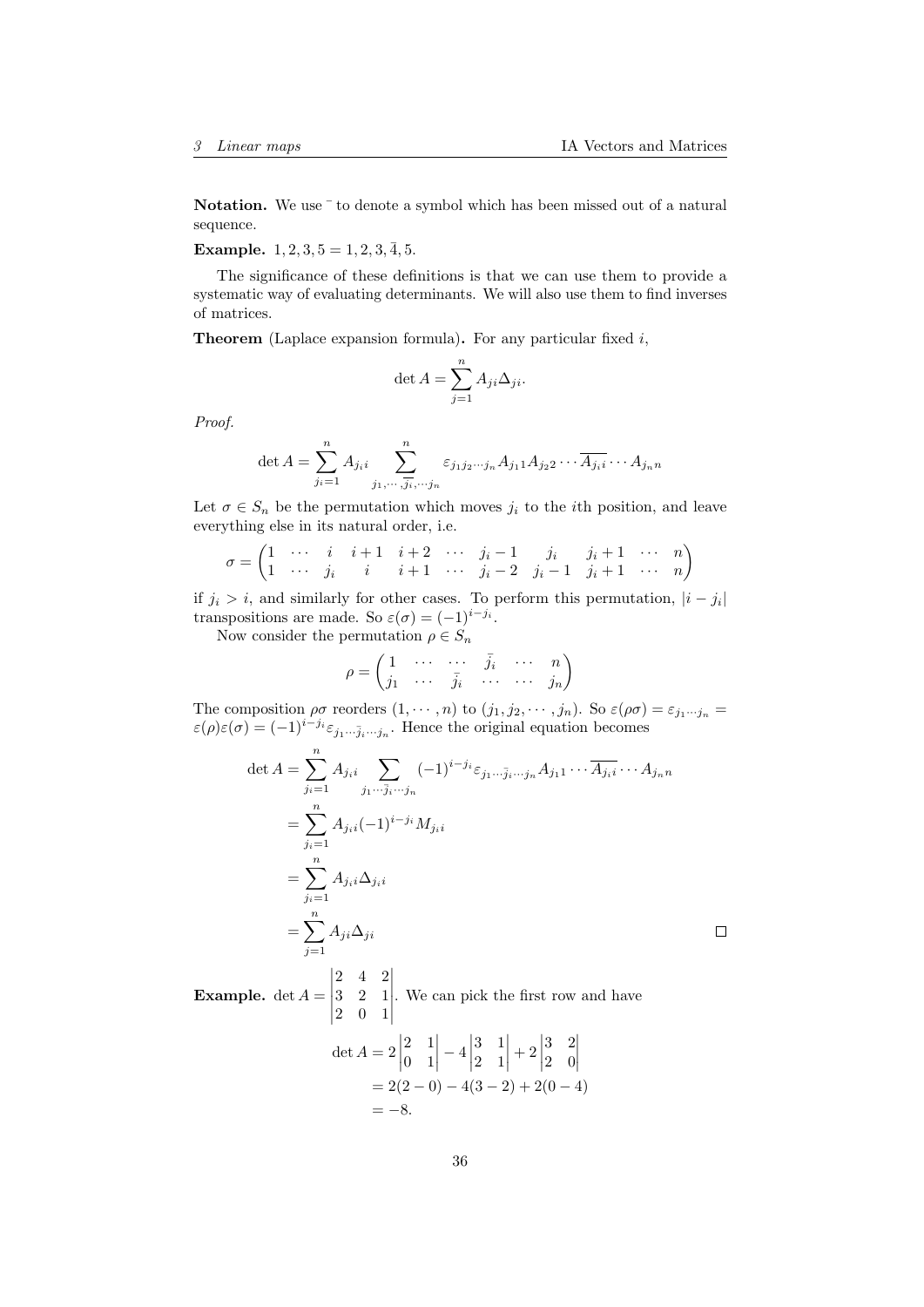**Notation.** We use $\bar{}$ to denote a symbol which has been missed out of a natural sequence.

**Example.** $1, 2, 3, 5 = 1, 2, 3, \bar{4}, 5$.

The significance of these definitions is that we can use them to provide a systematic way of evaluating determinants. We will also use them to find inverses of matrices.

**Theorem** (Laplace expansion formula)**.** For any particular fixed $i$,

$$\det A = \sum_{j=1}^{n} A_{ji}\Delta_{ji}.$$

*Proof.*

$$\det A = \sum_{j_i=1}^{n} A_{j_i i} \sum_{j_1,\cdots,\overline{j_i},\cdots j_n}^{n} \varepsilon_{j_1 j_2 \cdots j_n} A_{j_1 1} A_{j_2 2} \cdots \overline{A_{j_i i}} \cdots A_{j_n n}$$

Let $\sigma \in S_n$ be the permutation which moves $j_i$ to the $i$th position, and leave everything else in its natural order, i.e.

$$\sigma = \begin{pmatrix} 1 & \cdots & i & i+1 & i+2 & \cdots & j_i - 1 & j_i & j_i + 1 & \cdots & n \\ 1 & \cdots & j_i & i & i+1 & \cdots & j_i - 2 & j_i - 1 & j_i + 1 & \cdots & n \end{pmatrix}$$

if $j_i > i$, and similarly for other cases. To perform this permutation, $|i - j_i|$ transpositions are made. So $\varepsilon(\sigma) = (-1)^{i - j_i}$.

Now consider the permutation $\rho \in S_n$

$$\rho = \begin{pmatrix} 1 & \cdots & \cdots & \bar{j_i} & \cdots & n \\ j_1 & \cdots & \bar{j_i} & \cdots & \cdots & j_n \end{pmatrix}$$

The composition $\rho\sigma$ reorders $(1, \cdots, n)$ to $(j_1, j_2, \cdots, j_n)$. So $\varepsilon(\rho\sigma) = \varepsilon_{j_1 \cdots j_n} = \varepsilon(\rho)\varepsilon(\sigma) = (-1)^{i - j_i}\varepsilon_{j_1 \cdots \bar{j_i} \cdots j_n}$. Hence the original equation becomes

$$\begin{aligned}
\det A &= \sum_{j_i=1}^{n} A_{j_i i} \sum_{j_1 \cdots \bar{j_i} \cdots j_n} (-1)^{i - j_i} \varepsilon_{j_1 \cdots \bar{j_i} \cdots j_n} A_{j_1 1} \cdots \overline{A_{j_i i}} \cdots A_{j_n n} \\
&= \sum_{j_i=1}^{n} A_{j_i i} (-1)^{i - j_i} M_{j_i i} \\
&= \sum_{j_i=1}^{n} A_{j_i i} \Delta_{j_i i} \\
&= \sum_{j=1}^{n} A_{ji} \Delta_{ji}
\end{aligned}$$

□

**Example.** $\det A = \begin{vmatrix} 2 & 4 & 2 \\ 3 & 2 & 1 \\ 2 & 0 & 1 \end{vmatrix}$. We can pick the first row and have

$$\begin{aligned}
\det A &= 2\begin{vmatrix} 2 & 1 \\ 0 & 1 \end{vmatrix} - 4\begin{vmatrix} 3 & 1 \\ 2 & 1 \end{vmatrix} + 2\begin{vmatrix} 3 & 2 \\ 2 & 0 \end{vmatrix} \\
&= 2(2 - 0) - 4(3 - 2) + 2(0 - 4) \\
&= -8.
\end{aligned}$$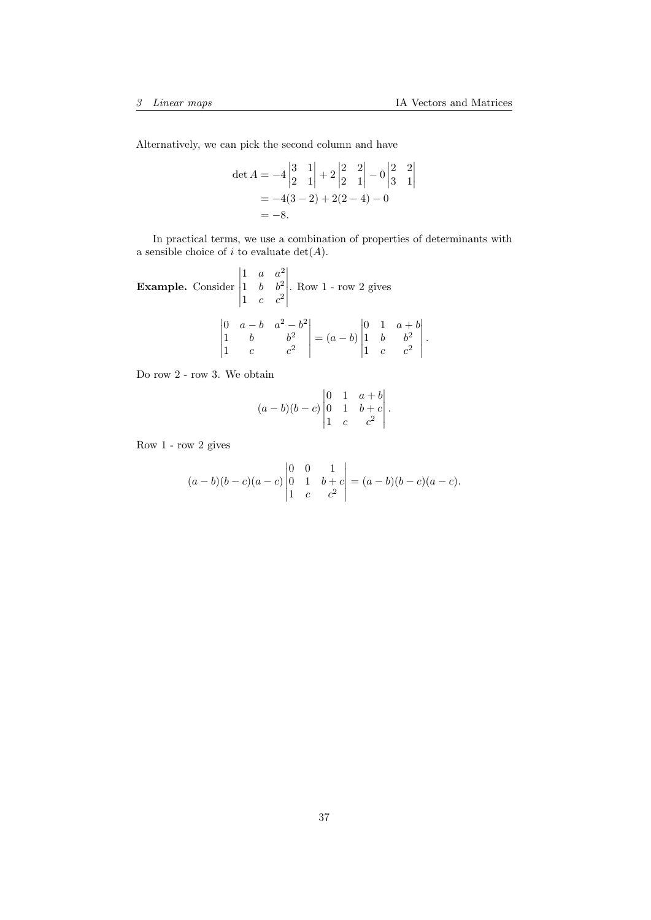Alternatively, we can pick the second column and have

$$
\begin{aligned}
\det A &= -4\begin{vmatrix} 3 & 1 \\ 2 & 1 \end{vmatrix} + 2\begin{vmatrix} 2 & 2 \\ 2 & 1 \end{vmatrix} - 0\begin{vmatrix} 2 & 2 \\ 3 & 1 \end{vmatrix} \\
&= -4(3-2) + 2(2-4) - 0 \\
&= -8.
\end{aligned}
$$

In practical terms, we use a combination of properties of determinants with a sensible choice of $i$ to evaluate $\det(A)$.

**Example.** Consider $\begin{vmatrix} 1 & a & a^2 \\ 1 & b & b^2 \\ 1 & c & c^2 \end{vmatrix}$. Row 1 - row 2 gives

$$
\begin{vmatrix} 0 & a-b & a^2-b^2 \\ 1 & b & b^2 \\ 1 & c & c^2 \end{vmatrix} = (a-b)\begin{vmatrix} 0 & 1 & a+b \\ 1 & b & b^2 \\ 1 & c & c^2 \end{vmatrix}.
$$

Do row 2 - row 3. We obtain

$$
(a-b)(b-c)\begin{vmatrix} 0 & 1 & a+b \\ 0 & 1 & b+c \\ 1 & c & c^2 \end{vmatrix}.
$$

Row 1 - row 2 gives

$$
(a-b)(b-c)(a-c)\begin{vmatrix} 0 & 0 & 1 \\ 0 & 1 & b+c \\ 1 & c & c^2 \end{vmatrix} = (a-b)(b-c)(a-c).
$$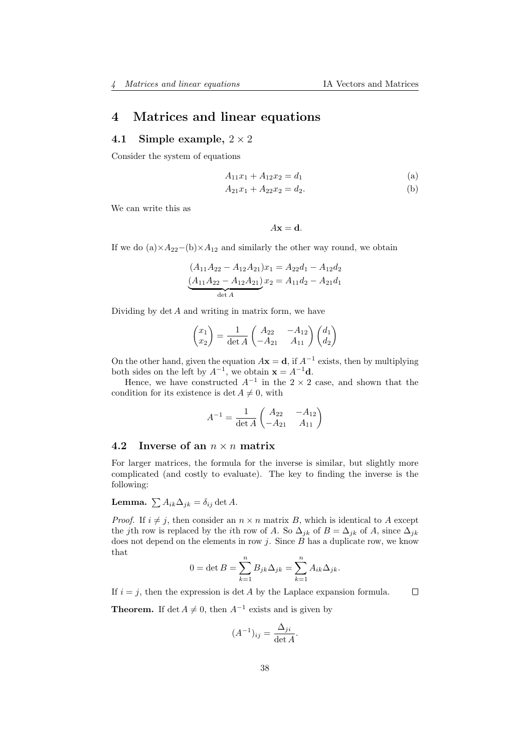# 4 Matrices and linear equations

## 4.1 Simple example, $2 \times 2$

Consider the system of equations

$$A_{11}x_1 + A_{12}x_2 = d_1 \tag{a}$$

$$A_{21}x_1 + A_{22}x_2 = d_2. \tag{b}$$

We can write this as

$$A\mathbf{x} = \mathbf{d}.$$

If we do (a)$\times A_{22}-$(b)$\times A_{12}$ and similarly the other way round, we obtain

$$(A_{11}A_{22} - A_{12}A_{21})x_1 = A_{22}d_1 - A_{12}d_2$$

$$\underbrace{(A_{11}A_{22} - A_{12}A_{21})}_{\det A} x_2 = A_{11}d_2 - A_{21}d_1$$

Dividing by $\det A$ and writing in matrix form, we have

$$\begin{pmatrix} x_1 \\ x_2 \end{pmatrix} = \frac{1}{\det A} \begin{pmatrix} A_{22} & -A_{12} \\ -A_{21} & A_{11} \end{pmatrix} \begin{pmatrix} d_1 \\ d_2 \end{pmatrix}$$

On the other hand, given the equation $A\mathbf{x} = \mathbf{d}$, if $A^{-1}$ exists, then by multiplying both sides on the left by $A^{-1}$, we obtain $\mathbf{x} = A^{-1}\mathbf{d}$.

Hence, we have constructed $A^{-1}$ in the $2 \times 2$ case, and shown that the condition for its existence is $\det A \neq 0$, with

$$A^{-1} = \frac{1}{\det A} \begin{pmatrix} A_{22} & -A_{12} \\ -A_{21} & A_{11} \end{pmatrix}$$

## 4.2 Inverse of an $n \times n$ matrix

For larger matrices, the formula for the inverse is similar, but slightly more complicated (and costly to evaluate). The key to finding the inverse is the following:

**Lemma.** $\sum A_{ik}\Delta_{jk} = \delta_{ij} \det A$.

*Proof.* If $i \neq j$, then consider an $n \times n$ matrix $B$, which is identical to $A$ except the $j$th row is replaced by the $i$th row of $A$. So $\Delta_{jk}$ of $B = \Delta_{jk}$ of $A$, since $\Delta_{jk}$ does not depend on the elements in row $j$. Since $B$ has a duplicate row, we know that

$$0 = \det B = \sum_{k=1}^{n} B_{jk}\Delta_{jk} = \sum_{k=1}^{n} A_{ik}\Delta_{jk}.$$

If $i = j$, then the expression is $\det A$ by the Laplace expansion formula. ∎

**Theorem.** If $\det A \neq 0$, then $A^{-1}$ exists and is given by

$$(A^{-1})_{ij} = \frac{\Delta_{ji}}{\det A}.$$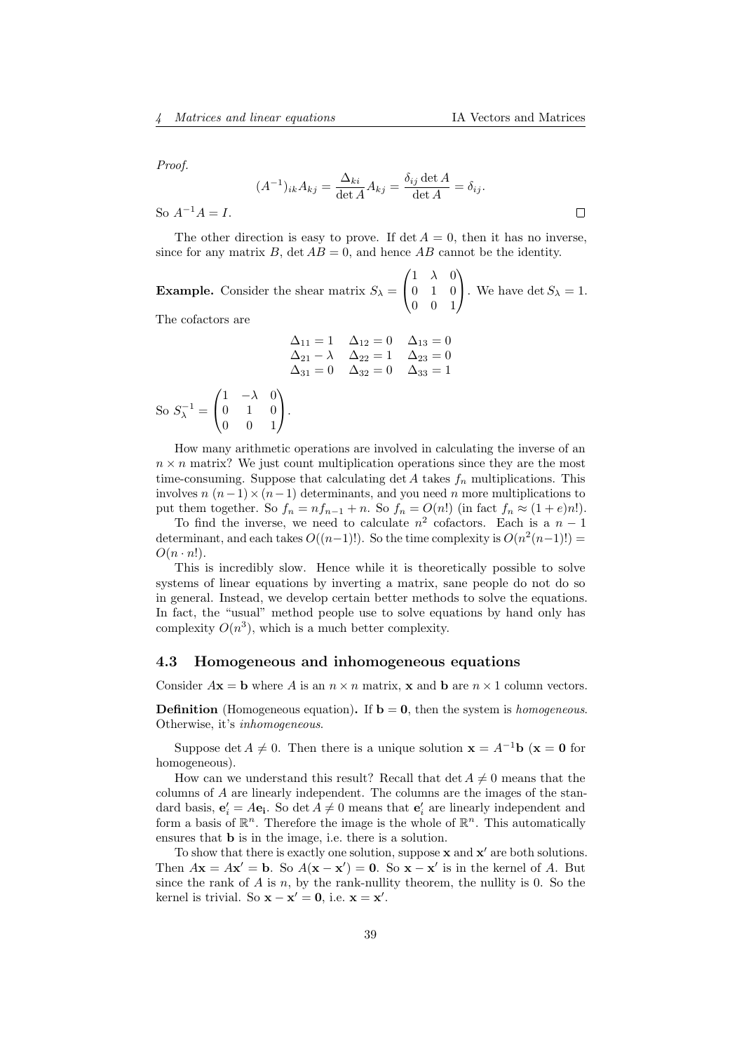*Proof.*

$$(A^{-1})_{ik}A_{kj} = \frac{\Delta_{ki}}{\det A}A_{kj} = \frac{\delta_{ij}\det A}{\det A} = \delta_{ij}.$$

So $A^{-1}A = I$. □

The other direction is easy to prove. If $\det A = 0$, then it has no inverse, since for any matrix $B$, $\det AB = 0$, and hence $AB$ cannot be the identity.

**Example.** Consider the shear matrix $S_\lambda = \begin{pmatrix} 1 & \lambda & 0 \\ 0 & 1 & 0 \\ 0 & 0 & 1 \end{pmatrix}$. We have $\det S_\lambda = 1$. The cofactors are

$$\begin{matrix} \Delta_{11} = 1 & \Delta_{12} = 0 & \Delta_{13} = 0 \\ \Delta_{21} - \lambda & \Delta_{22} = 1 & \Delta_{23} = 0 \\ \Delta_{31} = 0 & \Delta_{32} = 0 & \Delta_{33} = 1 \end{matrix}$$

So $S_\lambda^{-1} = \begin{pmatrix} 1 & -\lambda & 0 \\ 0 & 1 & 0 \\ 0 & 0 & 1 \end{pmatrix}$.

How many arithmetic operations are involved in calculating the inverse of an $n \times n$ matrix? We just count multiplication operations since they are the most time-consuming. Suppose that calculating $\det A$ takes $f_n$ multiplications. This involves $n$ $(n-1) \times (n-1)$ determinants, and you need $n$ more multiplications to put them together. So $f_n = nf_{n-1} + n$. So $f_n = O(n!)$ (in fact $f_n \approx (1 + e)n!$).

To find the inverse, we need to calculate $n^2$ cofactors. Each is a $n - 1$ determinant, and each takes $O((n-1)!)$. So the time complexity is $O(n^2(n-1)!) = O(n \cdot n!)$.

This is incredibly slow. Hence while it is theoretically possible to solve systems of linear equations by inverting a matrix, sane people do not do so in general. Instead, we develop certain better methods to solve the equations. In fact, the "usual" method people use to solve equations by hand only has complexity $O(n^3)$, which is a much better complexity.

## 4.3 Homogeneous and inhomogeneous equations

Consider $A\mathbf{x} = \mathbf{b}$ where $A$ is an $n \times n$ matrix, $\mathbf{x}$ and $\mathbf{b}$ are $n \times 1$ column vectors.

**Definition** (Homogeneous equation)**.** If $\mathbf{b} = \mathbf{0}$, then the system is *homogeneous*. Otherwise, it's *inhomogeneous*.

Suppose $\det A \neq 0$. Then there is a unique solution $\mathbf{x} = A^{-1}\mathbf{b}$ ($\mathbf{x} = \mathbf{0}$ for homogeneous).

How can we understand this result? Recall that $\det A \neq 0$ means that the columns of $A$ are linearly independent. The columns are the images of the standard basis, $\mathbf{e}'_i = A\mathbf{e_i}$. So $\det A \neq 0$ means that $\mathbf{e}'_i$ are linearly independent and form a basis of $\mathbb{R}^n$. Therefore the image is the whole of $\mathbb{R}^n$. This automatically ensures that $\mathbf{b}$ is in the image, i.e. there is a solution.

To show that there is exactly one solution, suppose $\mathbf{x}$ and $\mathbf{x}'$ are both solutions. Then $A\mathbf{x} = A\mathbf{x}' = \mathbf{b}$. So $A(\mathbf{x} - \mathbf{x}') = \mathbf{0}$. So $\mathbf{x} - \mathbf{x}'$ is in the kernel of $A$. But since the rank of $A$ is $n$, by the rank-nullity theorem, the nullity is 0. So the kernel is trivial. So $\mathbf{x} - \mathbf{x}' = \mathbf{0}$, i.e. $\mathbf{x} = \mathbf{x}'$.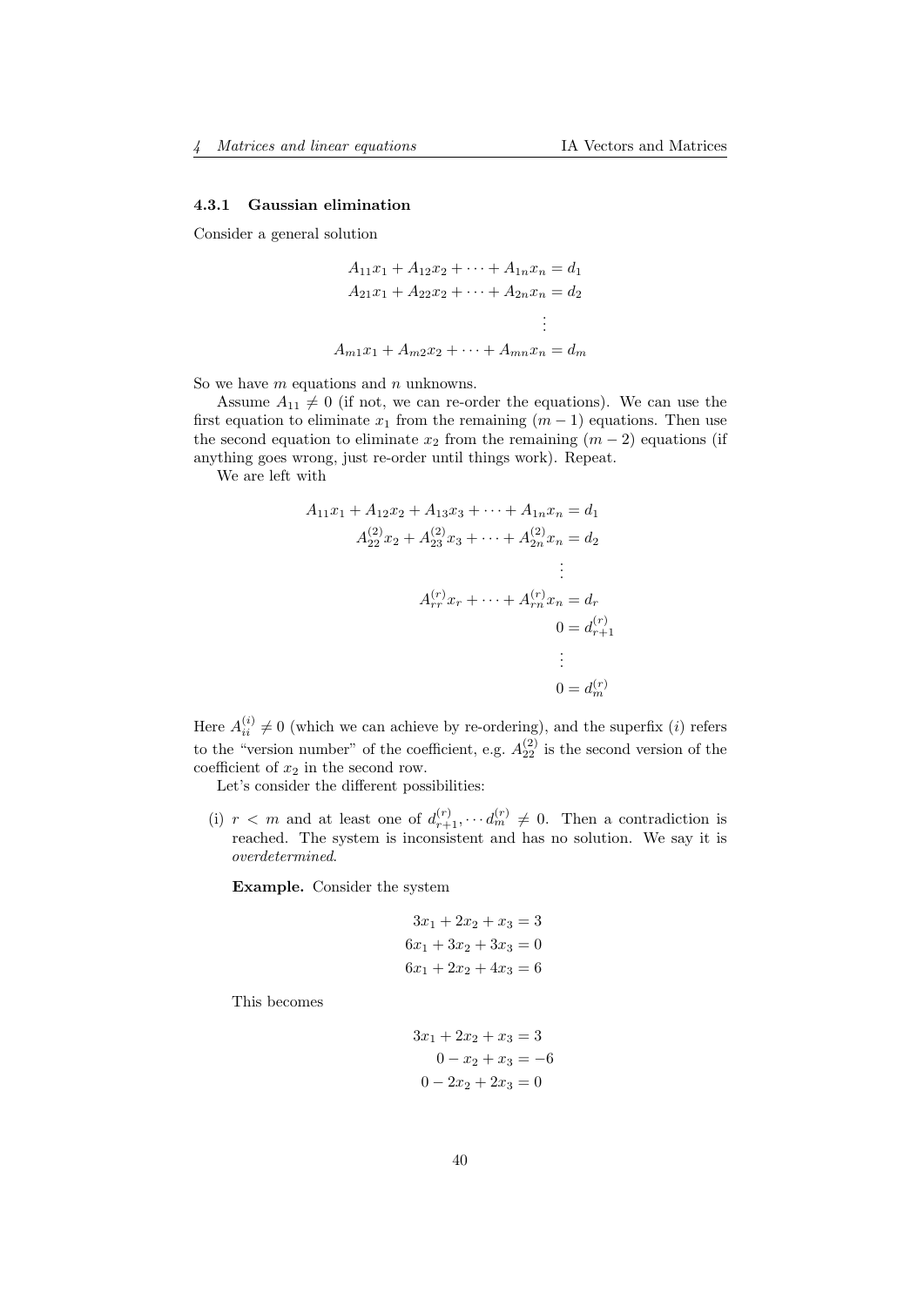### 4.3.1 Gaussian elimination

Consider a general solution

$$
\begin{aligned}
A_{11}x_1 + A_{12}x_2 + \cdots + A_{1n}x_n &= d_1 \\
A_{21}x_1 + A_{22}x_2 + \cdots + A_{2n}x_n &= d_2 \\
&\vdots \\
A_{m1}x_1 + A_{m2}x_2 + \cdots + A_{mn}x_n &= d_m
\end{aligned}
$$

So we have $m$ equations and $n$ unknowns.

Assume $A_{11} \neq 0$ (if not, we can re-order the equations). We can use the first equation to eliminate $x_1$ from the remaining $(m-1)$ equations. Then use the second equation to eliminate $x_2$ from the remaining $(m-2)$ equations (if anything goes wrong, just re-order until things work). Repeat.

We are left with

$$
\begin{aligned}
A_{11}x_1 + A_{12}x_2 + A_{13}x_3 + \cdots + A_{1n}x_n &= d_1 \\
A_{22}^{(2)}x_2 + A_{23}^{(2)}x_3 + \cdots + A_{2n}^{(2)}x_n &= d_2 \\
&\vdots \\
A_{rr}^{(r)}x_r + \cdots + A_{rn}^{(r)}x_n &= d_r \\
0 &= d_{r+1}^{(r)} \\
&\vdots \\
0 &= d_m^{(r)}
\end{aligned}
$$

Here $A_{ii}^{(i)} \neq 0$ (which we can achieve by re-ordering), and the superfix $(i)$ refers to the "version number" of the coefficient, e.g. $A_{22}^{(2)}$ is the second version of the coefficient of $x_2$ in the second row.

Let's consider the different possibilities:

(i) $r < m$ and at least one of $d_{r+1}^{(r)}, \cdots d_m^{(r)} \neq 0$. Then a contradiction is reached. The system is inconsistent and has no solution. We say it is *overdetermined*.

**Example.** Consider the system

$$
\begin{aligned}
3x_1 + 2x_2 + x_3 &= 3 \\
6x_1 + 3x_2 + 3x_3 &= 0 \\
6x_1 + 2x_2 + 4x_3 &= 6
\end{aligned}
$$

This becomes

$$
\begin{aligned}
3x_1 + 2x_2 + x_3 &= 3 \\
0 - x_2 + x_3 &= -6 \\
0 - 2x_2 + 2x_3 &= 0
\end{aligned}
$$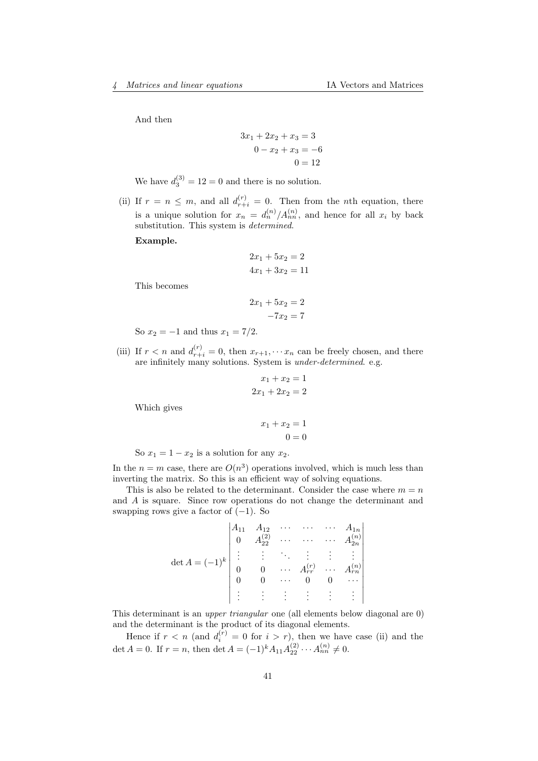And then

$$
\begin{aligned}
3x_1 + 2x_2 + x_3 &= 3 \\
0 - x_2 + x_3 &= -6 \\
0 &= 12
\end{aligned}
$$

We have $d_3^{(3)} = 12 = 0$ and there is no solution.

(ii) If $r = n \leq m$, and all $d_{r+i}^{(r)} = 0$. Then from the $n$th equation, there is a unique solution for $x_n = d_n^{(n)}/A_{nn}^{(n)}$, and hence for all $x_i$ by back substitution. This system is *determined*.

**Example.**

$$
\begin{aligned}
2x_1 + 5x_2 &= 2 \\
4x_1 + 3x_2 &= 11
\end{aligned}
$$

This becomes

$$
\begin{aligned}
2x_1 + 5x_2 &= 2 \\
-7x_2 &= 7
\end{aligned}
$$

So $x_2 = -1$ and thus $x_1 = 7/2$.

(iii) If $r < n$ and $d_{r+i}^{(r)} = 0$, then $x_{r+1}, \cdots x_n$ can be freely chosen, and there are infinitely many solutions. System is *under-determined*. e.g.

$$
\begin{aligned}
x_1 + x_2 &= 1 \\
2x_1 + 2x_2 &= 2
\end{aligned}
$$

Which gives

$$
\begin{aligned}
x_1 + x_2 &= 1 \\
0 &= 0
\end{aligned}
$$

So $x_1 = 1 - x_2$ is a solution for any $x_2$.

In the $n = m$ case, there are $O(n^3)$ operations involved, which is much less than inverting the matrix. So this is an efficient way of solving equations.

This is also be related to the determinant. Consider the case where $m = n$ and $A$ is square. Since row operations do not change the determinant and swapping rows give a factor of $(-1)$. So

$$
\det A = (-1)^k \begin{vmatrix}
A_{11} & A_{12} & \cdots & \cdots & \cdots & A_{1n} \\
0 & A_{22}^{(2)} & \cdots & \cdots & \cdots & A_{2n}^{(n)} \\
\vdots & \vdots & \ddots & \vdots & \vdots & \vdots \\
0 & 0 & \cdots & A_{rr}^{(r)} & \cdots & A_{rn}^{(n)} \\
0 & 0 & \cdots & 0 & 0 & \cdots \\
\vdots & \vdots & \vdots & \vdots & \vdots & \vdots
\end{vmatrix}
$$

This determinant is an *upper triangular* one (all elements below diagonal are 0) and the determinant is the product of its diagonal elements.

Hence if $r < n$ (and $d_i^{(r)} = 0$ for $i > r$), then we have case (ii) and the $\det A = 0$. If $r = n$, then $\det A = (-1)^k A_{11} A_{22}^{(2)} \cdots A_{nn}^{(n)} \neq 0$.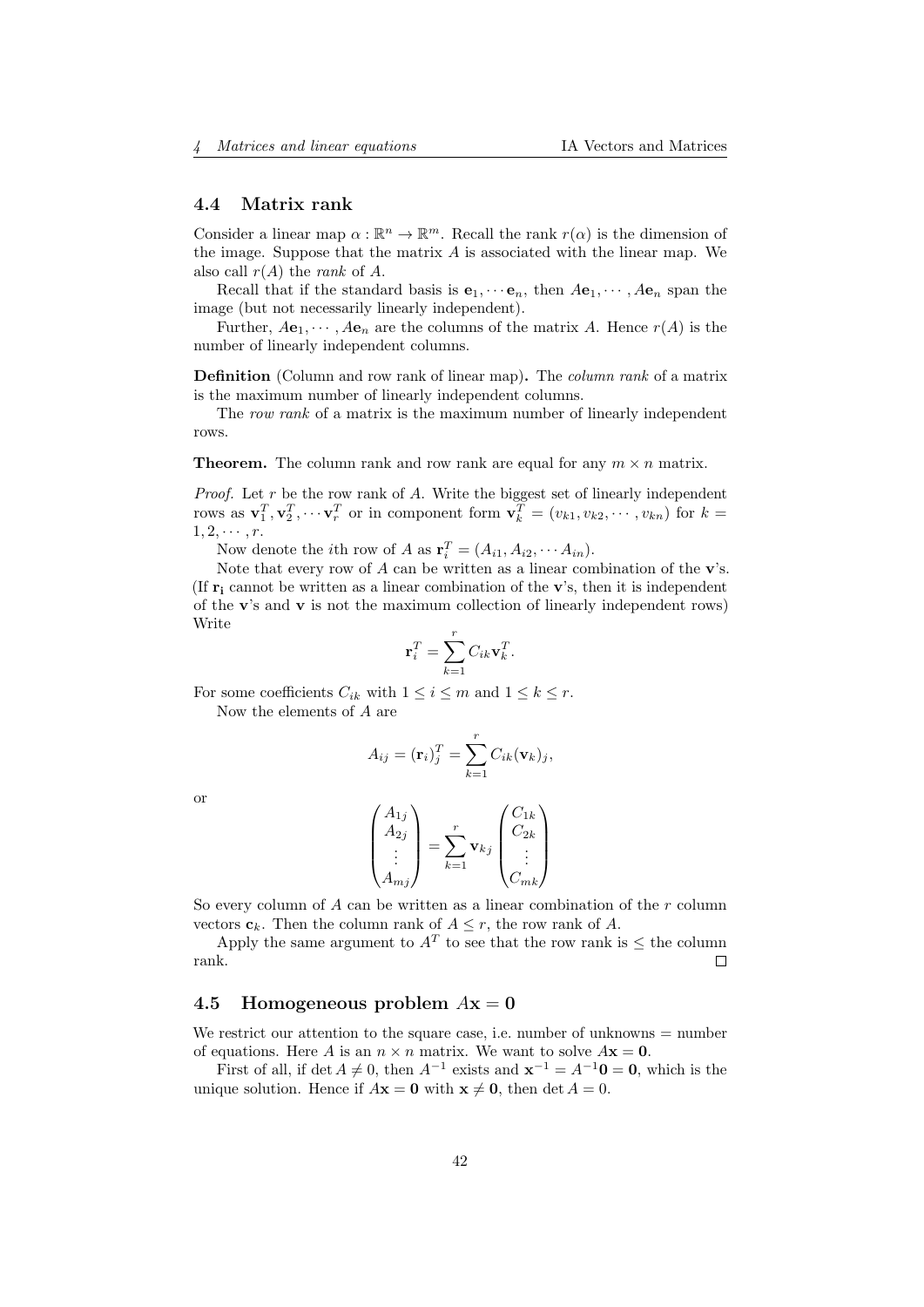### 4.4 Matrix rank

Consider a linear map $\alpha : \mathbb{R}^n \to \mathbb{R}^m$. Recall the rank $r(\alpha)$ is the dimension of the image. Suppose that the matrix $A$ is associated with the linear map. We also call $r(A)$ the *rank* of $A$.

Recall that if the standard basis is $\mathbf{e}_1, \cdots \mathbf{e}_n$, then $A\mathbf{e}_1, \cdots, A\mathbf{e}_n$ span the image (but not necessarily linearly independent).

Further, $A\mathbf{e}_1, \cdots, A\mathbf{e}_n$ are the columns of the matrix $A$. Hence $r(A)$ is the number of linearly independent columns.

**Definition** (Column and row rank of linear map)**.** The *column rank* of a matrix is the maximum number of linearly independent columns.

The *row rank* of a matrix is the maximum number of linearly independent rows.

**Theorem.** The column rank and row rank are equal for any $m \times n$ matrix.

*Proof.* Let $r$ be the row rank of $A$. Write the biggest set of linearly independent rows as $\mathbf{v}_1^T, \mathbf{v}_2^T, \cdots \mathbf{v}_r^T$ or in component form $\mathbf{v}_k^T = (v_{k1}, v_{k2}, \cdots, v_{kn})$ for $k = 1, 2, \cdots, r$.

Now denote the $i$th row of $A$ as $\mathbf{r}_i^T = (A_{i1}, A_{i2}, \cdots A_{in})$.

Note that every row of $A$ can be written as a linear combination of the $\mathbf{v}$'s. (If $\mathbf{r_i}$ cannot be written as a linear combination of the $\mathbf{v}$'s, then it is independent of the $\mathbf{v}$'s and $\mathbf{v}$ is not the maximum collection of linearly independent rows) Write

$$\mathbf{r}_i^T = \sum_{k=1}^{r} C_{ik}\mathbf{v}_k^T.$$

For some coefficients $C_{ik}$ with $1 \leq i \leq m$ and $1 \leq k \leq r$.

Now the elements of $A$ are

$$A_{ij} = (\mathbf{r}_i)_j^T = \sum_{k=1}^{r} C_{ik}(\mathbf{v}_k)_j,$$

or

$$\begin{pmatrix} A_{1j} \\ A_{2j} \\ \vdots \\ A_{mj} \end{pmatrix} = \sum_{k=1}^{r} \mathbf{v}_{kj} \begin{pmatrix} C_{1k} \\ C_{2k} \\ \vdots \\ C_{mk} \end{pmatrix}$$

So every column of $A$ can be written as a linear combination of the $r$ column vectors $\mathbf{c}_k$. Then the column rank of $A \leq r$, the row rank of $A$.

Apply the same argument to $A^T$ to see that the row rank is $\leq$ the column rank. □

### 4.5 Homogeneous problem $A\mathbf{x} = \mathbf{0}$

We restrict our attention to the square case, i.e. number of unknowns = number of equations. Here $A$ is an $n \times n$ matrix. We want to solve $A\mathbf{x} = \mathbf{0}$.

First of all, if $\det A \neq 0$, then $A^{-1}$ exists and $\mathbf{x}^{-1} = A^{-1}\mathbf{0} = \mathbf{0}$, which is the unique solution. Hence if $A\mathbf{x} = \mathbf{0}$ with $\mathbf{x} \neq \mathbf{0}$, then $\det A = 0$.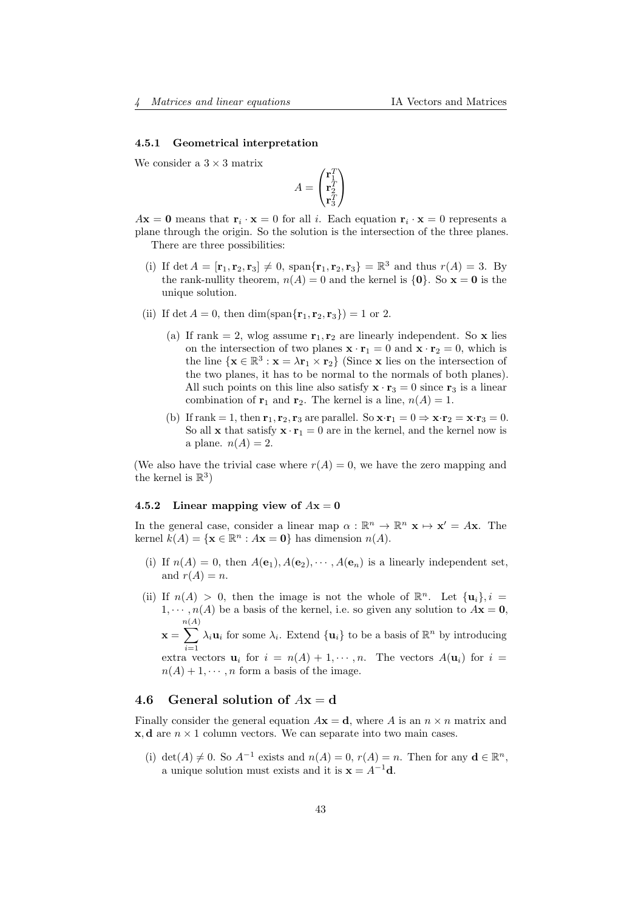### 4.5.1 Geometrical interpretation

We consider a $3 \times 3$ matrix

$$A = \begin{pmatrix} \mathbf{r}_1^T \\ \mathbf{r}_2^T \\ \mathbf{r}_3^T \end{pmatrix}$$

$A\mathbf{x} = \mathbf{0}$ means that $\mathbf{r}_i \cdot \mathbf{x} = 0$ for all $i$. Each equation $\mathbf{r}_i \cdot \mathbf{x} = 0$ represents a plane through the origin. So the solution is the intersection of the three planes.

There are three possibilities:

(i) If $\det A = [\mathbf{r}_1, \mathbf{r}_2, \mathbf{r}_3] \neq 0$, $\operatorname{span}\{\mathbf{r}_1, \mathbf{r}_2, \mathbf{r}_3\} = \mathbb{R}^3$ and thus $r(A) = 3$. By the rank-nullity theorem, $n(A) = 0$ and the kernel is $\{\mathbf{0}\}$. So $\mathbf{x} = \mathbf{0}$ is the unique solution.

(ii) If $\det A = 0$, then $\dim(\operatorname{span}\{\mathbf{r}_1, \mathbf{r}_2, \mathbf{r}_3\}) = 1$ or $2$.

   (a) If rank $= 2$, wlog assume $\mathbf{r}_1, \mathbf{r}_2$ are linearly independent. So $\mathbf{x}$ lies on the intersection of two planes $\mathbf{x} \cdot \mathbf{r}_1 = 0$ and $\mathbf{x} \cdot \mathbf{r}_2 = 0$, which is the line $\{\mathbf{x} \in \mathbb{R}^3 : \mathbf{x} = \lambda \mathbf{r}_1 \times \mathbf{r}_2\}$ (Since $\mathbf{x}$ lies on the intersection of the two planes, it has to be normal to the normals of both planes). All such points on this line also satisfy $\mathbf{x} \cdot \mathbf{r}_3 = 0$ since $\mathbf{r}_3$ is a linear combination of $\mathbf{r}_1$ and $\mathbf{r}_2$. The kernel is a line, $n(A) = 1$.

   (b) If rank $= 1$, then $\mathbf{r}_1, \mathbf{r}_2, \mathbf{r}_3$ are parallel. So $\mathbf{x} \cdot \mathbf{r}_1 = 0 \Rightarrow \mathbf{x} \cdot \mathbf{r}_2 = \mathbf{x} \cdot \mathbf{r}_3 = 0$. So all $\mathbf{x}$ that satisfy $\mathbf{x} \cdot \mathbf{r}_1 = 0$ are in the kernel, and the kernel now is a plane. $n(A) = 2$.

(We also have the trivial case where $r(A) = 0$, we have the zero mapping and the kernel is $\mathbb{R}^3$)

### 4.5.2 Linear mapping view of $A\mathbf{x} = \mathbf{0}$

In the general case, consider a linear map $\alpha : \mathbb{R}^n \to \mathbb{R}^n$ $\mathbf{x} \mapsto \mathbf{x}' = A\mathbf{x}$. The kernel $k(A) = \{\mathbf{x} \in \mathbb{R}^n : A\mathbf{x} = \mathbf{0}\}$ has dimension $n(A)$.

(i) If $n(A) = 0$, then $A(\mathbf{e}_1), A(\mathbf{e}_2), \cdots, A(\mathbf{e}_n)$ is a linearly independent set, and $r(A) = n$.

(ii) If $n(A) > 0$, then the image is not the whole of $\mathbb{R}^n$. Let $\{\mathbf{u}_i\}, i = 1, \cdots, n(A)$ be a basis of the kernel, i.e. so given any solution to $A\mathbf{x} = \mathbf{0}$, $\mathbf{x} = \sum_{i=1}^{n(A)} \lambda_i \mathbf{u}_i$ for some $\lambda_i$. Extend $\{\mathbf{u}_i\}$ to be a basis of $\mathbb{R}^n$ by introducing extra vectors $\mathbf{u}_i$ for $i = n(A) + 1, \cdots, n$. The vectors $A(\mathbf{u}_i)$ for $i = n(A) + 1, \cdots, n$ form a basis of the image.

## 4.6 General solution of $A\mathbf{x} = \mathbf{d}$

Finally consider the general equation $A\mathbf{x} = \mathbf{d}$, where $A$ is an $n \times n$ matrix and $\mathbf{x}, \mathbf{d}$ are $n \times 1$ column vectors. We can separate into two main cases.

(i) $\det(A) \neq 0$. So $A^{-1}$ exists and $n(A) = 0$, $r(A) = n$. Then for any $\mathbf{d} \in \mathbb{R}^n$, a unique solution must exists and it is $\mathbf{x} = A^{-1}\mathbf{d}$.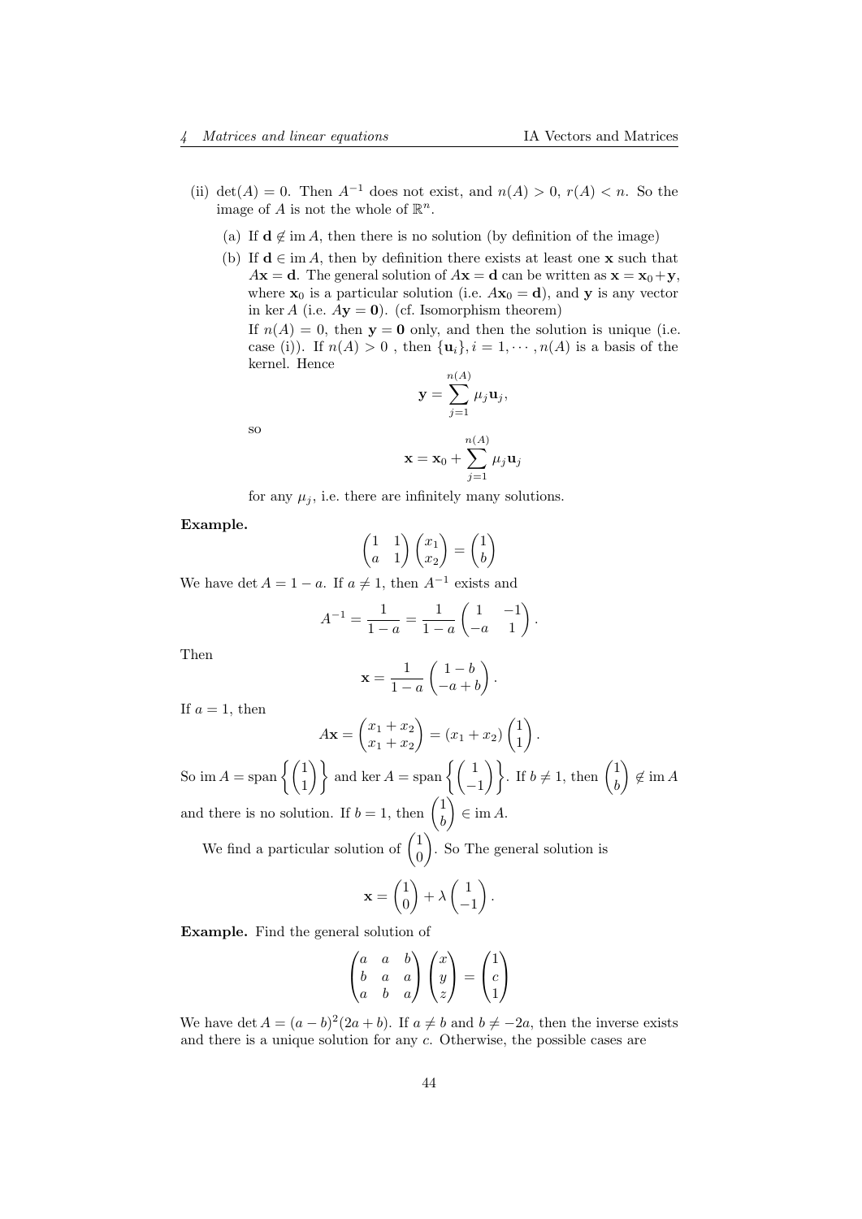(ii) $\det(A) = 0$. Then $A^{-1}$ does not exist, and $n(A) > 0$, $r(A) < n$. So the image of $A$ is not the whole of $\mathbb{R}^n$.

   (a) If $\mathbf{d} \notin \operatorname{im} A$, then there is no solution (by definition of the image)

   (b) If $\mathbf{d} \in \operatorname{im} A$, then by definition there exists at least one $\mathbf{x}$ such that $A\mathbf{x} = \mathbf{d}$. The general solution of $A\mathbf{x} = \mathbf{d}$ can be written as $\mathbf{x} = \mathbf{x}_0 + \mathbf{y}$, where $\mathbf{x}_0$ is a particular solution (i.e. $A\mathbf{x}_0 = \mathbf{d}$), and $\mathbf{y}$ is any vector in $\ker A$ (i.e. $A\mathbf{y} = \mathbf{0}$). (cf. Isomorphism theorem)

   If $n(A) = 0$, then $\mathbf{y} = \mathbf{0}$ only, and then the solution is unique (i.e. case (i)). If $n(A) > 0$ , then $\{\mathbf{u}_i\}, i = 1, \cdots, n(A)$ is a basis of the kernel. Hence

$$\mathbf{y} = \sum_{j=1}^{n(A)} \mu_j \mathbf{u}_j,$$

   so

$$\mathbf{x} = \mathbf{x}_0 + \sum_{j=1}^{n(A)} \mu_j \mathbf{u}_j$$

   for any $\mu_j$, i.e. there are infinitely many solutions.

**Example.**

$$\begin{pmatrix} 1 & 1 \\ a & 1 \end{pmatrix} \begin{pmatrix} x_1 \\ x_2 \end{pmatrix} = \begin{pmatrix} 1 \\ b \end{pmatrix}$$

We have $\det A = 1 - a$. If $a \neq 1$, then $A^{-1}$ exists and

$$A^{-1} = \frac{1}{1-a} = \frac{1}{1-a} \begin{pmatrix} 1 & -1 \\ -a & 1 \end{pmatrix}.$$

Then

$$\mathbf{x} = \frac{1}{1-a} \begin{pmatrix} 1 - b \\ -a + b \end{pmatrix}.$$

If $a = 1$, then

$$A\mathbf{x} = \begin{pmatrix} x_1 + x_2 \\ x_1 + x_2 \end{pmatrix} = (x_1 + x_2) \begin{pmatrix} 1 \\ 1 \end{pmatrix}.$$

So $\operatorname{im} A = \operatorname{span}\left\{\begin{pmatrix} 1 \\ 1 \end{pmatrix}\right\}$ and $\ker A = \operatorname{span}\left\{\begin{pmatrix} 1 \\ -1 \end{pmatrix}\right\}$. If $b \neq 1$, then $\begin{pmatrix} 1 \\ b \end{pmatrix} \notin \operatorname{im} A$ and there is no solution. If $b = 1$, then $\begin{pmatrix} 1 \\ b \end{pmatrix} \in \operatorname{im} A$.

We find a particular solution of $\begin{pmatrix} 1 \\ 0 \end{pmatrix}$. So The general solution is

$$\mathbf{x} = \begin{pmatrix} 1 \\ 0 \end{pmatrix} + \lambda \begin{pmatrix} 1 \\ -1 \end{pmatrix}.$$

**Example.** Find the general solution of

$$\begin{pmatrix} a & a & b \\ b & a & a \\ a & b & a \end{pmatrix} \begin{pmatrix} x \\ y \\ z \end{pmatrix} = \begin{pmatrix} 1 \\ c \\ 1 \end{pmatrix}$$

We have $\det A = (a-b)^2(2a+b)$. If $a \neq b$ and $b \neq -2a$, then the inverse exists and there is a unique solution for any $c$. Otherwise, the possible cases are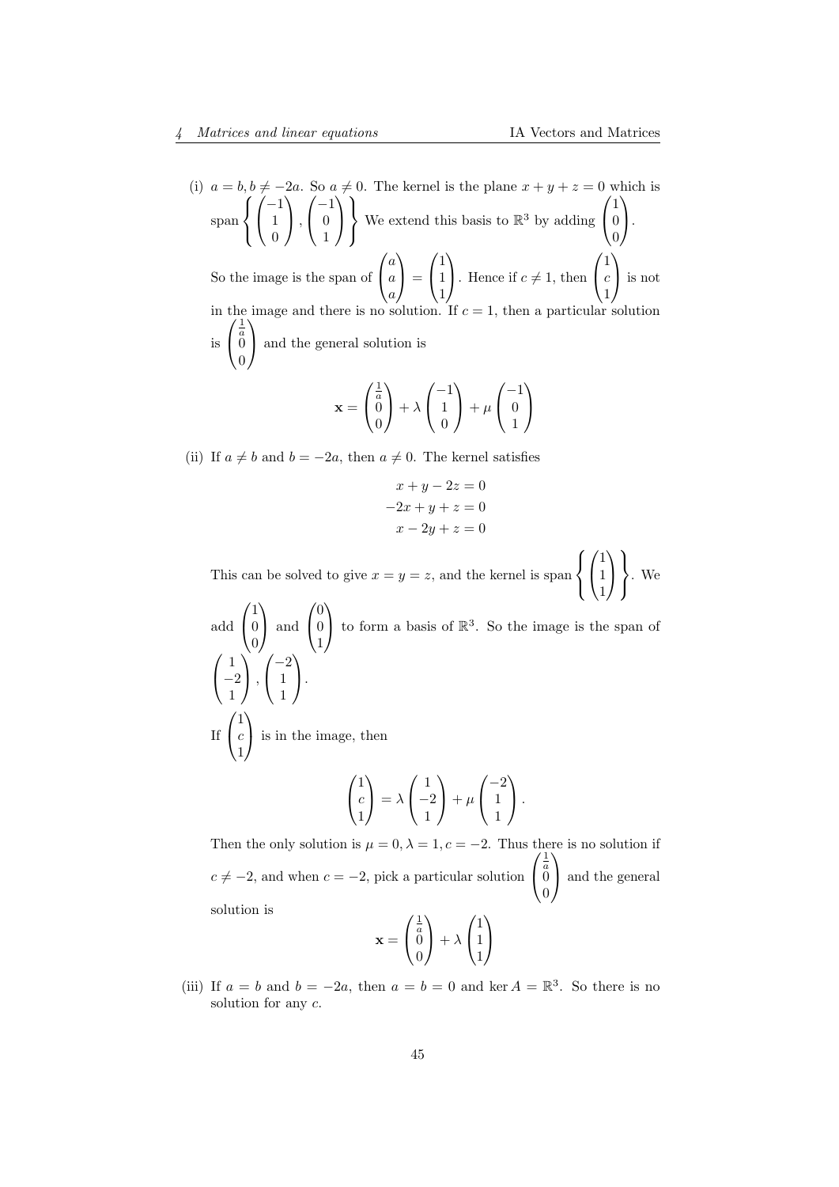(i) $a = b, b \neq -2a$. So $a \neq 0$. The kernel is the plane $x + y + z = 0$ which is span $\left\{ \begin{pmatrix} -1 \\ 1 \\ 0 \end{pmatrix}, \begin{pmatrix} -1 \\ 0 \\ 1 \end{pmatrix} \right\}$ We extend this basis to $\mathbb{R}^3$ by adding $\begin{pmatrix} 1 \\ 0 \\ 0 \end{pmatrix}$.

So the image is the span of $\begin{pmatrix} a \\ a \\ a \end{pmatrix} = \begin{pmatrix} 1 \\ 1 \\ 1 \end{pmatrix}$. Hence if $c \neq 1$, then $\begin{pmatrix} 1 \\ c \\ 1 \end{pmatrix}$ is not in the image and there is no solution. If $c = 1$, then a particular solution is $\begin{pmatrix} \frac{1}{a} \\ 0 \\ 0 \end{pmatrix}$ and the general solution is

$$\mathbf{x} = \begin{pmatrix} \frac{1}{a} \\ 0 \\ 0 \end{pmatrix} + \lambda \begin{pmatrix} -1 \\ 1 \\ 0 \end{pmatrix} + \mu \begin{pmatrix} -1 \\ 0 \\ 1 \end{pmatrix}$$

(ii) If $a \neq b$ and $b = -2a$, then $a \neq 0$. The kernel satisfies

$$\begin{aligned} x + y - 2z &= 0 \\ -2x + y + z &= 0 \\ x - 2y + z &= 0 \end{aligned}$$

This can be solved to give $x = y = z$, and the kernel is span $\left\{ \begin{pmatrix} 1 \\ 1 \\ 1 \end{pmatrix} \right\}$. We add $\begin{pmatrix} 1 \\ 0 \\ 0 \end{pmatrix}$ and $\begin{pmatrix} 0 \\ 0 \\ 1 \end{pmatrix}$ to form a basis of $\mathbb{R}^3$. So the image is the span of $\begin{pmatrix} 1 \\ -2 \\ 1 \end{pmatrix}, \begin{pmatrix} -2 \\ 1 \\ 1 \end{pmatrix}$.

If $\begin{pmatrix} 1 \\ c \\ 1 \end{pmatrix}$ is in the image, then

$$\begin{pmatrix} 1 \\ c \\ 1 \end{pmatrix} = \lambda \begin{pmatrix} 1 \\ -2 \\ 1 \end{pmatrix} + \mu \begin{pmatrix} -2 \\ 1 \\ 1 \end{pmatrix}.$$

Then the only solution is $\mu = 0, \lambda = 1, c = -2$. Thus there is no solution if $c \neq -2$, and when $c = -2$, pick a particular solution $\begin{pmatrix} \frac{1}{a} \\ 0 \\ 0 \end{pmatrix}$ and the general solution is

$$\mathbf{x} = \begin{pmatrix} \frac{1}{a} \\ 0 \\ 0 \end{pmatrix} + \lambda \begin{pmatrix} 1 \\ 1 \\ 1 \end{pmatrix}$$

(iii) If $a = b$ and $b = -2a$, then $a = b = 0$ and $\ker A = \mathbb{R}^3$. So there is no solution for any $c$.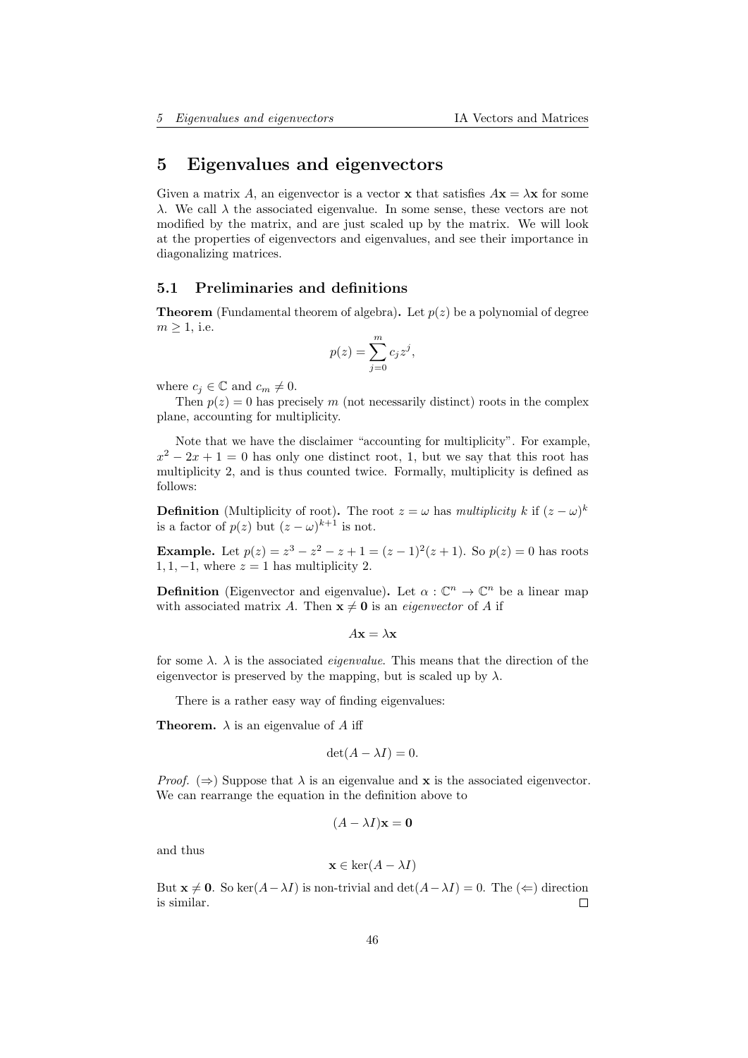# 5 Eigenvalues and eigenvectors

Given a matrix $A$, an eigenvector is a vector $\mathbf{x}$ that satisfies $A\mathbf{x} = \lambda\mathbf{x}$ for some $\lambda$. We call $\lambda$ the associated eigenvalue. In some sense, these vectors are not modified by the matrix, and are just scaled up by the matrix. We will look at the properties of eigenvectors and eigenvalues, and see their importance in diagonalizing matrices.

## 5.1 Preliminaries and definitions

**Theorem** (Fundamental theorem of algebra)**.** Let $p(z)$ be a polynomial of degree $m \geq 1$, i.e.

$$p(z) = \sum_{j=0}^{m} c_j z^j,$$

where $c_j \in \mathbb{C}$ and $c_m \neq 0$.

Then $p(z) = 0$ has precisely $m$ (not necessarily distinct) roots in the complex plane, accounting for multiplicity.

Note that we have the disclaimer "accounting for multiplicity". For example, $x^2 - 2x + 1 = 0$ has only one distinct root, 1, but we say that this root has multiplicity 2, and is thus counted twice. Formally, multiplicity is defined as follows:

**Definition** (Multiplicity of root)**.** The root $z = \omega$ has *multiplicity* $k$ if $(z - \omega)^k$ is a factor of $p(z)$ but $(z - \omega)^{k+1}$ is not.

**Example.** Let $p(z) = z^3 - z^2 - z + 1 = (z - 1)^2(z + 1)$. So $p(z) = 0$ has roots $1, 1, -1$, where $z = 1$ has multiplicity 2.

**Definition** (Eigenvector and eigenvalue)**.** Let $\alpha : \mathbb{C}^n \to \mathbb{C}^n$ be a linear map with associated matrix $A$. Then $\mathbf{x} \neq \mathbf{0}$ is an *eigenvector* of $A$ if

$$A\mathbf{x} = \lambda\mathbf{x}$$

for some $\lambda$. $\lambda$ is the associated *eigenvalue*. This means that the direction of the eigenvector is preserved by the mapping, but is scaled up by $\lambda$.

There is a rather easy way of finding eigenvalues:

**Theorem.** $\lambda$ is an eigenvalue of $A$ iff

$$\det(A - \lambda I) = 0.$$

*Proof.* ($\Rightarrow$) Suppose that $\lambda$ is an eigenvalue and $\mathbf{x}$ is the associated eigenvector. We can rearrange the equation in the definition above to

$$(A - \lambda I)\mathbf{x} = \mathbf{0}$$

and thus

$$\mathbf{x} \in \ker(A - \lambda I)$$

But $\mathbf{x} \neq \mathbf{0}$. So $\ker(A - \lambda I)$ is non-trivial and $\det(A - \lambda I) = 0$. The ($\Leftarrow$) direction is similar. □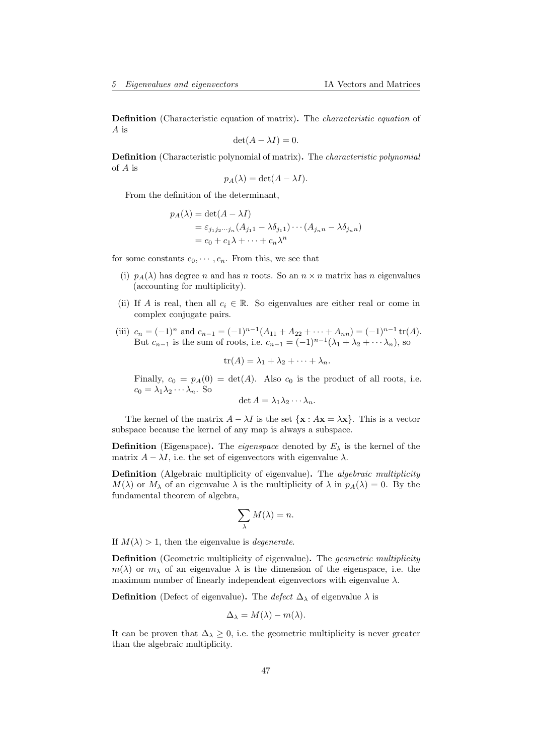**Definition** (Characteristic equation of matrix). The *characteristic equation* of $A$ is

$$\det(A - \lambda I) = 0.$$

**Definition** (Characteristic polynomial of matrix). The *characteristic polynomial* of $A$ is

$$p_A(\lambda) = \det(A - \lambda I).$$

From the definition of the determinant,

$$\begin{aligned} p_A(\lambda) &= \det(A - \lambda I) \\ &= \varepsilon_{j_1 j_2 \cdots j_n}(A_{j_1 1} - \lambda \delta_{j_1 1}) \cdots (A_{j_n n} - \lambda \delta_{j_n n}) \\ &= c_0 + c_1 \lambda + \cdots + c_n \lambda^n \end{aligned}$$

for some constants $c_0, \cdots, c_n$. From this, we see that

(i) $p_A(\lambda)$ has degree $n$ and has $n$ roots. So an $n \times n$ matrix has $n$ eigenvalues (accounting for multiplicity).

(ii) If $A$ is real, then all $c_i \in \mathbb{R}$. So eigenvalues are either real or come in complex conjugate pairs.

(iii) $c_n = (-1)^n$ and $c_{n-1} = (-1)^{n-1}(A_{11} + A_{22} + \cdots + A_{nn}) = (-1)^{n-1}\operatorname{tr}(A)$. But $c_{n-1}$ is the sum of roots, i.e. $c_{n-1} = (-1)^{n-1}(\lambda_1 + \lambda_2 + \cdots \lambda_n)$, so

$$\operatorname{tr}(A) = \lambda_1 + \lambda_2 + \cdots + \lambda_n.$$

Finally, $c_0 = p_A(0) = \det(A)$. Also $c_0$ is the product of all roots, i.e. $c_0 = \lambda_1 \lambda_2 \cdots \lambda_n$. So

$$\det A = \lambda_1 \lambda_2 \cdots \lambda_n.$$

The kernel of the matrix $A - \lambda I$ is the set $\{\mathbf{x} : A\mathbf{x} = \lambda \mathbf{x}\}$. This is a vector subspace because the kernel of any map is always a subspace.

**Definition** (Eigenspace). The *eigenspace* denoted by $E_\lambda$ is the kernel of the matrix $A - \lambda I$, i.e. the set of eigenvectors with eigenvalue $\lambda$.

**Definition** (Algebraic multiplicity of eigenvalue). The *algebraic multiplicity* $M(\lambda)$ or $M_\lambda$ of an eigenvalue $\lambda$ is the multiplicity of $\lambda$ in $p_A(\lambda) = 0$. By the fundamental theorem of algebra,

$$\sum_\lambda M(\lambda) = n.$$

If $M(\lambda) > 1$, then the eigenvalue is *degenerate*.

**Definition** (Geometric multiplicity of eigenvalue). The *geometric multiplicity* $m(\lambda)$ or $m_\lambda$ of an eigenvalue $\lambda$ is the dimension of the eigenspace, i.e. the maximum number of linearly independent eigenvectors with eigenvalue $\lambda$.

**Definition** (Defect of eigenvalue). The *defect* $\Delta_\lambda$ of eigenvalue $\lambda$ is

$$\Delta_\lambda = M(\lambda) - m(\lambda).$$

It can be proven that $\Delta_\lambda \geq 0$, i.e. the geometric multiplicity is never greater than the algebraic multiplicity.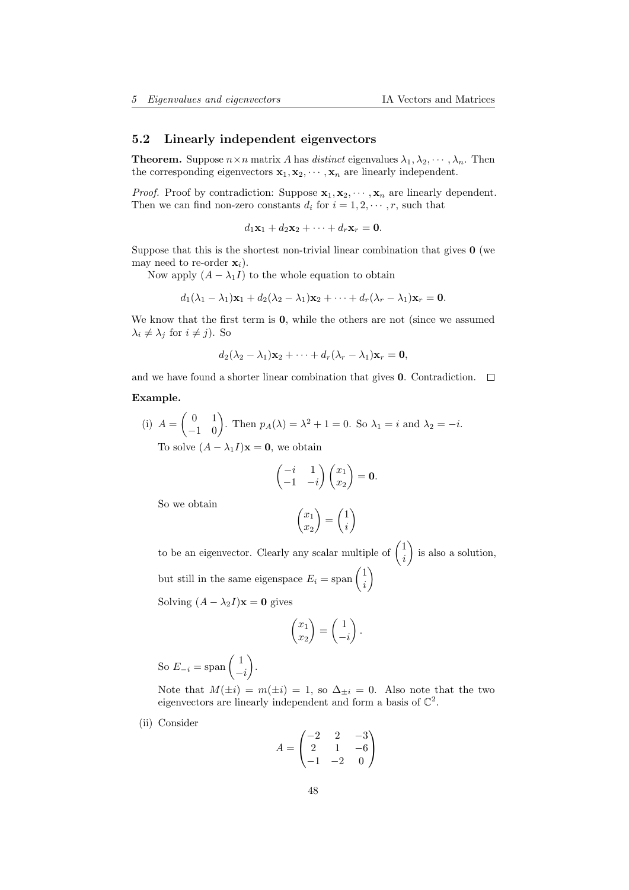## 5.2 Linearly independent eigenvectors

**Theorem.** Suppose $n \times n$ matrix $A$ has *distinct* eigenvalues $\lambda_1, \lambda_2, \cdots, \lambda_n$. Then the corresponding eigenvectors $\mathbf{x}_1, \mathbf{x}_2, \cdots, \mathbf{x}_n$ are linearly independent.

*Proof.* Proof by contradiction: Suppose $\mathbf{x}_1, \mathbf{x}_2, \cdots, \mathbf{x}_n$ are linearly dependent. Then we can find non-zero constants $d_i$ for $i = 1, 2, \cdots, r$, such that

$$d_1\mathbf{x}_1 + d_2\mathbf{x}_2 + \cdots + d_r\mathbf{x}_r = \mathbf{0}.$$

Suppose that this is the shortest non-trivial linear combination that gives $\mathbf{0}$ (we may need to re-order $\mathbf{x}_i$).

Now apply $(A - \lambda_1 I)$ to the whole equation to obtain

$$d_1(\lambda_1 - \lambda_1)\mathbf{x}_1 + d_2(\lambda_2 - \lambda_1)\mathbf{x}_2 + \cdots + d_r(\lambda_r - \lambda_1)\mathbf{x}_r = \mathbf{0}.$$

We know that the first term is $\mathbf{0}$, while the others are not (since we assumed $\lambda_i \neq \lambda_j$ for $i \neq j$). So

$$d_2(\lambda_2 - \lambda_1)\mathbf{x}_2 + \cdots + d_r(\lambda_r - \lambda_1)\mathbf{x}_r = \mathbf{0},$$

and we have found a shorter linear combination that gives $\mathbf{0}$. Contradiction. ☐

**Example.**

(i) $A = \begin{pmatrix} 0 & 1 \\ -1 & 0 \end{pmatrix}$. Then $p_A(\lambda) = \lambda^2 + 1 = 0$. So $\lambda_1 = i$ and $\lambda_2 = -i$.

To solve $(A - \lambda_1 I)\mathbf{x} = \mathbf{0}$, we obtain

$$\begin{pmatrix} -i & 1 \\ -1 & -i \end{pmatrix}\begin{pmatrix} x_1 \\ x_2 \end{pmatrix} = \mathbf{0}.$$

So we obtain

$$\begin{pmatrix} x_1 \\ x_2 \end{pmatrix} = \begin{pmatrix} 1 \\ i \end{pmatrix}$$

to be an eigenvector. Clearly any scalar multiple of $\begin{pmatrix} 1 \\ i \end{pmatrix}$ is also a solution, but still in the same eigenspace $E_i = \operatorname{span}\begin{pmatrix} 1 \\ i \end{pmatrix}$

Solving $(A - \lambda_2 I)\mathbf{x} = \mathbf{0}$ gives

$$\begin{pmatrix} x_1 \\ x_2 \end{pmatrix} = \begin{pmatrix} 1 \\ -i \end{pmatrix}.$$

So $E_{-i} = \operatorname{span}\begin{pmatrix} 1 \\ -i \end{pmatrix}$.

Note that $M(\pm i) = m(\pm i) = 1$, so $\Delta_{\pm i} = 0$. Also note that the two eigenvectors are linearly independent and form a basis of $\mathbb{C}^2$.

(ii) Consider

$$A = \begin{pmatrix} -2 & 2 & -3 \\ 2 & 1 & -6 \\ -1 & -2 & 0 \end{pmatrix}$$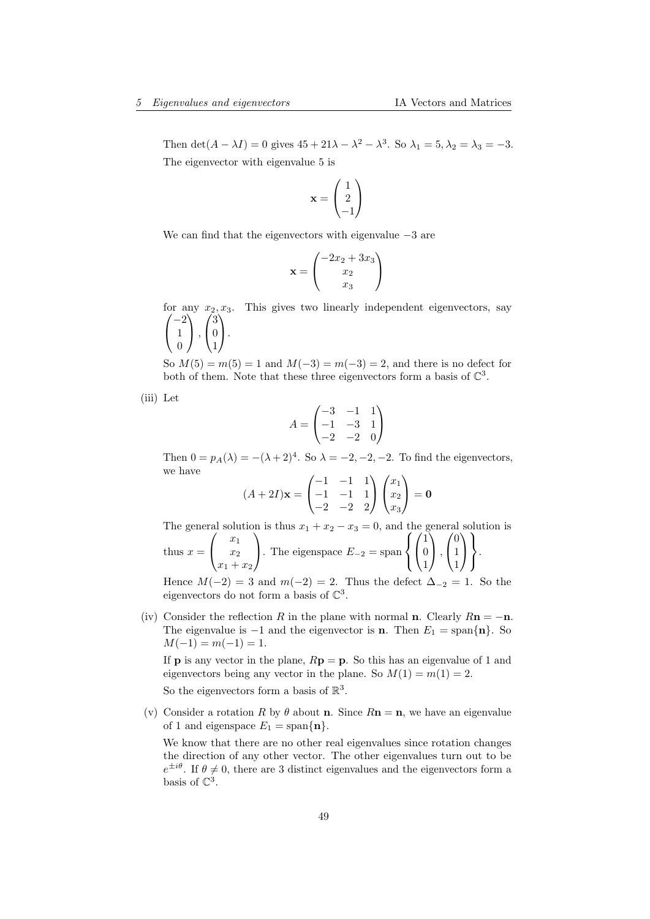Then $\det(A - \lambda I) = 0$ gives $45 + 21\lambda - \lambda^2 - \lambda^3$. So $\lambda_1 = 5, \lambda_2 = \lambda_3 = -3$.

The eigenvector with eigenvalue 5 is

$$\mathbf{x} = \begin{pmatrix} 1 \\ 2 \\ -1 \end{pmatrix}$$

We can find that the eigenvectors with eigenvalue $-3$ are

$$\mathbf{x} = \begin{pmatrix} -2x_2 + 3x_3 \\ x_2 \\ x_3 \end{pmatrix}$$

for any $x_2, x_3$. This gives two linearly independent eigenvectors, say $\begin{pmatrix} -2 \\ 1 \\ 0 \end{pmatrix}, \begin{pmatrix} 3 \\ 0 \\ 1 \end{pmatrix}$.

So $M(5) = m(5) = 1$ and $M(-3) = m(-3) = 2$, and there is no defect for both of them. Note that these three eigenvectors form a basis of $\mathbb{C}^3$.

(iii) Let

$$A = \begin{pmatrix} -3 & -1 & 1 \\ -1 & -3 & 1 \\ -2 & -2 & 0 \end{pmatrix}$$

Then $0 = p_A(\lambda) = -(\lambda + 2)^4$. So $\lambda = -2, -2, -2$. To find the eigenvectors, we have

$$(A + 2I)\mathbf{x} = \begin{pmatrix} -1 & -1 & 1 \\ -1 & -1 & 1 \\ -2 & -2 & 2 \end{pmatrix} \begin{pmatrix} x_1 \\ x_2 \\ x_3 \end{pmatrix} = \mathbf{0}$$

The general solution is thus $x_1 + x_2 - x_3 = 0$, and the general solution is thus $x = \begin{pmatrix} x_1 \\ x_2 \\ x_1 + x_2 \end{pmatrix}$. The eigenspace $E_{-2} = \operatorname{span}\left\{ \begin{pmatrix} 1 \\ 0 \\ 1 \end{pmatrix}, \begin{pmatrix} 0 \\ 1 \\ 1 \end{pmatrix} \right\}$.

Hence $M(-2) = 3$ and $m(-2) = 2$. Thus the defect $\Delta_{-2} = 1$. So the eigenvectors do not form a basis of $\mathbb{C}^3$.

(iv) Consider the reflection $R$ in the plane with normal $\mathbf{n}$. Clearly $R\mathbf{n} = -\mathbf{n}$. The eigenvalue is $-1$ and the eigenvector is $\mathbf{n}$. Then $E_1 = \operatorname{span}\{\mathbf{n}\}$. So $M(-1) = m(-1) = 1$.

If $\mathbf{p}$ is any vector in the plane, $R\mathbf{p} = \mathbf{p}$. So this has an eigenvalue of 1 and eigenvectors being any vector in the plane. So $M(1) = m(1) = 2$.

So the eigenvectors form a basis of $\mathbb{R}^3$.

(v) Consider a rotation $R$ by $\theta$ about $\mathbf{n}$. Since $R\mathbf{n} = \mathbf{n}$, we have an eigenvalue of 1 and eigenspace $E_1 = \operatorname{span}\{\mathbf{n}\}$.

We know that there are no other real eigenvalues since rotation changes the direction of any other vector. The other eigenvalues turn out to be $e^{\pm i\theta}$. If $\theta \neq 0$, there are 3 distinct eigenvalues and the eigenvectors form a basis of $\mathbb{C}^3$.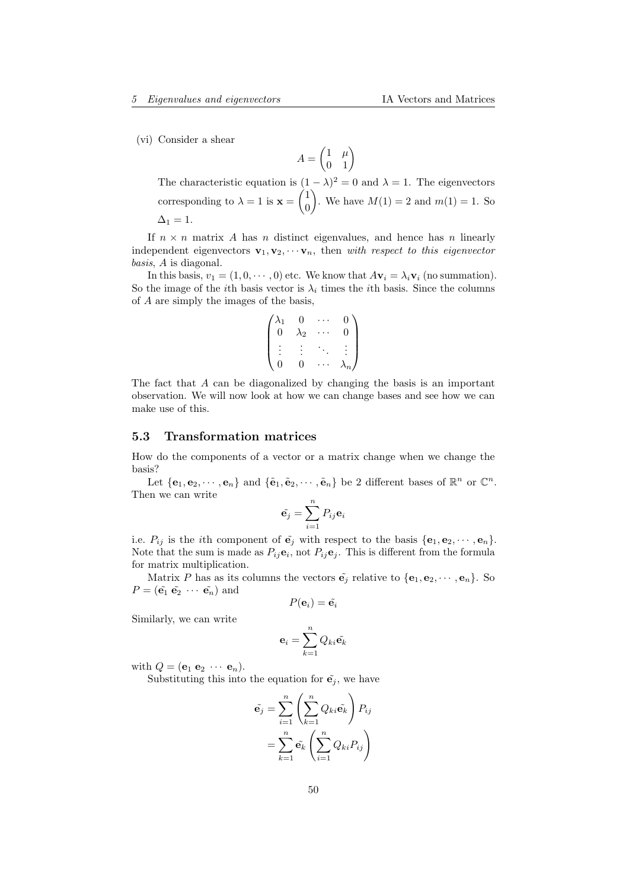(vi) Consider a shear

$$A = \begin{pmatrix} 1 & \mu \\ 0 & 1 \end{pmatrix}$$

The characteristic equation is $(1-\lambda)^2 = 0$ and $\lambda = 1$. The eigenvectors corresponding to $\lambda = 1$ is $\mathbf{x} = \begin{pmatrix} 1 \\ 0 \end{pmatrix}$. We have $M(1) = 2$ and $m(1) = 1$. So $\Delta_1 = 1$.

If $n \times n$ matrix $A$ has $n$ distinct eigenvalues, and hence has $n$ linearly independent eigenvectors $\mathbf{v}_1, \mathbf{v}_2, \cdots \mathbf{v}_n$, then *with respect to this eigenvector basis*, $A$ is diagonal.

In this basis, $v_1 = (1, 0, \cdots, 0)$ etc. We know that $A\mathbf{v}_i = \lambda_i \mathbf{v}_i$ (no summation). So the image of the $i$th basis vector is $\lambda_i$ times the $i$th basis. Since the columns of $A$ are simply the images of the basis,

$$\begin{pmatrix} \lambda_1 & 0 & \cdots & 0 \\ 0 & \lambda_2 & \cdots & 0 \\ \vdots & \vdots & \ddots & \vdots \\ 0 & 0 & \cdots & \lambda_n \end{pmatrix}$$

The fact that $A$ can be diagonalized by changing the basis is an important observation. We will now look at how we can change bases and see how we can make use of this.

## 5.3 Transformation matrices

How do the components of a vector or a matrix change when we change the basis?

Let $\{\mathbf{e}_1, \mathbf{e}_2, \cdots, \mathbf{e}_n\}$ and $\{\tilde{\mathbf{e}}_1, \tilde{\mathbf{e}}_2, \cdots, \tilde{\mathbf{e}}_n\}$ be 2 different bases of $\mathbb{R}^n$ or $\mathbb{C}^n$. Then we can write

$$\tilde{\mathbf{e}_j} = \sum_{i=1}^{n} P_{ij}\mathbf{e}_i$$

i.e. $P_{ij}$ is the $i$th component of $\tilde{\mathbf{e}_j}$ with respect to the basis $\{\mathbf{e}_1, \mathbf{e}_2, \cdots, \mathbf{e}_n\}$. Note that the sum is made as $P_{ij}\mathbf{e}_i$, not $P_{ij}\mathbf{e}_j$. This is different from the formula for matrix multiplication.

Matrix $P$ has as its columns the vectors $\tilde{\mathbf{e}_j}$ relative to $\{\mathbf{e}_1, \mathbf{e}_2, \cdots, \mathbf{e}_n\}$. So $P = (\tilde{\mathbf{e}_1}\ \tilde{\mathbf{e}_2}\ \cdots\ \tilde{\mathbf{e}_n})$ and

$$P(\mathbf{e}_i) = \tilde{\mathbf{e}_i}$$

Similarly, we can write

$$\mathbf{e}_i = \sum_{k=1}^{n} Q_{ki}\tilde{\mathbf{e}_k}$$

with $Q = (\mathbf{e}_1\ \mathbf{e}_2\ \cdots\ \mathbf{e}_n)$.

Substituting this into the equation for $\tilde{\mathbf{e}_j}$, we have

$$\begin{aligned}
\tilde{\mathbf{e}_j} &= \sum_{i=1}^{n} \left( \sum_{k=1}^{n} Q_{ki}\tilde{\mathbf{e}_k} \right) P_{ij} \\
&= \sum_{k=1}^{n} \tilde{\mathbf{e}_k} \left( \sum_{i=1}^{n} Q_{ki}P_{ij} \right)
\end{aligned}$$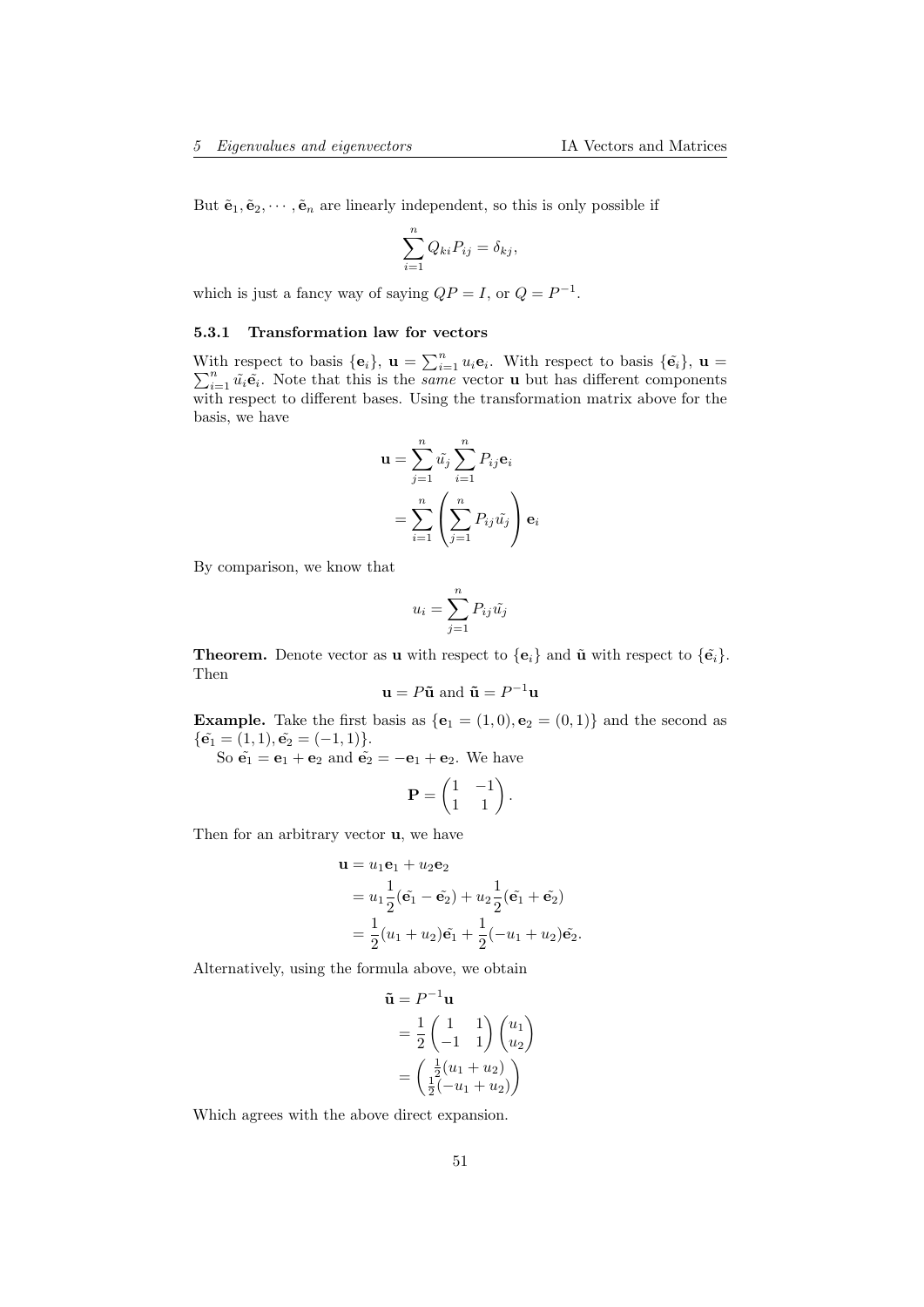But $\tilde{\mathbf{e}}_1, \tilde{\mathbf{e}}_2, \cdots, \tilde{\mathbf{e}}_n$ are linearly independent, so this is only possible if

$$\sum_{i=1}^{n} Q_{ki} P_{ij} = \delta_{kj},$$

which is just a fancy way of saying $QP = I$, or $Q = P^{-1}$.

### 5.3.1 Transformation law for vectors

With respect to basis $\{\mathbf{e}_i\}$, $\mathbf{u} = \sum_{i=1}^{n} u_i \mathbf{e}_i$. With respect to basis $\{\tilde{\mathbf{e}_i}\}$, $\mathbf{u} = \sum_{i=1}^{n} \tilde{u_i} \tilde{\mathbf{e}_i}$. Note that this is the *same* vector $\mathbf{u}$ but has different components with respect to different bases. Using the transformation matrix above for the basis, we have

$$\begin{aligned}
\mathbf{u} &= \sum_{j=1}^{n} \tilde{u_j} \sum_{i=1}^{n} P_{ij} \mathbf{e}_i \\
&= \sum_{i=1}^{n} \left( \sum_{j=1}^{n} P_{ij} \tilde{u_j} \right) \mathbf{e}_i
\end{aligned}$$

By comparison, we know that

$$u_i = \sum_{j=1}^{n} P_{ij} \tilde{u_j}$$

**Theorem.** Denote vector as $\mathbf{u}$ with respect to $\{\mathbf{e}_i\}$ and $\tilde{\mathbf{u}}$ with respect to $\{\tilde{\mathbf{e}_i}\}$. Then

$$\mathbf{u} = P\tilde{\mathbf{u}} \text{ and } \tilde{\mathbf{u}} = P^{-1}\mathbf{u}$$

**Example.** Take the first basis as $\{\mathbf{e}_1 = (1, 0), \mathbf{e}_2 = (0, 1)\}$ and the second as $\{\tilde{\mathbf{e}_1} = (1, 1), \tilde{\mathbf{e}_2} = (-1, 1)\}$.

So $\tilde{\mathbf{e}_1} = \mathbf{e}_1 + \mathbf{e}_2$ and $\tilde{\mathbf{e}_2} = -\mathbf{e}_1 + \mathbf{e}_2$. We have

$$\mathbf{P} = \begin{pmatrix} 1 & -1 \\ 1 & 1 \end{pmatrix}.$$

Then for an arbitrary vector $\mathbf{u}$, we have

$$\begin{aligned}
\mathbf{u} &= u_1 \mathbf{e}_1 + u_2 \mathbf{e}_2 \\
&= u_1 \frac{1}{2}(\tilde{\mathbf{e}_1} - \tilde{\mathbf{e}_2}) + u_2 \frac{1}{2}(\tilde{\mathbf{e}_1} + \tilde{\mathbf{e}_2}) \\
&= \frac{1}{2}(u_1 + u_2)\tilde{\mathbf{e}_1} + \frac{1}{2}(-u_1 + u_2)\tilde{\mathbf{e}_2}.
\end{aligned}$$

Alternatively, using the formula above, we obtain

$$\begin{aligned}
\tilde{\mathbf{u}} &= P^{-1}\mathbf{u} \\
&= \frac{1}{2} \begin{pmatrix} 1 & 1 \\ -1 & 1 \end{pmatrix} \begin{pmatrix} u_1 \\ u_2 \end{pmatrix} \\
&= \begin{pmatrix} \frac{1}{2}(u_1 + u_2) \\ \frac{1}{2}(-u_1 + u_2) \end{pmatrix}
\end{aligned}$$

Which agrees with the above direct expansion.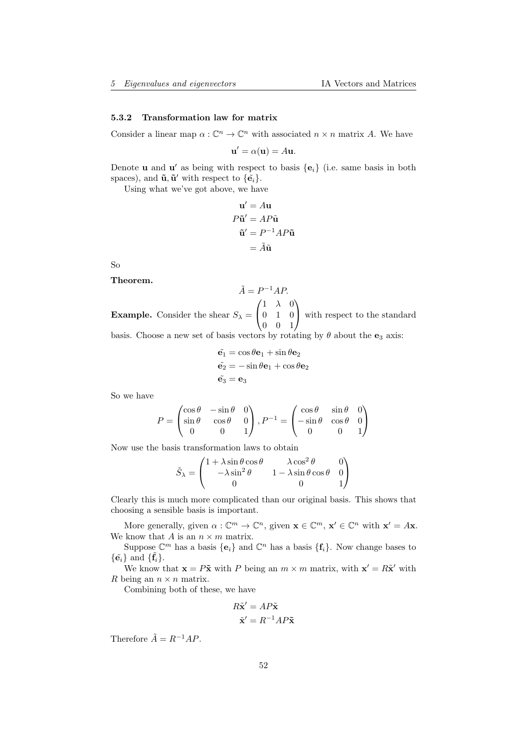### 5.3.2 Transformation law for matrix

Consider a linear map $\alpha : \mathbb{C}^n \to \mathbb{C}^n$ with associated $n \times n$ matrix $A$. We have

$$\mathbf{u}' = \alpha(\mathbf{u}) = A\mathbf{u}.$$

Denote $\mathbf{u}$ and $\mathbf{u}'$ as being with respect to basis $\{\mathbf{e}_i\}$ (i.e. same basis in both spaces), and $\tilde{\mathbf{u}}, \tilde{\mathbf{u}}'$ with respect to $\{\tilde{\mathbf{e}}_i\}$.

Using what we've got above, we have

$$\begin{aligned}
\mathbf{u}' &= A\mathbf{u}\\
P\tilde{\mathbf{u}}' &= AP\tilde{\mathbf{u}}\\
\tilde{\mathbf{u}}' &= P^{-1}AP\tilde{\mathbf{u}}\\
&= \tilde{A}\tilde{\mathbf{u}}
\end{aligned}$$

So

**Theorem.**

$$\tilde{A} = P^{-1}AP.$$

**Example.** Consider the shear $S_\lambda = \begin{pmatrix} 1 & \lambda & 0\\ 0 & 1 & 0\\ 0 & 0 & 1\end{pmatrix}$ with respect to the standard basis. Choose a new set of basis vectors by rotating by $\theta$ about the $\mathbf{e}_3$ axis:

$$\begin{aligned}
\tilde{\mathbf{e}_1} &= \cos\theta\mathbf{e}_1 + \sin\theta\mathbf{e}_2\\
\tilde{\mathbf{e}_2} &= -\sin\theta\mathbf{e}_1 + \cos\theta\mathbf{e}_2\\
\tilde{\mathbf{e}_3} &= \mathbf{e}_3
\end{aligned}$$

So we have

$$P = \begin{pmatrix} \cos\theta & -\sin\theta & 0\\ \sin\theta & \cos\theta & 0\\ 0 & 0 & 1\end{pmatrix}, P^{-1} = \begin{pmatrix} \cos\theta & \sin\theta & 0\\ -\sin\theta & \cos\theta & 0\\ 0 & 0 & 1\end{pmatrix}$$

Now use the basis transformation laws to obtain

$$\tilde{S}_\lambda = \begin{pmatrix} 1 + \lambda\sin\theta\cos\theta & \lambda\cos^2\theta & 0\\ -\lambda\sin^2\theta & 1 - \lambda\sin\theta\cos\theta & 0\\ 0 & 0 & 1\end{pmatrix}$$

Clearly this is much more complicated than our original basis. This shows that choosing a sensible basis is important.

More generally, given $\alpha : \mathbb{C}^m \to \mathbb{C}^n$, given $\mathbf{x} \in \mathbb{C}^m$, $\mathbf{x}' \in \mathbb{C}^n$ with $\mathbf{x}' = A\mathbf{x}$. We know that $A$ is an $n \times m$ matrix.

Suppose $\mathbb{C}^m$ has a basis $\{\mathbf{e}_i\}$ and $\mathbb{C}^n$ has a basis $\{\mathbf{f}_i\}$. Now change bases to $\{\tilde{\mathbf{e}_i}\}$ and $\{\tilde{\mathbf{f}_i}\}$.

We know that $\mathbf{x} = P\tilde{\mathbf{x}}$ with $P$ being an $m \times m$ matrix, with $\mathbf{x}' = R\tilde{\mathbf{x}}'$ with $R$ being an $n \times n$ matrix.

Combining both of these, we have

$$\begin{aligned}
R\tilde{\mathbf{x}}' &= AP\tilde{\mathbf{x}}\\
\tilde{\mathbf{x}}' &= R^{-1}AP\tilde{\mathbf{x}}
\end{aligned}$$

Therefore $\tilde{A} = R^{-1}AP$.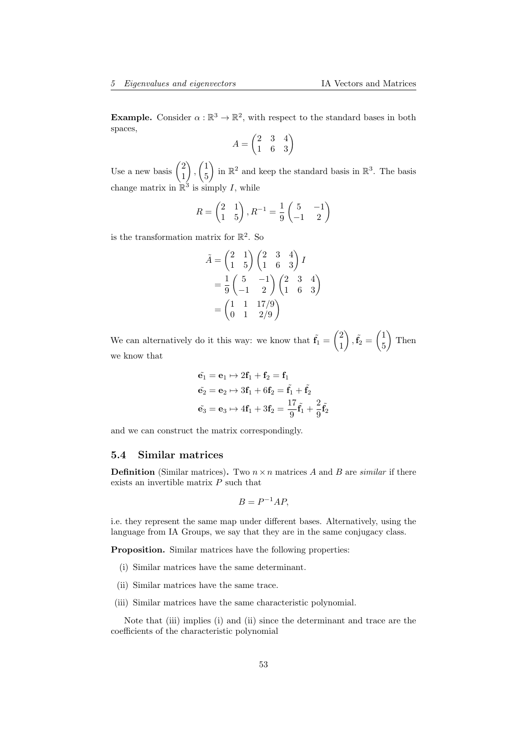**Example.** Consider $\alpha : \mathbb{R}^3 \to \mathbb{R}^2$, with respect to the standard bases in both spaces,

$$A = \begin{pmatrix} 2 & 3 & 4 \\ 1 & 6 & 3 \end{pmatrix}$$

Use a new basis $\begin{pmatrix} 2 \\ 1 \end{pmatrix}, \begin{pmatrix} 1 \\ 5 \end{pmatrix}$ in $\mathbb{R}^2$ and keep the standard basis in $\mathbb{R}^3$. The basis change matrix in $\mathbb{R}^3$ is simply $I$, while

$$R = \begin{pmatrix} 2 & 1 \\ 1 & 5 \end{pmatrix}, R^{-1} = \frac{1}{9}\begin{pmatrix} 5 & -1 \\ -1 & 2 \end{pmatrix}$$

is the transformation matrix for $\mathbb{R}^2$. So

$$\begin{aligned}
\tilde{A} &= \begin{pmatrix} 2 & 1 \\ 1 & 5 \end{pmatrix}\begin{pmatrix} 2 & 3 & 4 \\ 1 & 6 & 3 \end{pmatrix} I \\
&= \frac{1}{9}\begin{pmatrix} 5 & -1 \\ -1 & 2 \end{pmatrix}\begin{pmatrix} 2 & 3 & 4 \\ 1 & 6 & 3 \end{pmatrix} \\
&= \begin{pmatrix} 1 & 1 & 17/9 \\ 0 & 1 & 2/9 \end{pmatrix}
\end{aligned}$$

We can alternatively do it this way: we know that $\tilde{\mathbf{f}}_1 = \begin{pmatrix} 2 \\ 1 \end{pmatrix}, \tilde{\mathbf{f}}_2 = \begin{pmatrix} 1 \\ 5 \end{pmatrix}$ Then we know that

$$\begin{aligned}
\tilde{\mathbf{e}_1} &= \mathbf{e}_1 \mapsto 2\mathbf{f}_1 + \mathbf{f}_2 = \mathbf{f}_1 \\
\tilde{\mathbf{e}_2} &= \mathbf{e}_2 \mapsto 3\mathbf{f}_1 + 6\mathbf{f}_2 = \tilde{\mathbf{f}_1} + \tilde{\mathbf{f}_2} \\
\tilde{\mathbf{e}_3} &= \mathbf{e}_3 \mapsto 4\mathbf{f}_1 + 3\mathbf{f}_2 = \frac{17}{9}\tilde{\mathbf{f}}_1 + \frac{2}{9}\tilde{\mathbf{f}}_2
\end{aligned}$$

and we can construct the matrix correspondingly.

### 5.4 Similar matrices

**Definition** (Similar matrices)**.** Two $n \times n$ matrices $A$ and $B$ are *similar* if there exists an invertible matrix $P$ such that

$$B = P^{-1}AP,$$

i.e. they represent the same map under different bases. Alternatively, using the language from IA Groups, we say that they are in the same conjugacy class.

**Proposition.** Similar matrices have the following properties:

(i) Similar matrices have the same determinant.

(ii) Similar matrices have the same trace.

(iii) Similar matrices have the same characteristic polynomial.

Note that (iii) implies (i) and (ii) since the determinant and trace are the coefficients of the characteristic polynomial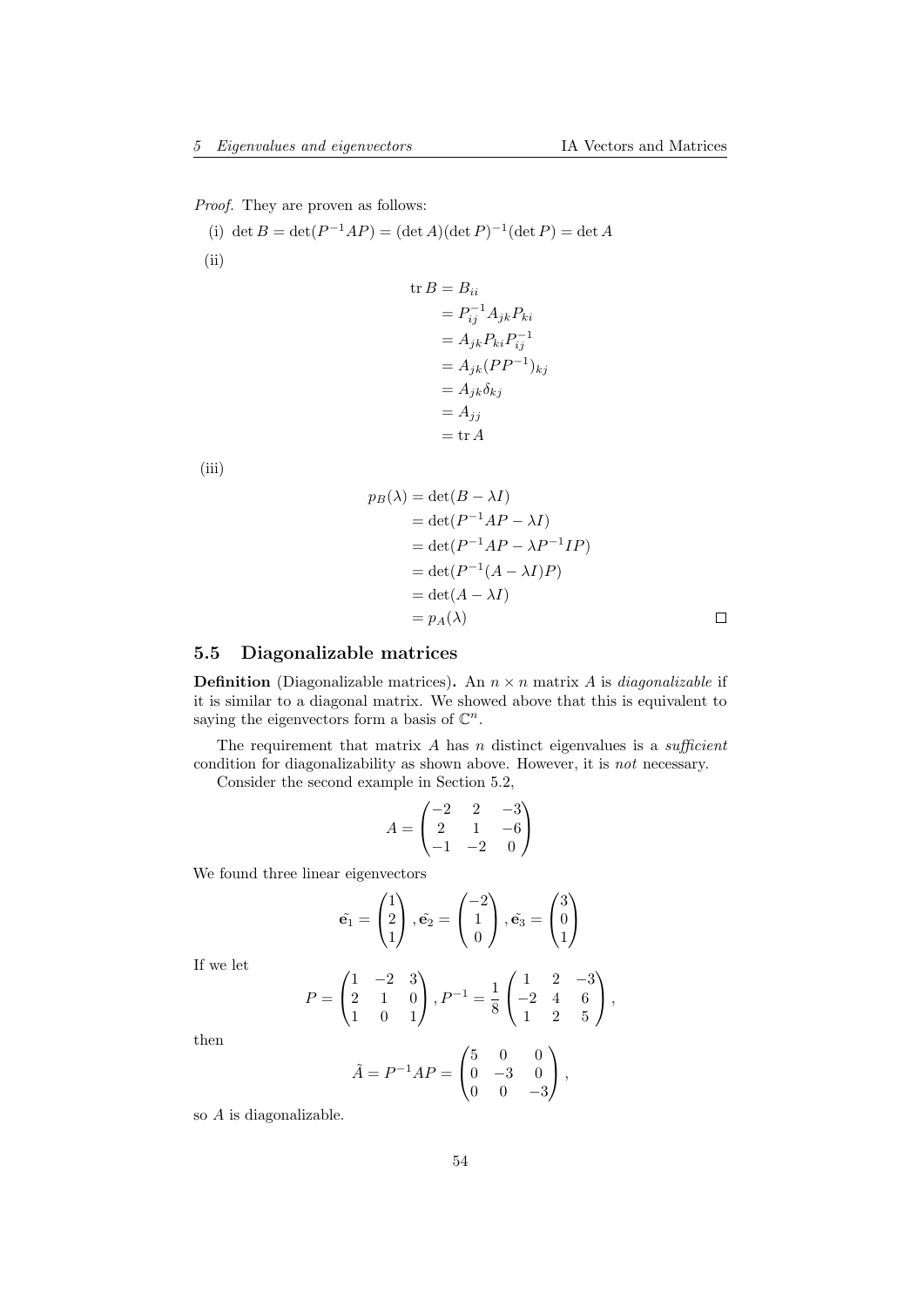*Proof.* They are proven as follows:

(i) $\det B = \det(P^{-1}AP) = (\det A)(\det P)^{-1}(\det P) = \det A$

(ii)

$$\begin{aligned}
\operatorname{tr} B &= B_{ii} \\
&= P^{-1}_{ij} A_{jk} P_{ki} \\
&= A_{jk} P_{ki} P^{-1}_{ij} \\
&= A_{jk} (PP^{-1})_{kj} \\
&= A_{jk} \delta_{kj} \\
&= A_{jj} \\
&= \operatorname{tr} A
\end{aligned}$$

(iii)

$$\begin{aligned}
p_B(\lambda) &= \det(B - \lambda I) \\
&= \det(P^{-1}AP - \lambda I) \\
&= \det(P^{-1}AP - \lambda P^{-1}IP) \\
&= \det(P^{-1}(A - \lambda I)P) \\
&= \det(A - \lambda I) \\
&= p_A(\lambda)
\end{aligned}$$

□

## 5.5 Diagonalizable matrices

**Definition** (Diagonalizable matrices)**.** An $n \times n$ matrix $A$ is *diagonalizable* if it is similar to a diagonal matrix. We showed above that this is equivalent to saying the eigenvectors form a basis of $\mathbb{C}^n$.

The requirement that matrix $A$ has $n$ distinct eigenvalues is a *sufficient* condition for diagonalizability as shown above. However, it is *not* necessary.

Consider the second example in Section 5.2,

$$A = \begin{pmatrix} -2 & 2 & -3 \\ 2 & 1 & -6 \\ -1 & -2 & 0 \end{pmatrix}$$

We found three linear eigenvectors

$$\tilde{\mathbf{e}_1} = \begin{pmatrix} 1 \\ 2 \\ 1 \end{pmatrix}, \tilde{\mathbf{e}_2} = \begin{pmatrix} -2 \\ 1 \\ 0 \end{pmatrix}, \tilde{\mathbf{e}_3} = \begin{pmatrix} 3 \\ 0 \\ 1 \end{pmatrix}$$

If we let

$$P = \begin{pmatrix} 1 & -2 & 3 \\ 2 & 1 & 0 \\ 1 & 0 & 1 \end{pmatrix}, P^{-1} = \frac{1}{8}\begin{pmatrix} 1 & 2 & -3 \\ -2 & 4 & 6 \\ 1 & 2 & 5 \end{pmatrix},$$

then

$$\tilde{A} = P^{-1}AP = \begin{pmatrix} 5 & 0 & 0 \\ 0 & -3 & 0 \\ 0 & 0 & -3 \end{pmatrix},$$

so $A$ is diagonalizable.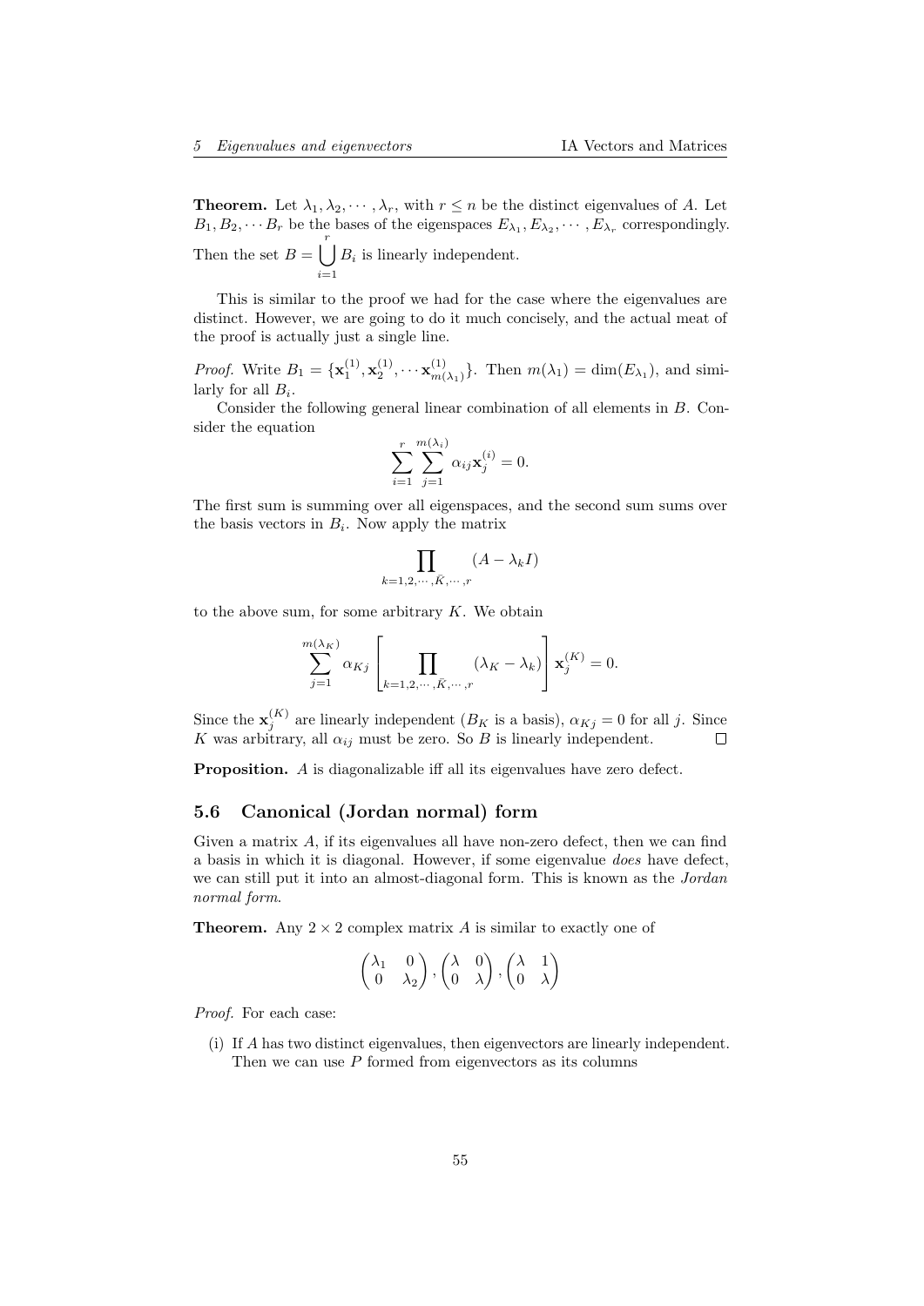**Theorem.** Let $\lambda_1, \lambda_2, \cdots, \lambda_r$, with $r \leq n$ be the distinct eigenvalues of $A$. Let $B_1, B_2, \cdots B_r$ be the bases of the eigenspaces $E_{\lambda_1}, E_{\lambda_2}, \cdots, E_{\lambda_r}$ correspondingly. Then the set $B = \bigcup_{i=1}^{r} B_i$ is linearly independent.

This is similar to the proof we had for the case where the eigenvalues are distinct. However, we are going to do it much concisely, and the actual meat of the proof is actually just a single line.

*Proof.* Write $B_1 = \{\mathbf{x}_1^{(1)}, \mathbf{x}_2^{(1)}, \cdots \mathbf{x}_{m(\lambda_1)}^{(1)}\}$. Then $m(\lambda_1) = \dim(E_{\lambda_1})$, and similarly for all $B_i$.

Consider the following general linear combination of all elements in $B$. Consider the equation

$$\sum_{i=1}^{r} \sum_{j=1}^{m(\lambda_i)} \alpha_{ij} \mathbf{x}_j^{(i)} = 0.$$

The first sum is summing over all eigenspaces, and the second sum sums over the basis vectors in $B_i$. Now apply the matrix

$$\prod_{k=1,2,\cdots,\bar{K},\cdots,r} (A - \lambda_k I)$$

to the above sum, for some arbitrary $K$. We obtain

$$\sum_{j=1}^{m(\lambda_K)} \alpha_{Kj} \left[ \prod_{k=1,2,\cdots,\bar{K},\cdots,r} (\lambda_K - \lambda_k) \right] \mathbf{x}_j^{(K)} = 0.$$

Since the $\mathbf{x}_j^{(K)}$ are linearly independent ($B_K$ is a basis), $\alpha_{Kj} = 0$ for all $j$. Since $K$ was arbitrary, all $\alpha_{ij}$ must be zero. So $B$ is linearly independent. $\square$

**Proposition.** $A$ is diagonalizable iff all its eigenvalues have zero defect.

## 5.6 Canonical (Jordan normal) form

Given a matrix $A$, if its eigenvalues all have non-zero defect, then we can find a basis in which it is diagonal. However, if some eigenvalue *does* have defect, we can still put it into an almost-diagonal form. This is known as the *Jordan normal form*.

**Theorem.** Any $2 \times 2$ complex matrix $A$ is similar to exactly one of

$$\begin{pmatrix} \lambda_1 & 0 \\ 0 & \lambda_2 \end{pmatrix}, \begin{pmatrix} \lambda & 0 \\ 0 & \lambda \end{pmatrix}, \begin{pmatrix} \lambda & 1 \\ 0 & \lambda \end{pmatrix}$$

*Proof.* For each case:

(i) If $A$ has two distinct eigenvalues, then eigenvectors are linearly independent. Then we can use $P$ formed from eigenvectors as its columns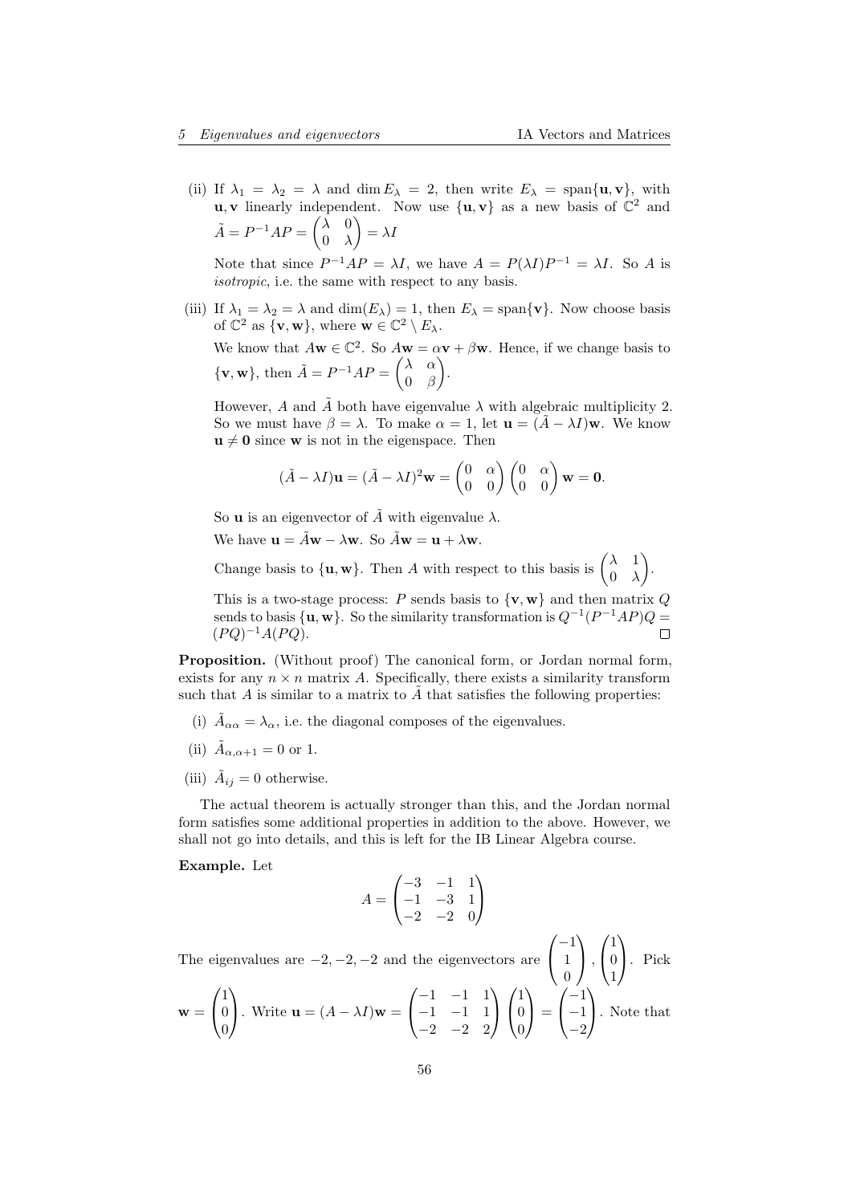(ii) If $\lambda_1 = \lambda_2 = \lambda$ and $\dim E_\lambda = 2$, then write $E_\lambda = \text{span}\{\mathbf{u}, \mathbf{v}\}$, with $\mathbf{u}, \mathbf{v}$ linearly independent. Now use $\{\mathbf{u}, \mathbf{v}\}$ as a new basis of $\mathbb{C}^2$ and $\tilde{A} = P^{-1}AP = \begin{pmatrix} \lambda & 0 \\ 0 & \lambda \end{pmatrix} = \lambda I$

Note that since $P^{-1}AP = \lambda I$, we have $A = P(\lambda I)P^{-1} = \lambda I$. So $A$ is *isotropic*, i.e. the same with respect to any basis.

(iii) If $\lambda_1 = \lambda_2 = \lambda$ and $\dim(E_\lambda) = 1$, then $E_\lambda = \text{span}\{\mathbf{v}\}$. Now choose basis of $\mathbb{C}^2$ as $\{\mathbf{v}, \mathbf{w}\}$, where $\mathbf{w} \in \mathbb{C}^2 \setminus E_\lambda$.

We know that $A\mathbf{w} \in \mathbb{C}^2$. So $A\mathbf{w} = \alpha\mathbf{v} + \beta\mathbf{w}$. Hence, if we change basis to $\{\mathbf{v}, \mathbf{w}\}$, then $\tilde{A} = P^{-1}AP = \begin{pmatrix} \lambda & \alpha \\ 0 & \beta \end{pmatrix}$.

However, $A$ and $\tilde{A}$ both have eigenvalue $\lambda$ with algebraic multiplicity 2. So we must have $\beta = \lambda$. To make $\alpha = 1$, let $\mathbf{u} = (\tilde{A} - \lambda I)\mathbf{w}$. We know $\mathbf{u} \neq \mathbf{0}$ since $\mathbf{w}$ is not in the eigenspace. Then

$$(\tilde{A} - \lambda I)\mathbf{u} = (\tilde{A} - \lambda I)^2\mathbf{w} = \begin{pmatrix} 0 & \alpha \\ 0 & 0 \end{pmatrix}\begin{pmatrix} 0 & \alpha \\ 0 & 0 \end{pmatrix}\mathbf{w} = \mathbf{0}.$$

So $\mathbf{u}$ is an eigenvector of $\tilde{A}$ with eigenvalue $\lambda$.

We have $\mathbf{u} = \tilde{A}\mathbf{w} - \lambda\mathbf{w}$. So $\tilde{A}\mathbf{w} = \mathbf{u} + \lambda\mathbf{w}$.

Change basis to $\{\mathbf{u}, \mathbf{w}\}$. Then $A$ with respect to this basis is $\begin{pmatrix} \lambda & 1 \\ 0 & \lambda \end{pmatrix}$.

This is a two-stage process: $P$ sends basis to $\{\mathbf{v}, \mathbf{w}\}$ and then matrix $Q$ sends to basis $\{\mathbf{u}, \mathbf{w}\}$. So the similarity transformation is $Q^{-1}(P^{-1}AP)Q = (PQ)^{-1}A(PQ)$. □

**Proposition.** (Without proof) The canonical form, or Jordan normal form, exists for any $n \times n$ matrix $A$. Specifically, there exists a similarity transform such that $A$ is similar to a matrix to $\tilde{A}$ that satisfies the following properties:

(i) $\tilde{A}_{\alpha\alpha} = \lambda_\alpha$, i.e. the diagonal composes of the eigenvalues.

(ii) $\tilde{A}_{\alpha,\alpha+1} = 0$ or 1.

(iii) $\tilde{A}_{ij} = 0$ otherwise.

The actual theorem is actually stronger than this, and the Jordan normal form satisfies some additional properties in addition to the above. However, we shall not go into details, and this is left for the IB Linear Algebra course.

**Example.** Let

$$A = \begin{pmatrix} -3 & -1 & 1 \\ -1 & -3 & 1 \\ -2 & -2 & 0 \end{pmatrix}$$

The eigenvalues are $-2, -2, -2$ and the eigenvectors are $\begin{pmatrix} -1 \\ 1 \\ 0 \end{pmatrix}, \begin{pmatrix} 1 \\ 0 \\ 1 \end{pmatrix}$. Pick $\mathbf{w} = \begin{pmatrix} 1 \\ 0 \\ 0 \end{pmatrix}$. Write $\mathbf{u} = (A - \lambda I)\mathbf{w} = \begin{pmatrix} -1 & -1 & 1 \\ -1 & -1 & 1 \\ -2 & -2 & 2 \end{pmatrix}\begin{pmatrix} 1 \\ 0 \\ 0 \end{pmatrix} = \begin{pmatrix} -1 \\ -1 \\ -2 \end{pmatrix}$. Note that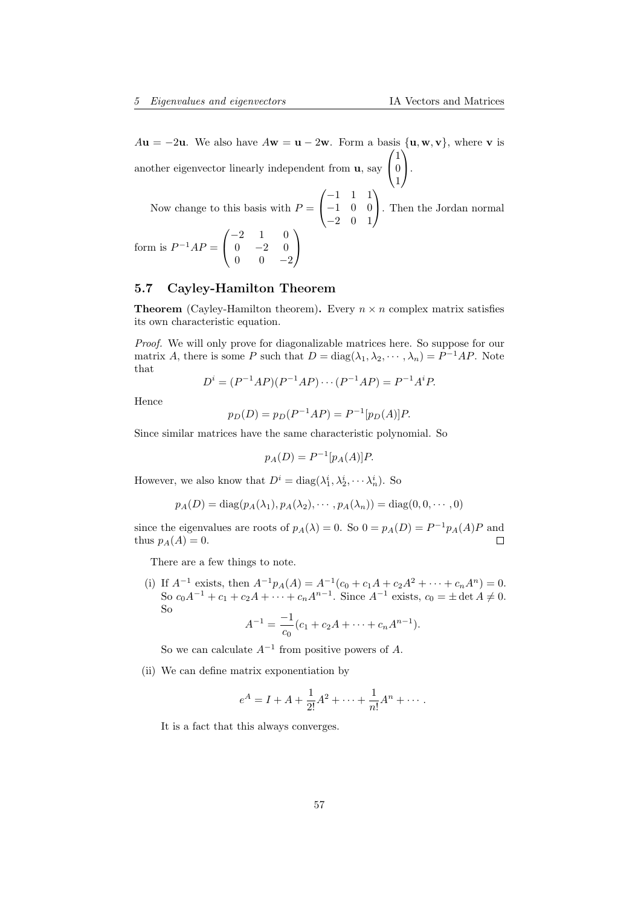$A\mathbf{u} = -2\mathbf{u}$. We also have $A\mathbf{w} = \mathbf{u} - 2\mathbf{w}$. Form a basis $\{\mathbf{u}, \mathbf{w}, \mathbf{v}\}$, where $\mathbf{v}$ is another eigenvector linearly independent from $\mathbf{u}$, say $\begin{pmatrix} 1 \\ 0 \\ 1 \end{pmatrix}$.

Now change to this basis with $P = \begin{pmatrix} -1 & 1 & 1 \\ -1 & 0 & 0 \\ -2 & 0 & 1 \end{pmatrix}$. Then the Jordan normal form is $P^{-1}AP = \begin{pmatrix} -2 & 1 & 0 \\ 0 & -2 & 0 \\ 0 & 0 & -2 \end{pmatrix}$

### 5.7 Cayley-Hamilton Theorem

**Theorem** (Cayley-Hamilton theorem)**.** *Every $n \times n$ complex matrix satisfies its own characteristic equation.*

*Proof.* We will only prove for diagonalizable matrices here. So suppose for our matrix $A$, there is some $P$ such that $D = \operatorname{diag}(\lambda_1, \lambda_2, \cdots, \lambda_n) = P^{-1}AP$. Note that

$$D^i = (P^{-1}AP)(P^{-1}AP) \cdots (P^{-1}AP) = P^{-1}A^iP.$$

Hence

$$p_D(D) = p_D(P^{-1}AP) = P^{-1}[p_D(A)]P.$$

Since similar matrices have the same characteristic polynomial. So

$$p_A(D) = P^{-1}[p_A(A)]P.$$

However, we also know that $D^i = \operatorname{diag}(\lambda_1^i, \lambda_2^i, \cdots \lambda_n^i)$. So

$$p_A(D) = \operatorname{diag}(p_A(\lambda_1), p_A(\lambda_2), \cdots, p_A(\lambda_n)) = \operatorname{diag}(0, 0, \cdots, 0)$$

since the eigenvalues are roots of $p_A(\lambda) = 0$. So $0 = p_A(D) = P^{-1}p_A(A)P$ and thus $p_A(A) = 0$. □

There are a few things to note.

(i) If $A^{-1}$ exists, then $A^{-1}p_A(A) = A^{-1}(c_0 + c_1A + c_2A^2 + \cdots + c_nA^n) = 0$. So $c_0A^{-1} + c_1 + c_2A + \cdots + c_nA^{n-1}$. Since $A^{-1}$ exists, $c_0 = \pm \det A \neq 0$. So

$$A^{-1} = \frac{-1}{c_0}(c_1 + c_2A + \cdots + c_nA^{n-1}).$$

So we can calculate $A^{-1}$ from positive powers of $A$.

(ii) We can define matrix exponentiation by

$$e^A = I + A + \frac{1}{2!}A^2 + \cdots + \frac{1}{n!}A^n + \cdots.$$

It is a fact that this always converges.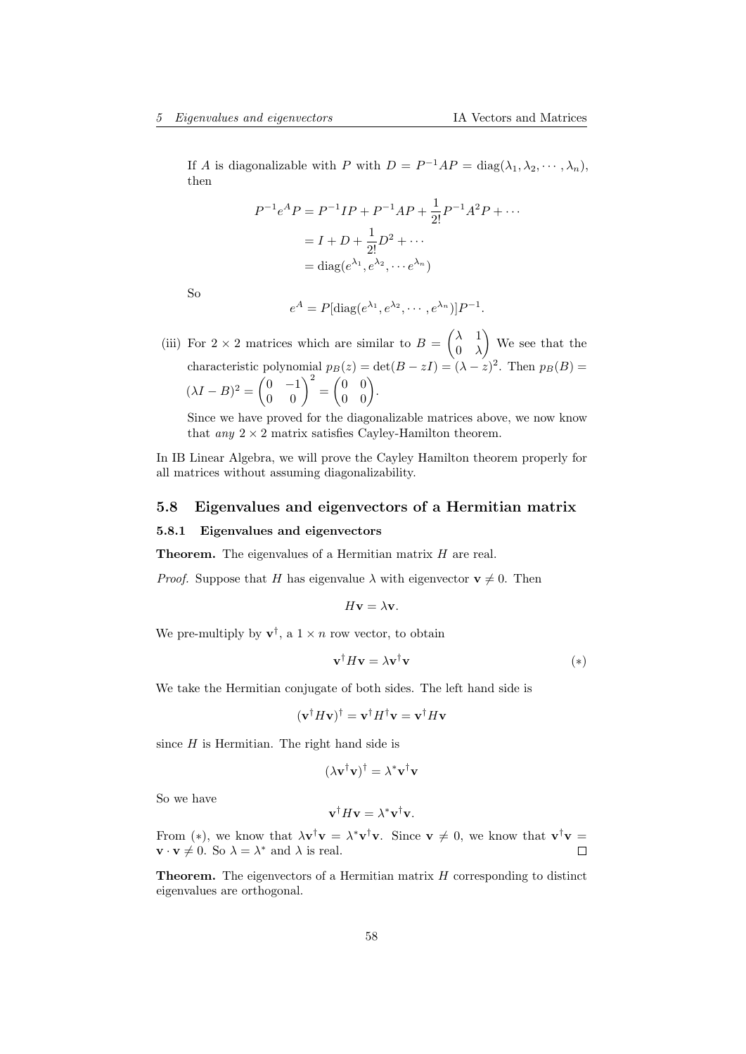If $A$ is diagonalizable with $P$ with $D = P^{-1}AP = \text{diag}(\lambda_1, \lambda_2, \cdots, \lambda_n)$, then

$$
\begin{aligned}
P^{-1}e^A P &= P^{-1}IP + P^{-1}AP + \frac{1}{2!}P^{-1}A^2P + \cdots \\
&= I + D + \frac{1}{2!}D^2 + \cdots \\
&= \text{diag}(e^{\lambda_1}, e^{\lambda_2}, \cdots e^{\lambda_n})
\end{aligned}
$$

So

$$
e^A = P[\text{diag}(e^{\lambda_1}, e^{\lambda_2}, \cdots, e^{\lambda_n})]P^{-1}.
$$

(iii) For $2 \times 2$ matrices which are similar to $B = \begin{pmatrix} \lambda & 1 \\ 0 & \lambda \end{pmatrix}$ We see that the characteristic polynomial $p_B(z) = \det(B - zI) = (\lambda - z)^2$. Then $p_B(B) = (\lambda I - B)^2 = \begin{pmatrix} 0 & -1 \\ 0 & 0 \end{pmatrix}^2 = \begin{pmatrix} 0 & 0 \\ 0 & 0 \end{pmatrix}$.

Since we have proved for the diagonalizable matrices above, we now know that *any* $2 \times 2$ matrix satisfies Cayley-Hamilton theorem.

In IB Linear Algebra, we will prove the Cayley Hamilton theorem properly for all matrices without assuming diagonalizability.

## 5.8 Eigenvalues and eigenvectors of a Hermitian matrix

### 5.8.1 Eigenvalues and eigenvectors

**Theorem.** The eigenvalues of a Hermitian matrix $H$ are real.

*Proof.* Suppose that $H$ has eigenvalue $\lambda$ with eigenvector $\mathbf{v} \neq 0$. Then

$$
H\mathbf{v} = \lambda\mathbf{v}.
$$

We pre-multiply by $\mathbf{v}^\dagger$, a $1 \times n$ row vector, to obtain

$$
\mathbf{v}^\dagger H\mathbf{v} = \lambda\mathbf{v}^\dagger\mathbf{v} \tag{$*$}
$$

We take the Hermitian conjugate of both sides. The left hand side is

$$
(\mathbf{v}^\dagger H\mathbf{v})^\dagger = \mathbf{v}^\dagger H^\dagger\mathbf{v} = \mathbf{v}^\dagger H\mathbf{v}
$$

since $H$ is Hermitian. The right hand side is

$$
(\lambda\mathbf{v}^\dagger\mathbf{v})^\dagger = \lambda^*\mathbf{v}^\dagger\mathbf{v}
$$

So we have

$$
\mathbf{v}^\dagger H\mathbf{v} = \lambda^*\mathbf{v}^\dagger\mathbf{v}.
$$

From $(*)$, we know that $\lambda\mathbf{v}^\dagger\mathbf{v} = \lambda^*\mathbf{v}^\dagger\mathbf{v}$. Since $\mathbf{v} \neq 0$, we know that $\mathbf{v}^\dagger\mathbf{v} = \mathbf{v}\cdot\mathbf{v} \neq 0$. So $\lambda = \lambda^*$ and $\lambda$ is real. ∎

**Theorem.** The eigenvectors of a Hermitian matrix $H$ corresponding to distinct eigenvalues are orthogonal.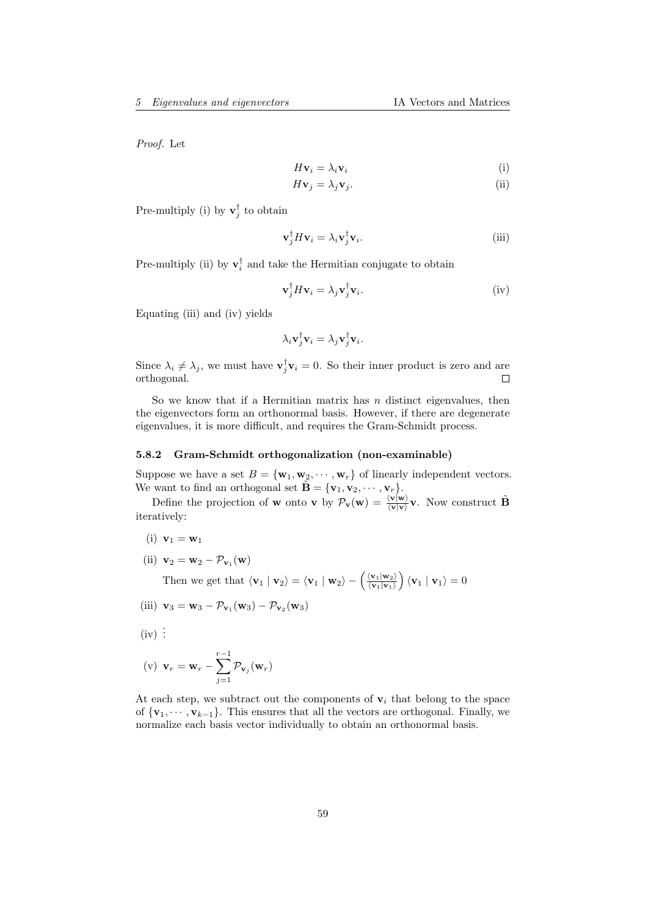*Proof.* Let

$$H\mathbf{v}_i = \lambda_i \mathbf{v}_i \tag{i}$$

$$H\mathbf{v}_j = \lambda_j \mathbf{v}_j. \tag{ii}$$

Pre-multiply (i) by $\mathbf{v}_j^\dagger$ to obtain

$$\mathbf{v}_j^\dagger H \mathbf{v}_i = \lambda_i \mathbf{v}_j^\dagger \mathbf{v}_i. \tag{iii}$$

Pre-multiply (ii) by $\mathbf{v}_i^\dagger$ and take the Hermitian conjugate to obtain

$$\mathbf{v}_j^\dagger H \mathbf{v}_i = \lambda_j \mathbf{v}_j^\dagger \mathbf{v}_i. \tag{iv}$$

Equating (iii) and (iv) yields

$$\lambda_i \mathbf{v}_j^\dagger \mathbf{v}_i = \lambda_j \mathbf{v}_j^\dagger \mathbf{v}_i.$$

Since $\lambda_i \neq \lambda_j$, we must have $\mathbf{v}_j^\dagger \mathbf{v}_i = 0$. So their inner product is zero and are orthogonal. □

So we know that if a Hermitian matrix has $n$ distinct eigenvalues, then the eigenvectors form an orthonormal basis. However, if there are degenerate eigenvalues, it is more difficult, and requires the Gram-Schmidt process.

### 5.8.2 Gram-Schmidt orthogonalization (non-examinable)

Suppose we have a set $B = \{\mathbf{w}_1, \mathbf{w}_2, \cdots, \mathbf{w}_r\}$ of linearly independent vectors. We want to find an orthogonal set $\tilde{\mathbf{B}} = \{\mathbf{v}_1, \mathbf{v}_2, \cdots, \mathbf{v}_r\}$.

Define the projection of $\mathbf{w}$ onto $\mathbf{v}$ by $\mathcal{P}_{\mathbf{v}}(\mathbf{w}) = \frac{\langle \mathbf{v} | \mathbf{w} \rangle}{\langle \mathbf{v} | \mathbf{v} \rangle} \mathbf{v}$. Now construct $\tilde{\mathbf{B}}$ iteratively:

(i) $\mathbf{v}_1 = \mathbf{w}_1$

(ii) $\mathbf{v}_2 = \mathbf{w}_2 - \mathcal{P}_{\mathbf{v}_1}(\mathbf{w})$

Then we get that $\langle \mathbf{v}_1 \mid \mathbf{v}_2 \rangle = \langle \mathbf{v}_1 \mid \mathbf{w}_2 \rangle - \left( \frac{\langle \mathbf{v}_1 | \mathbf{w}_2 \rangle}{\langle \mathbf{v}_1 | \mathbf{v}_1 \rangle} \right) \langle \mathbf{v}_1 \mid \mathbf{v}_1 \rangle = 0$

(iii) $\mathbf{v}_3 = \mathbf{w}_3 - \mathcal{P}_{\mathbf{v}_1}(\mathbf{w}_3) - \mathcal{P}_{\mathbf{v}_2}(\mathbf{w}_3)$

(iv) $\vdots$

(v) $\mathbf{v}_r = \mathbf{w}_r - \sum_{j=1}^{r-1} \mathcal{P}_{\mathbf{v}_j}(\mathbf{w}_r)$

At each step, we subtract out the components of $\mathbf{v}_i$ that belong to the space of $\{\mathbf{v}_1, \cdots, \mathbf{v}_{k-1}\}$. This ensures that all the vectors are orthogonal. Finally, we normalize each basis vector individually to obtain an orthonormal basis.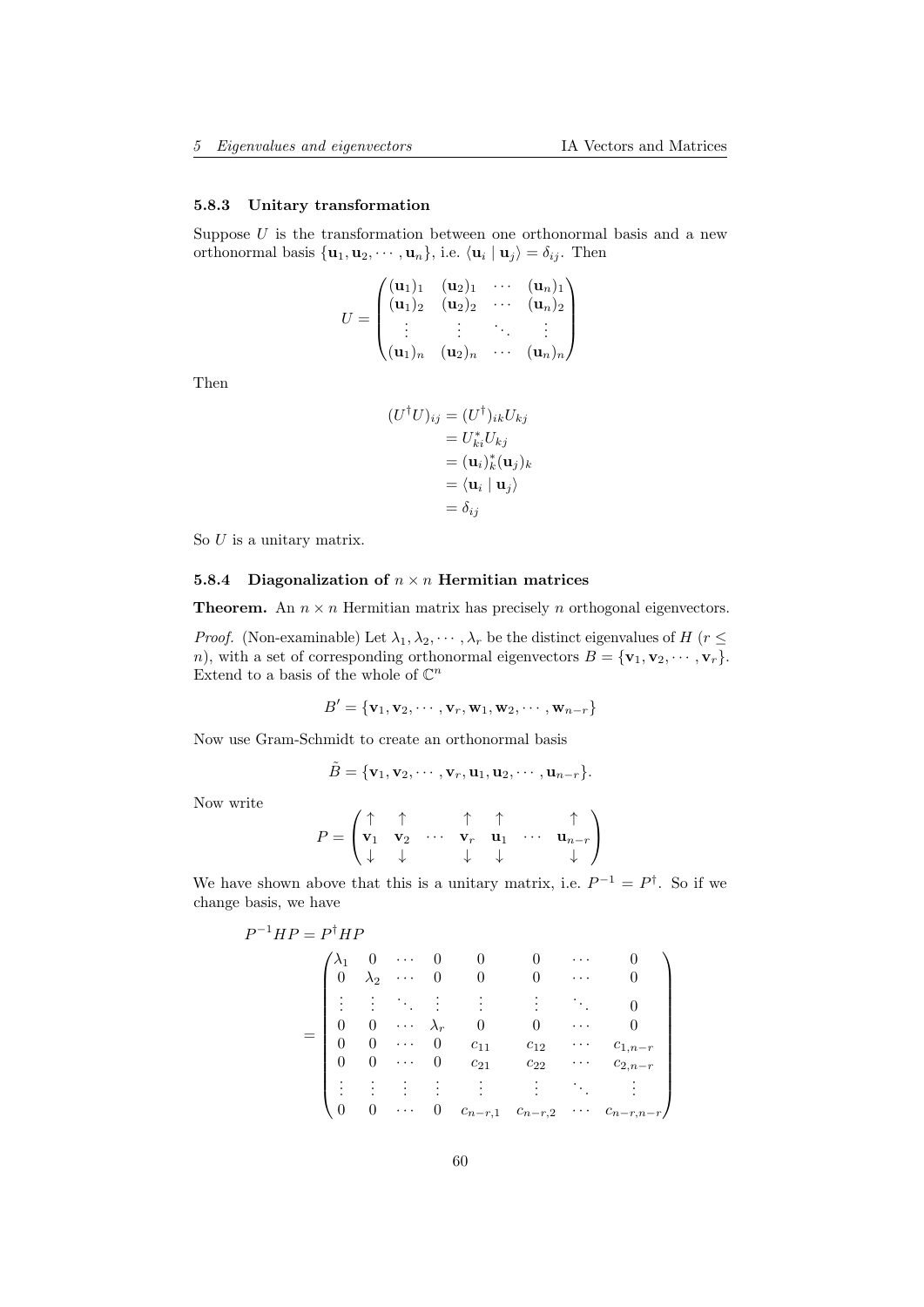### 5.8.3 Unitary transformation

Suppose $U$ is the transformation between one orthonormal basis and a new orthonormal basis $\{\mathbf{u}_1, \mathbf{u}_2, \cdots, \mathbf{u}_n\}$, i.e. $\langle \mathbf{u}_i \mid \mathbf{u}_j \rangle = \delta_{ij}$. Then

$$U = \begin{pmatrix} (\mathbf{u}_1)_1 & (\mathbf{u}_2)_1 & \cdots & (\mathbf{u}_n)_1 \\ (\mathbf{u}_1)_2 & (\mathbf{u}_2)_2 & \cdots & (\mathbf{u}_n)_2 \\ \vdots & \vdots & \ddots & \vdots \\ (\mathbf{u}_1)_n & (\mathbf{u}_2)_n & \cdots & (\mathbf{u}_n)_n \end{pmatrix}$$

Then

$$\begin{aligned} (U^\dagger U)_{ij} &= (U^\dagger)_{ik} U_{kj} \\ &= U_{ki}^* U_{kj} \\ &= (\mathbf{u}_i)_k^* (\mathbf{u}_j)_k \\ &= \langle \mathbf{u}_i \mid \mathbf{u}_j \rangle \\ &= \delta_{ij} \end{aligned}$$

So $U$ is a unitary matrix.

### 5.8.4 Diagonalization of $n \times n$ Hermitian matrices

**Theorem.** An $n \times n$ Hermitian matrix has precisely $n$ orthogonal eigenvectors.

*Proof.* (Non-examinable) Let $\lambda_1, \lambda_2, \cdots, \lambda_r$ be the distinct eigenvalues of $H$ ($r \leq n$), with a set of corresponding orthonormal eigenvectors $B = \{\mathbf{v}_1, \mathbf{v}_2, \cdots, \mathbf{v}_r\}$. Extend to a basis of the whole of $\mathbb{C}^n$

$$B' = \{\mathbf{v}_1, \mathbf{v}_2, \cdots, \mathbf{v}_r, \mathbf{w}_1, \mathbf{w}_2, \cdots, \mathbf{w}_{n-r}\}$$

Now use Gram-Schmidt to create an orthonormal basis

$$\tilde{B} = \{\mathbf{v}_1, \mathbf{v}_2, \cdots, \mathbf{v}_r, \mathbf{u}_1, \mathbf{u}_2, \cdots, \mathbf{u}_{n-r}\}.$$

Now write

$$P = \begin{pmatrix} \uparrow & \uparrow & & \uparrow & \uparrow & & \uparrow \\ \mathbf{v}_1 & \mathbf{v}_2 & \cdots & \mathbf{v}_r & \mathbf{u}_1 & \cdots & \mathbf{u}_{n-r} \\ \downarrow & \downarrow & & \downarrow & \downarrow & & \downarrow \end{pmatrix}$$

We have shown above that this is a unitary matrix, i.e. $P^{-1} = P^\dagger$. So if we change basis, we have

$$\begin{aligned} P^{-1}HP &= P^\dagger H P \\ &= \begin{pmatrix} \lambda_1 & 0 & \cdots & 0 & 0 & 0 & \cdots & 0 \\ 0 & \lambda_2 & \cdots & 0 & 0 & 0 & \cdots & 0 \\ \vdots & \vdots & \ddots & \vdots & \vdots & \vdots & \ddots & 0 \\ 0 & 0 & \cdots & \lambda_r & 0 & 0 & \cdots & 0 \\ 0 & 0 & \cdots & 0 & c_{11} & c_{12} & \cdots & c_{1,n-r} \\ 0 & 0 & \cdots & 0 & c_{21} & c_{22} & \cdots & c_{2,n-r} \\ \vdots & \vdots & \vdots & \vdots & \vdots & \vdots & \ddots & \vdots \\ 0 & 0 & \cdots & 0 & c_{n-r,1} & c_{n-r,2} & \cdots & c_{n-r,n-r} \end{pmatrix} \end{aligned}$$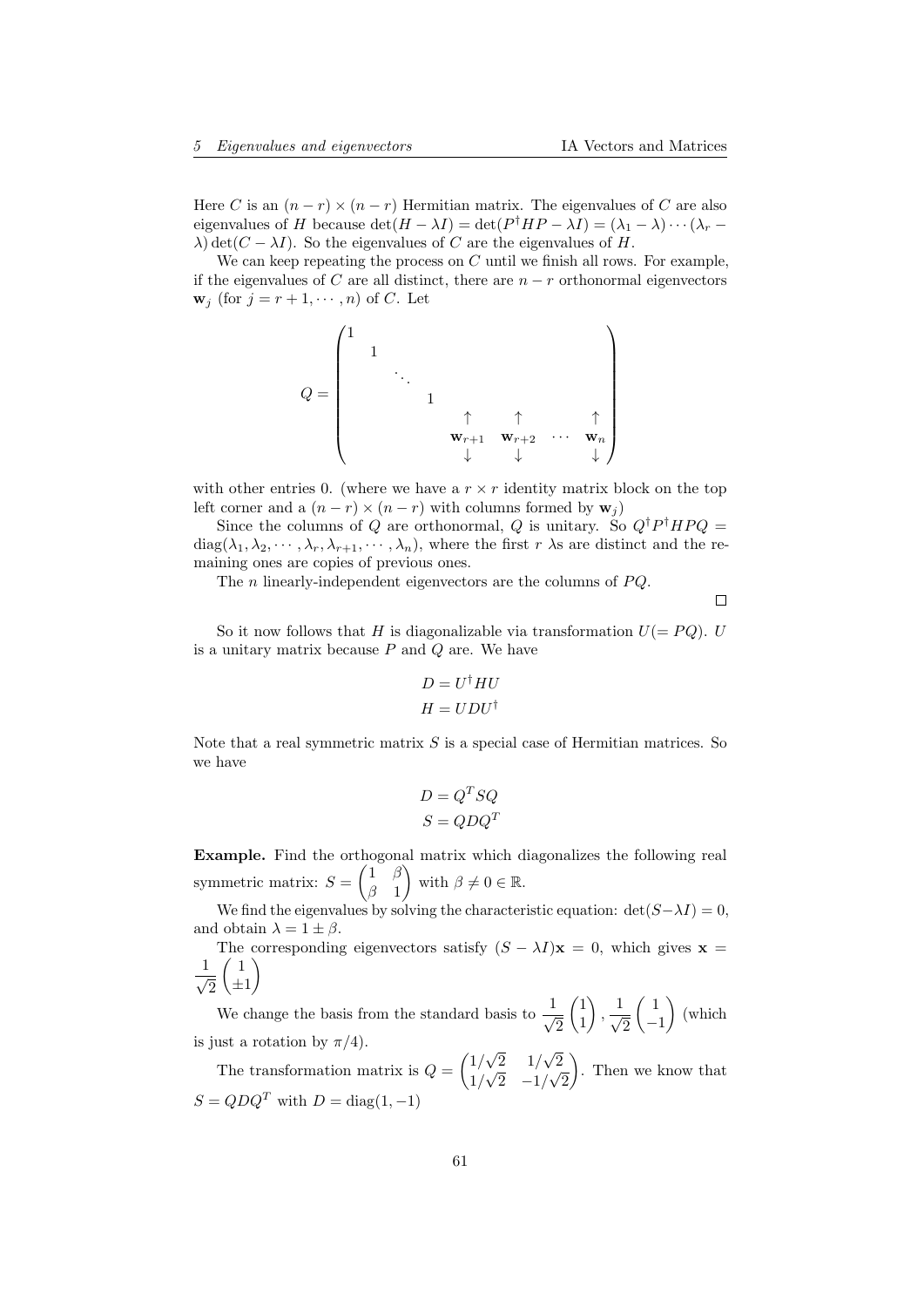Here $C$ is an $(n-r) \times (n-r)$ Hermitian matrix. The eigenvalues of $C$ are also eigenvalues of $H$ because $\det(H - \lambda I) = \det(P^\dagger H P - \lambda I) = (\lambda_1 - \lambda) \cdots (\lambda_r - \lambda) \det(C - \lambda I)$. So the eigenvalues of $C$ are the eigenvalues of $H$.

We can keep repeating the process on $C$ until we finish all rows. For example, if the eigenvalues of $C$ are all distinct, there are $n - r$ orthonormal eigenvectors $\mathbf{w}_j$ (for $j = r+1, \cdots, n$) of $C$. Let

$$Q = \begin{pmatrix} 1 & & & & & & & \\ & 1 & & & & & & \\ & & \ddots & & & & & \\ & & & 1 & & & & \\ & & & & \uparrow & \uparrow & & \uparrow \\ & & & & \mathbf{w}_{r+1} & \mathbf{w}_{r+2} & \cdots & \mathbf{w}_n \\ & & & & \downarrow & \downarrow & & \downarrow \end{pmatrix}$$

with other entries 0. (where we have a $r \times r$ identity matrix block on the top left corner and a $(n-r) \times (n-r)$ with columns formed by $\mathbf{w}_j$)

Since the columns of $Q$ are orthonormal, $Q$ is unitary. So $Q^\dagger P^\dagger H P Q = \mathrm{diag}(\lambda_1, \lambda_2, \cdots, \lambda_r, \lambda_{r+1}, \cdots, \lambda_n)$, where the first $r$ $\lambda$s are distinct and the remaining ones are copies of previous ones.

The $n$ linearly-independent eigenvectors are the columns of $PQ$.

□

So it now follows that $H$ is diagonalizable via transformation $U (= PQ)$. $U$ is a unitary matrix because $P$ and $Q$ are. We have

$$D = U^\dagger H U$$
$$H = U D U^\dagger$$

Note that a real symmetric matrix $S$ is a special case of Hermitian matrices. So we have

$$D = Q^T S Q$$
$$S = Q D Q^T$$

**Example.** Find the orthogonal matrix which diagonalizes the following real symmetric matrix: $S = \begin{pmatrix} 1 & \beta \\ \beta & 1 \end{pmatrix}$ with $\beta \neq 0 \in \mathbb{R}$.

We find the eigenvalues by solving the characteristic equation: $\det(S - \lambda I) = 0$, and obtain $\lambda = 1 \pm \beta$.

The corresponding eigenvectors satisfy $(S - \lambda I)\mathbf{x} = 0$, which gives $\mathbf{x} = \dfrac{1}{\sqrt{2}} \begin{pmatrix} 1 \\ \pm 1 \end{pmatrix}$

We change the basis from the standard basis to $\dfrac{1}{\sqrt{2}} \begin{pmatrix} 1 \\ 1 \end{pmatrix}, \dfrac{1}{\sqrt{2}} \begin{pmatrix} 1 \\ -1 \end{pmatrix}$ (which is just a rotation by $\pi/4$).

The transformation matrix is $Q = \begin{pmatrix} 1/\sqrt{2} & 1/\sqrt{2} \\ 1/\sqrt{2} & -1/\sqrt{2} \end{pmatrix}$. Then we know that $S = Q D Q^T$ with $D = \mathrm{diag}(1, -1)$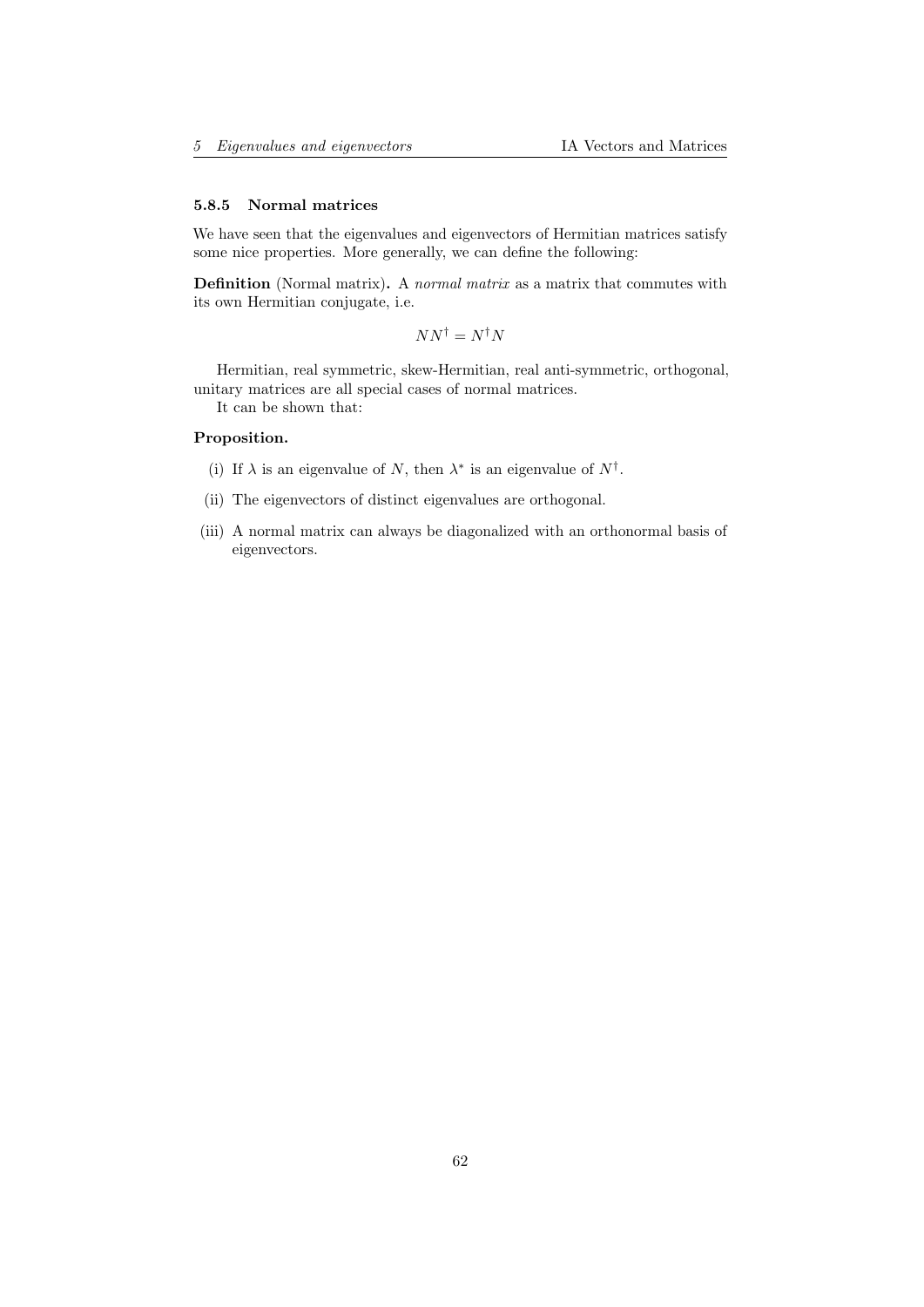### 5.8.5 Normal matrices

We have seen that the eigenvalues and eigenvectors of Hermitian matrices satisfy some nice properties. More generally, we can define the following:

**Definition** (Normal matrix)**.** A *normal matrix* as a matrix that commutes with its own Hermitian conjugate, i.e.

$$NN^\dagger = N^\dagger N$$

Hermitian, real symmetric, skew-Hermitian, real anti-symmetric, orthogonal, unitary matrices are all special cases of normal matrices.

It can be shown that:

**Proposition.**

(i) If $\lambda$ is an eigenvalue of $N$, then $\lambda^*$ is an eigenvalue of $N^\dagger$.

(ii) The eigenvectors of distinct eigenvalues are orthogonal.

(iii) A normal matrix can always be diagonalized with an orthonormal basis of eigenvectors.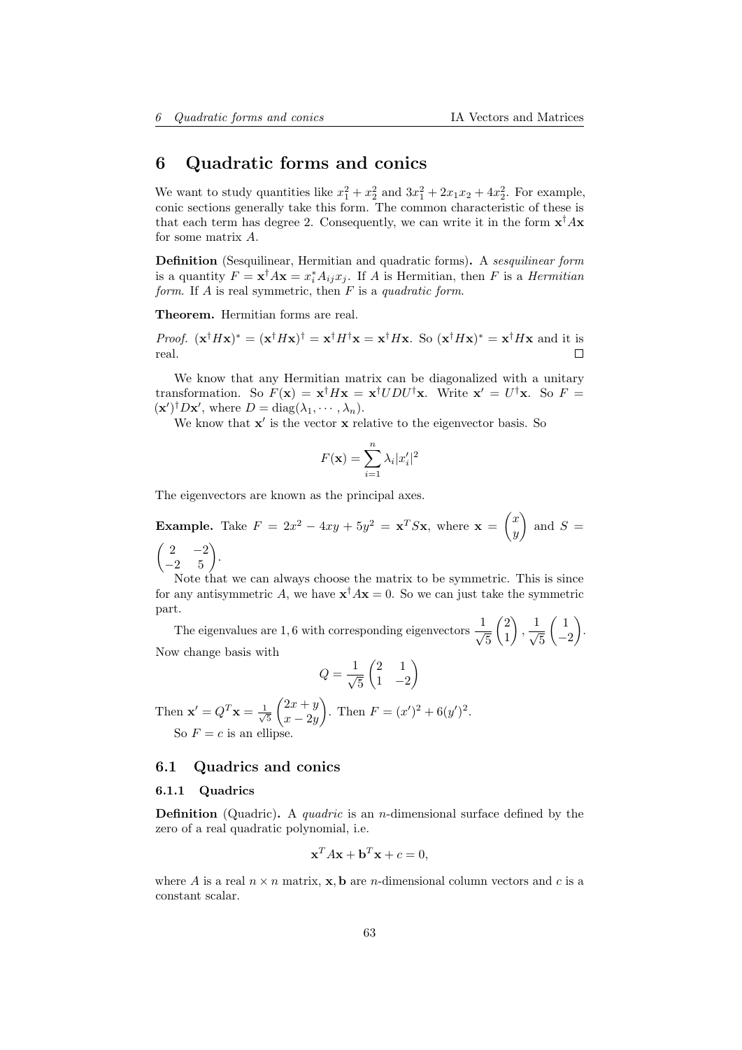# 6 Quadratic forms and conics

We want to study quantities like $x_1^2 + x_2^2$ and $3x_1^2 + 2x_1x_2 + 4x_2^2$. For example, conic sections generally take this form. The common characteristic of these is that each term has degree 2. Consequently, we can write it in the form $\mathbf{x}^\dagger A\mathbf{x}$ for some matrix $A$.

**Definition** (Sesquilinear, Hermitian and quadratic forms)**.** A *sesquilinear form* is a quantity $F = \mathbf{x}^\dagger A\mathbf{x} = x_i^* A_{ij} x_j$. If $A$ is Hermitian, then $F$ is a *Hermitian form*. If $A$ is real symmetric, then $F$ is a *quadratic form*.

**Theorem.** Hermitian forms are real.

*Proof.* $(\mathbf{x}^\dagger H\mathbf{x})^* = (\mathbf{x}^\dagger H\mathbf{x})^\dagger = \mathbf{x}^\dagger H^\dagger \mathbf{x} = \mathbf{x}^\dagger H\mathbf{x}$. So $(\mathbf{x}^\dagger H\mathbf{x})^* = \mathbf{x}^\dagger H\mathbf{x}$ and it is real. $\square$

We know that any Hermitian matrix can be diagonalized with a unitary transformation. So $F(\mathbf{x}) = \mathbf{x}^\dagger H\mathbf{x} = \mathbf{x}^\dagger UDU^\dagger \mathbf{x}$. Write $\mathbf{x}' = U^\dagger \mathbf{x}$. So $F = (\mathbf{x}')^\dagger D\mathbf{x}'$, where $D = \mathrm{diag}(\lambda_1, \cdots, \lambda_n)$.

We know that $\mathbf{x}'$ is the vector $\mathbf{x}$ relative to the eigenvector basis. So

$$F(\mathbf{x}) = \sum_{i=1}^n \lambda_i |x_i'|^2$$

The eigenvectors are known as the principal axes.

**Example.** Take $F = 2x^2 - 4xy + 5y^2 = \mathbf{x}^T S\mathbf{x}$, where $\mathbf{x} = \begin{pmatrix} x \\ y \end{pmatrix}$ and $S = \begin{pmatrix} 2 & -2 \\ -2 & 5 \end{pmatrix}$.

Note that we can always choose the matrix to be symmetric. This is since for any antisymmetric $A$, we have $\mathbf{x}^\dagger A\mathbf{x} = 0$. So we can just take the symmetric part.

The eigenvalues are $1, 6$ with corresponding eigenvectors $\frac{1}{\sqrt{5}}\begin{pmatrix} 2 \\ 1 \end{pmatrix}, \frac{1}{\sqrt{5}}\begin{pmatrix} 1 \\ -2 \end{pmatrix}$. Now change basis with

$$Q = \frac{1}{\sqrt{5}}\begin{pmatrix} 2 & 1 \\ 1 & -2 \end{pmatrix}$$

Then $\mathbf{x}' = Q^T\mathbf{x} = \frac{1}{\sqrt{5}}\begin{pmatrix} 2x + y \\ x - 2y \end{pmatrix}$. Then $F = (x')^2 + 6(y')^2$.

So $F = c$ is an ellipse.

## 6.1 Quadrics and conics

### 6.1.1 Quadrics

**Definition** (Quadric)**.** A *quadric* is an $n$-dimensional surface defined by the zero of a real quadratic polynomial, i.e.

$$\mathbf{x}^T A\mathbf{x} + \mathbf{b}^T\mathbf{x} + c = 0,$$

where $A$ is a real $n \times n$ matrix, $\mathbf{x}, \mathbf{b}$ are $n$-dimensional column vectors and $c$ is a constant scalar.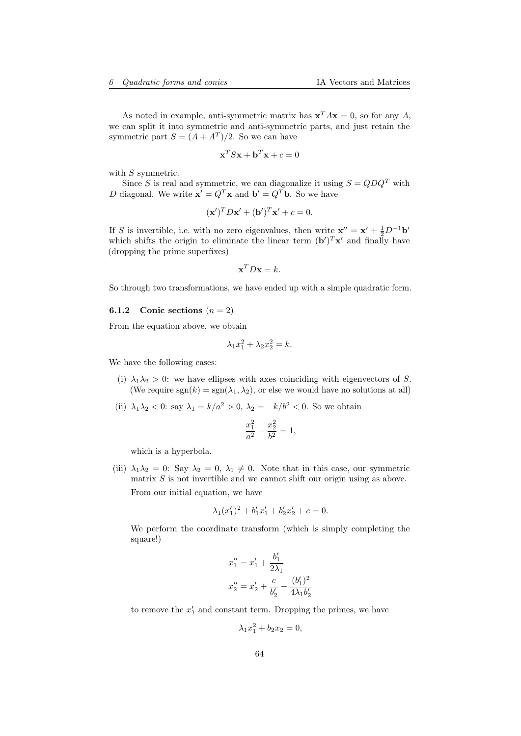As noted in example, anti-symmetric matrix has $\mathbf{x}^T A\mathbf{x} = 0$, so for any $A$, we can split it into symmetric and anti-symmetric parts, and just retain the symmetric part $S = (A + A^T)/2$. So we can have

$$\mathbf{x}^T S\mathbf{x} + \mathbf{b}^T\mathbf{x} + c = 0$$

with $S$ symmetric.

Since $S$ is real and symmetric, we can diagonalize it using $S = QDQ^T$ with $D$ diagonal. We write $\mathbf{x}' = Q^T\mathbf{x}$ and $\mathbf{b}' = Q^T\mathbf{b}$. So we have

$$(\mathbf{x}')^T D\mathbf{x}' + (\mathbf{b}')^T\mathbf{x}' + c = 0.$$

If $S$ is invertible, i.e. with no zero eigenvalues, then write $\mathbf{x}'' = \mathbf{x}' + \frac{1}{2}D^{-1}\mathbf{b}'$ which shifts the origin to eliminate the linear term $(\mathbf{b}')^T\mathbf{x}'$ and finally have (dropping the prime superfixes)

$$\mathbf{x}^T D\mathbf{x} = k.$$

So through two transformations, we have ended up with a simple quadratic form.

### 6.1.2 Conic sections ($n = 2$)

From the equation above, we obtain

$$\lambda_1 x_1^2 + \lambda_2 x_2^2 = k.$$

We have the following cases:

(i) $\lambda_1\lambda_2 > 0$: we have ellipses with axes coinciding with eigenvectors of $S$. (We require $\operatorname{sgn}(k) = \operatorname{sgn}(\lambda_1, \lambda_2)$, or else we would have no solutions at all)

(ii) $\lambda_1\lambda_2 < 0$: say $\lambda_1 = k/a^2 > 0$, $\lambda_2 = -k/b^2 < 0$. So we obtain

$$\frac{x_1^2}{a^2} - \frac{x_2^2}{b^2} = 1,$$

which is a hyperbola.

(iii) $\lambda_1\lambda_2 = 0$: Say $\lambda_2 = 0$, $\lambda_1 \neq 0$. Note that in this case, our symmetric matrix $S$ is not invertible and we cannot shift our origin using as above.

From our initial equation, we have

$$\lambda_1(x_1')^2 + b_1'x_1' + b_2'x_2' + c = 0.$$

We perform the coordinate transform (which is simply completing the square!)

$$x_1'' = x_1' + \frac{b_1'}{2\lambda_1}$$
$$x_2'' = x_2' + \frac{c}{b_2'} - \frac{(b_1')^2}{4\lambda_1 b_2'}$$

to remove the $x_1'$ and constant term. Dropping the primes, we have

$$\lambda_1 x_1^2 + b_2 x_2 = 0,$$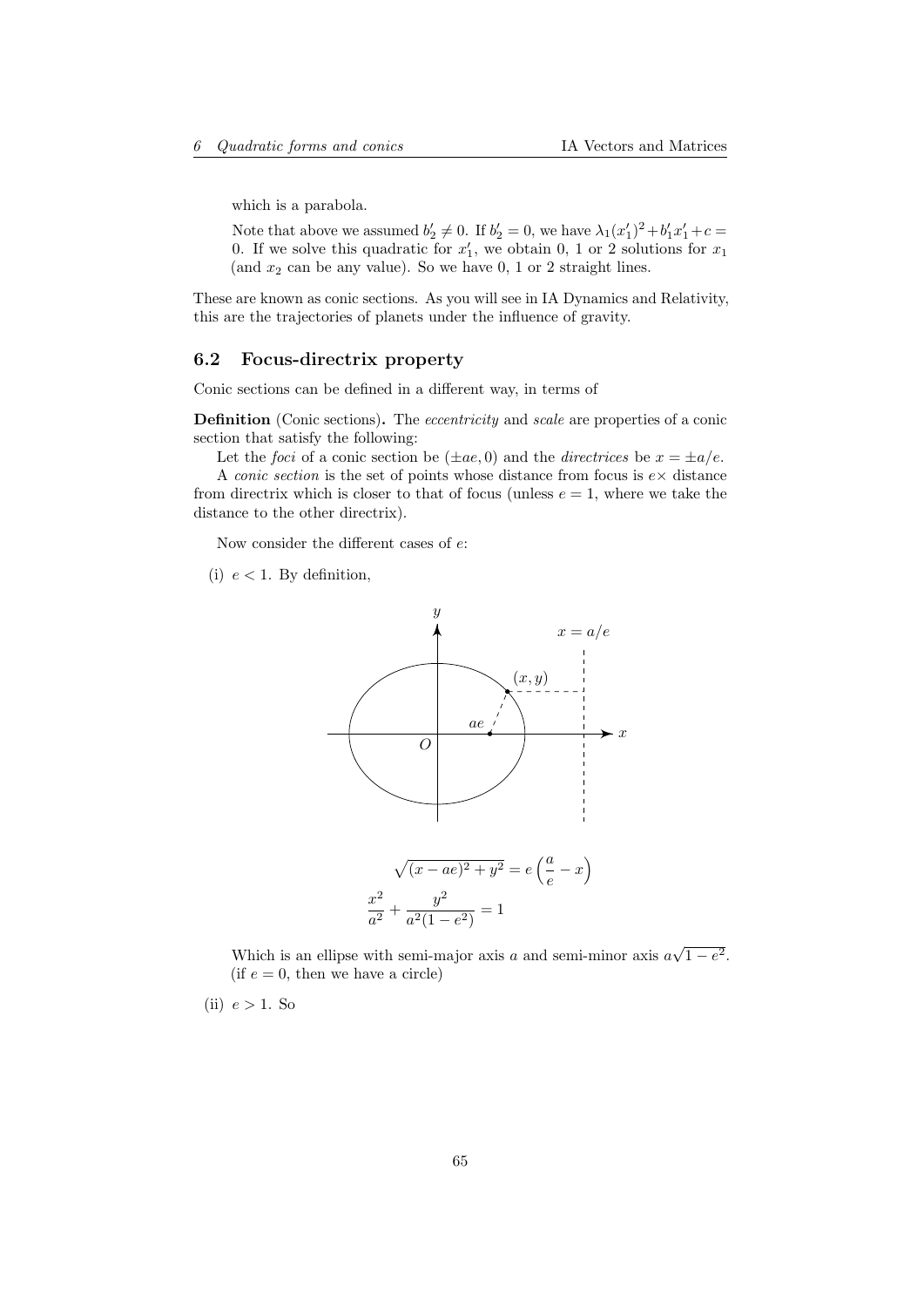which is a parabola.

Note that above we assumed $b_2' \neq 0$. If $b_2' = 0$, we have $\lambda_1(x_1')^2 + b_1' x_1' + c = 0$. If we solve this quadratic for $x_1'$, we obtain 0, 1 or 2 solutions for $x_1$ (and $x_2$ can be any value). So we have 0, 1 or 2 straight lines.

These are known as conic sections. As you will see in IA Dynamics and Relativity, this are the trajectories of planets under the influence of gravity.

### 6.2 Focus-directrix property

Conic sections can be defined in a different way, in terms of

**Definition** (Conic sections)**.** The *eccentricity* and *scale* are properties of a conic section that satisfy the following:

Let the *foci* of a conic section be $(\pm ae, 0)$ and the *directrices* be $x = \pm a/e$.

A *conic section* is the set of points whose distance from focus is $e\times$ distance from directrix which is closer to that of focus (unless $e = 1$, where we take the distance to the other directrix).

Now consider the different cases of $e$:

(i) $e < 1$. By definition,

$$\sqrt{(x - ae)^2 + y^2} = e\left(\frac{a}{e} - x\right)$$

$$\frac{x^2}{a^2} + \frac{y^2}{a^2(1 - e^2)} = 1$$

Which is an ellipse with semi-major axis $a$ and semi-minor axis $a\sqrt{1 - e^2}$. (if $e = 0$, then we have a circle)

(ii) $e > 1$. So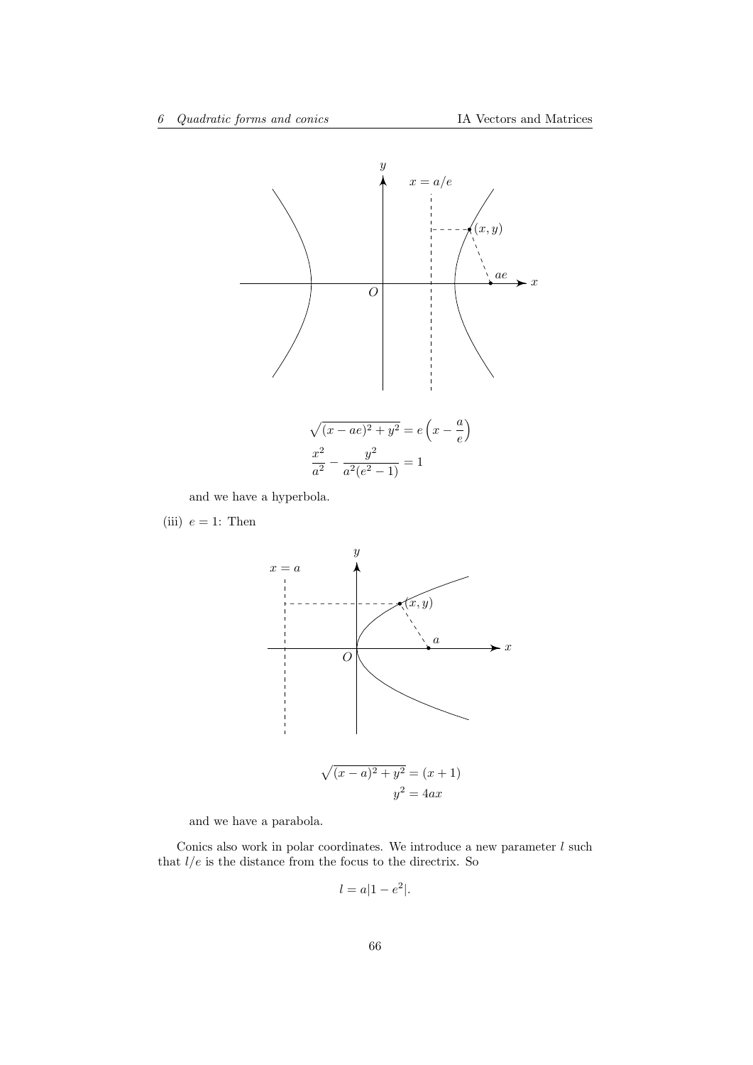$$\sqrt{(x-ae)^2+y^2} = e\left(x - \frac{a}{e}\right)$$
$$\frac{x^2}{a^2} - \frac{y^2}{a^2(e^2-1)} = 1$$

and we have a hyperbola.

(iii) $e = 1$: Then

$$\sqrt{(x-a)^2+y^2} = (x+1)$$
$$y^2 = 4ax$$

and we have a parabola.

Conics also work in polar coordinates. We introduce a new parameter $l$ such that $l/e$ is the distance from the focus to the directrix. So

$$l = a|1-e^2|.$$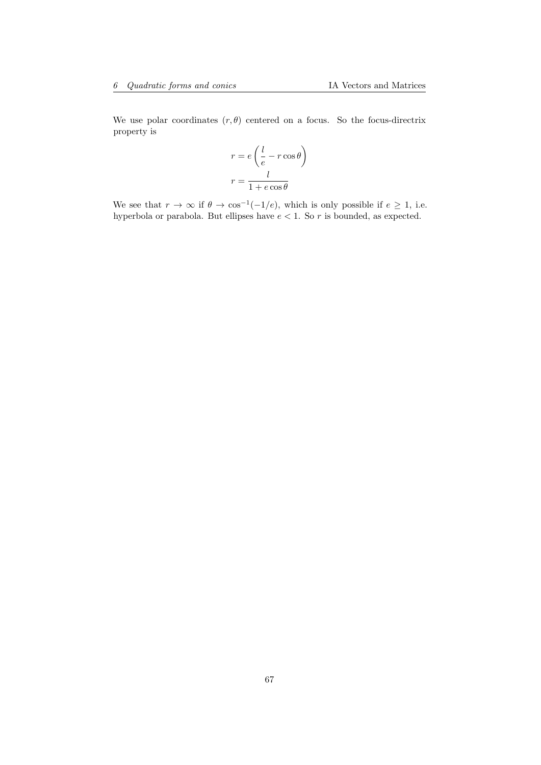We use polar coordinates $(r, \theta)$ centered on a focus. So the focus-directrix property is

$$
\begin{aligned}
r &= e\left(\frac{l}{e} - r\cos\theta\right) \\
r &= \frac{l}{1 + e\cos\theta}
\end{aligned}
$$

We see that $r \to \infty$ if $\theta \to \cos^{-1}(-1/e)$, which is only possible if $e \geq 1$, i.e. hyperbola or parabola. But ellipses have $e < 1$. So $r$ is bounded, as expected.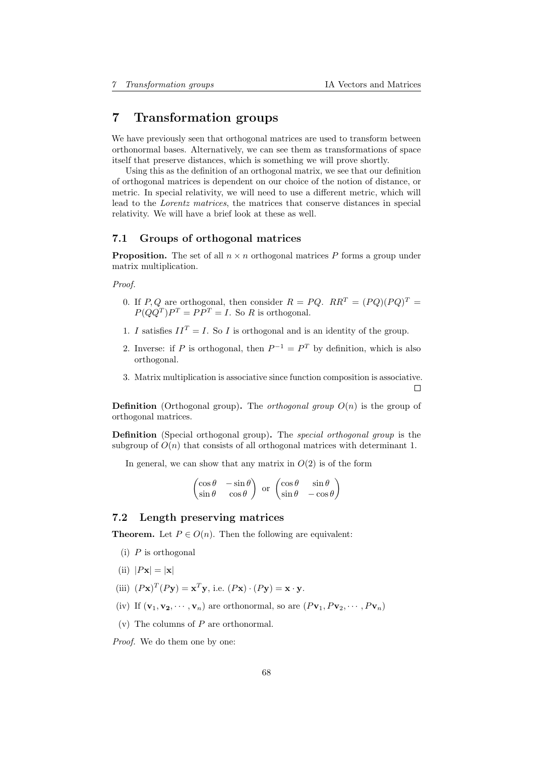# 7 Transformation groups

We have previously seen that orthogonal matrices are used to transform between orthonormal bases. Alternatively, we can see them as transformations of space itself that preserve distances, which is something we will prove shortly.

Using this as the definition of an orthogonal matrix, we see that our definition of orthogonal matrices is dependent on our choice of the notion of distance, or metric. In special relativity, we will need to use a different metric, which will lead to the *Lorentz matrices*, the matrices that conserve distances in special relativity. We will have a brief look at these as well.

## 7.1 Groups of orthogonal matrices

**Proposition.** The set of all $n \times n$ orthogonal matrices $P$ forms a group under matrix multiplication.

*Proof.*

0. If $P, Q$ are orthogonal, then consider $R = PQ$. $RR^T = (PQ)(PQ)^T = P(QQ^T)P^T = PP^T = I$. So $R$ is orthogonal.
1. $I$ satisfies $II^T = I$. So $I$ is orthogonal and is an identity of the group.
2. Inverse: if $P$ is orthogonal, then $P^{-1} = P^T$ by definition, which is also orthogonal.
3. Matrix multiplication is associative since function composition is associative. □

**Definition** (Orthogonal group)**.** The *orthogonal group* $O(n)$ is the group of orthogonal matrices.

**Definition** (Special orthogonal group)**.** The *special orthogonal group* is the subgroup of $O(n)$ that consists of all orthogonal matrices with determinant 1.

In general, we can show that any matrix in $O(2)$ is of the form

$$\begin{pmatrix} \cos\theta & -\sin\theta \\ \sin\theta & \cos\theta \end{pmatrix} \text{ or } \begin{pmatrix} \cos\theta & \sin\theta \\ \sin\theta & -\cos\theta \end{pmatrix}$$

## 7.2 Length preserving matrices

**Theorem.** Let $P \in O(n)$. Then the following are equivalent:

(i) $P$ is orthogonal

(ii) $|P\mathbf{x}| = |\mathbf{x}|$

(iii) $(P\mathbf{x})^T(P\mathbf{y}) = \mathbf{x}^T\mathbf{y}$, i.e. $(P\mathbf{x}) \cdot (P\mathbf{y}) = \mathbf{x} \cdot \mathbf{y}$.

(iv) If $(\mathbf{v}_1, \mathbf{v}_2, \cdots, \mathbf{v}_n)$ are orthonormal, so are $(P\mathbf{v}_1, P\mathbf{v}_2, \cdots, P\mathbf{v}_n)$

(v) The columns of $P$ are orthonormal.

*Proof.* We do them one by one: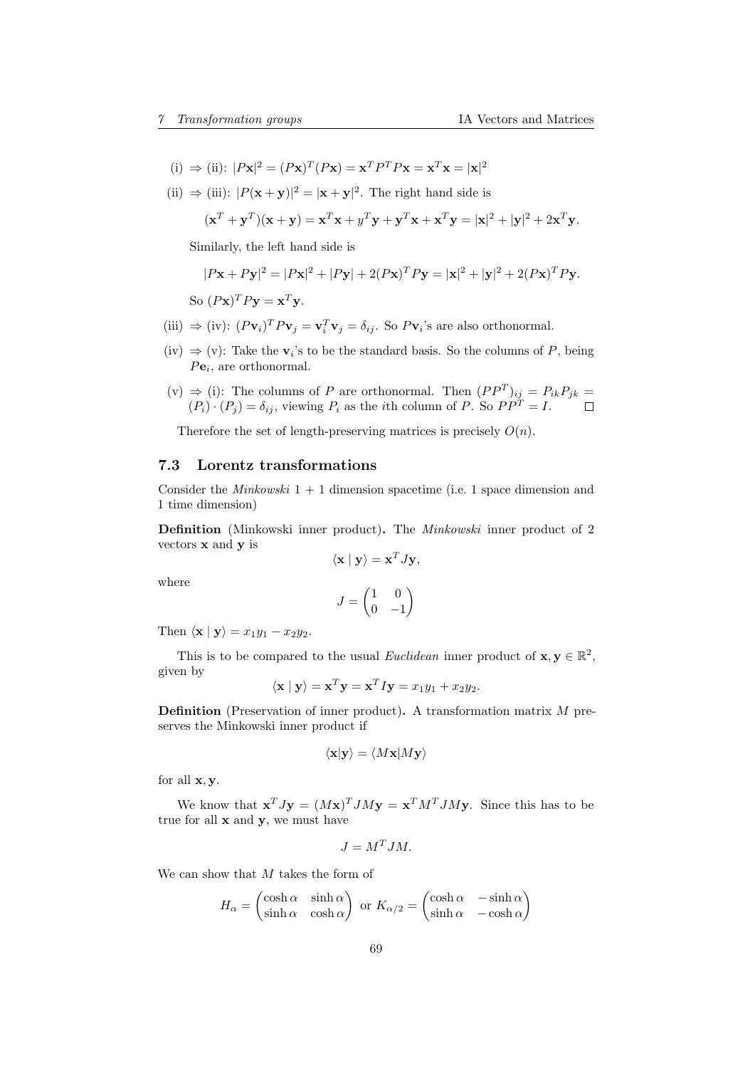(i) $\Rightarrow$ (ii): $|P\mathbf{x}|^2 = (P\mathbf{x})^T(P\mathbf{x}) = \mathbf{x}^T P^T P\mathbf{x} = \mathbf{x}^T\mathbf{x} = |\mathbf{x}|^2$

(ii) $\Rightarrow$ (iii): $|P(\mathbf{x}+\mathbf{y})|^2 = |\mathbf{x}+\mathbf{y}|^2$. The right hand side is

$$(\mathbf{x}^T + \mathbf{y}^T)(\mathbf{x}+\mathbf{y}) = \mathbf{x}^T\mathbf{x} + y^T\mathbf{y} + \mathbf{y}^T\mathbf{x} + \mathbf{x}^T\mathbf{y} = |\mathbf{x}|^2 + |\mathbf{y}|^2 + 2\mathbf{x}^T\mathbf{y}.$$

Similarly, the left hand side is

$$|P\mathbf{x} + P\mathbf{y}|^2 = |P\mathbf{x}|^2 + |P\mathbf{y}| + 2(P\mathbf{x})^T P\mathbf{y} = |\mathbf{x}|^2 + |\mathbf{y}|^2 + 2(P\mathbf{x})^T P\mathbf{y}.$$

So $(P\mathbf{x})^T P\mathbf{y} = \mathbf{x}^T\mathbf{y}$.

(iii) $\Rightarrow$ (iv): $(P\mathbf{v}_i)^T P\mathbf{v}_j = \mathbf{v}_i^T\mathbf{v}_j = \delta_{ij}$. So $P\mathbf{v}_i$'s are also orthonormal.

(iv) $\Rightarrow$ (v): Take the $\mathbf{v}_i$'s to be the standard basis. So the columns of $P$, being $P\mathbf{e}_i$, are orthonormal.

(v) $\Rightarrow$ (i): The columns of $P$ are orthonormal. Then $(PP^T)_{ij} = P_{ik}P_{jk} = (P_i)\cdot(P_j) = \delta_{ij}$, viewing $P_i$ as the $i$th column of $P$. So $PP^T = I$. $\square$

Therefore the set of length-preserving matrices is precisely $O(n)$.

### 7.3 Lorentz transformations

Consider the *Minkowski* 1 + 1 dimension spacetime (i.e. 1 space dimension and 1 time dimension)

**Definition** (Minkowski inner product)**.** The *Minkowski* inner product of 2 vectors $\mathbf{x}$ and $\mathbf{y}$ is

$$\langle \mathbf{x} \mid \mathbf{y}\rangle = \mathbf{x}^T J\mathbf{y},$$

where

$$J = \begin{pmatrix} 1 & 0 \\ 0 & -1 \end{pmatrix}$$

Then $\langle \mathbf{x} \mid \mathbf{y}\rangle = x_1y_1 - x_2y_2$.

This is to be compared to the usual *Euclidean* inner product of $\mathbf{x},\mathbf{y} \in \mathbb{R}^2$, given by

$$\langle \mathbf{x} \mid \mathbf{y}\rangle = \mathbf{x}^T\mathbf{y} = \mathbf{x}^T I\mathbf{y} = x_1y_1 + x_2y_2.$$

**Definition** (Preservation of inner product)**.** A transformation matrix $M$ preserves the Minkowski inner product if

$$\langle \mathbf{x}|\mathbf{y}\rangle = \langle M\mathbf{x}|M\mathbf{y}\rangle$$

for all $\mathbf{x},\mathbf{y}$.

We know that $\mathbf{x}^T J\mathbf{y} = (M\mathbf{x})^T JM\mathbf{y} = \mathbf{x}^T M^T JM\mathbf{y}$. Since this has to be true for all $\mathbf{x}$ and $\mathbf{y}$, we must have

$$J = M^T JM.$$

We can show that $M$ takes the form of

$$H_\alpha = \begin{pmatrix} \cosh\alpha & \sinh\alpha \\ \sinh\alpha & \cosh\alpha \end{pmatrix} \text{ or } K_{\alpha/2} = \begin{pmatrix} \cosh\alpha & -\sinh\alpha \\ \sinh\alpha & -\cosh\alpha \end{pmatrix}$$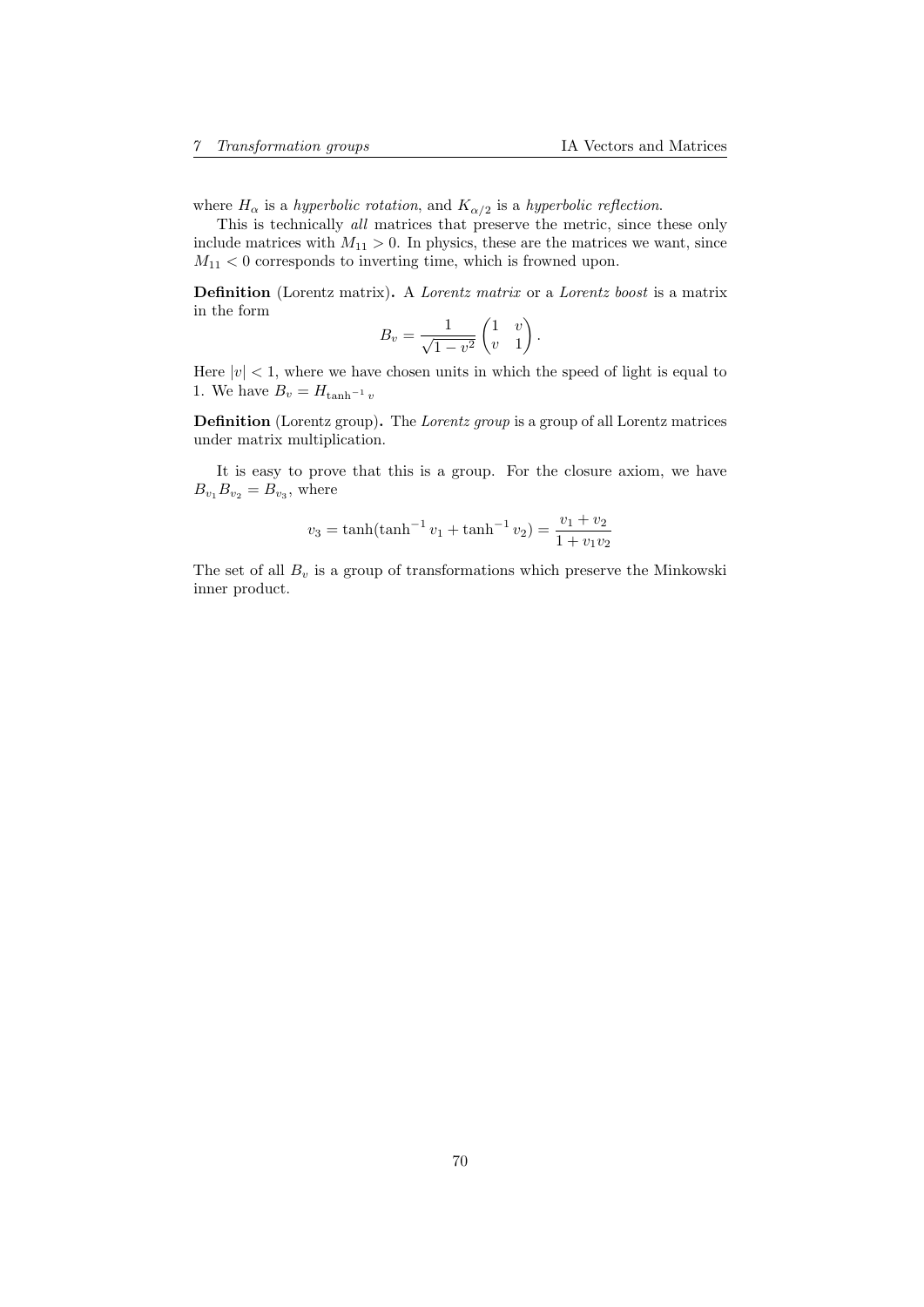where $H_\alpha$ is a *hyperbolic rotation*, and $K_{\alpha/2}$ is a *hyperbolic reflection*.

This is technically *all* matrices that preserve the metric, since these only include matrices with $M_{11} > 0$. In physics, these are the matrices we want, since $M_{11} < 0$ corresponds to inverting time, which is frowned upon.

**Definition** (Lorentz matrix)**.** A *Lorentz matrix* or a *Lorentz boost* is a matrix in the form

$$B_v = \frac{1}{\sqrt{1 - v^2}} \begin{pmatrix} 1 & v \\ v & 1 \end{pmatrix}.$$

Here $|v| < 1$, where we have chosen units in which the speed of light is equal to 1. We have $B_v = H_{\tanh^{-1} v}$

**Definition** (Lorentz group)**.** The *Lorentz group* is a group of all Lorentz matrices under matrix multiplication.

It is easy to prove that this is a group. For the closure axiom, we have $B_{v_1} B_{v_2} = B_{v_3}$, where

$$v_3 = \tanh(\tanh^{-1} v_1 + \tanh^{-1} v_2) = \frac{v_1 + v_2}{1 + v_1 v_2}$$

The set of all $B_v$ is a group of transformations which preserve the Minkowski inner product.